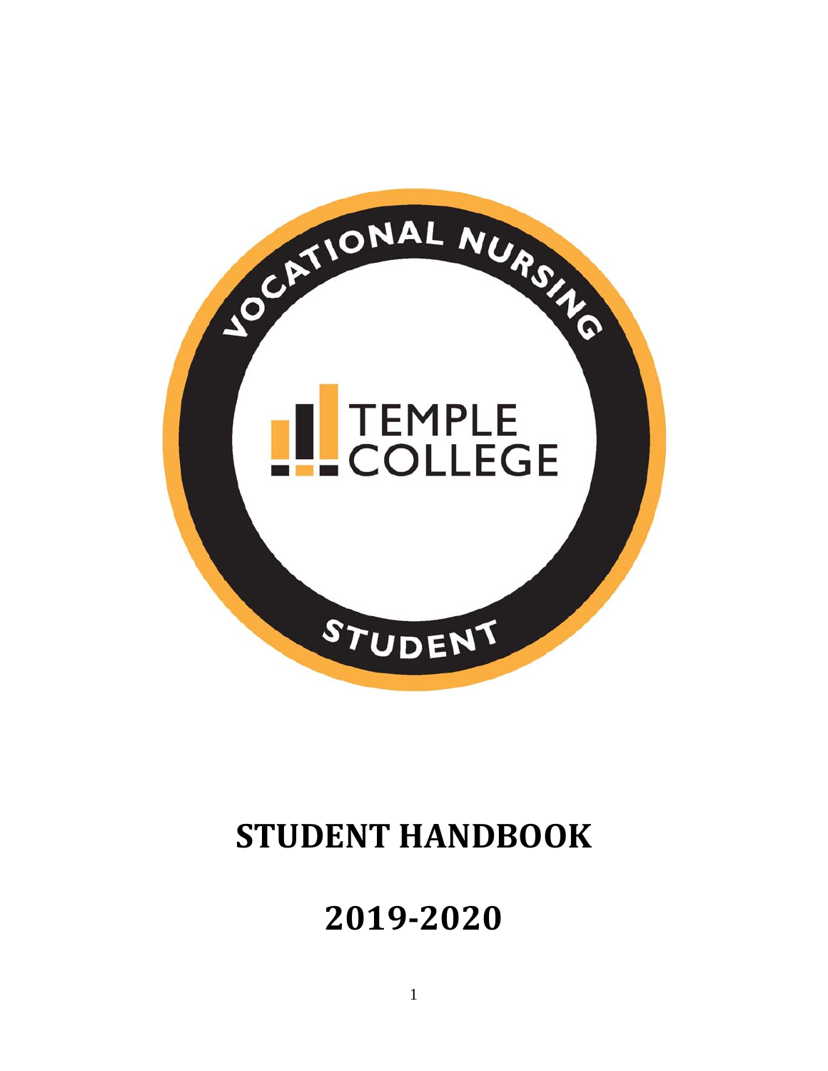VOCATIONAL NURSING

TEMPLE COLLEGE

STUDENT

# STUDENT HANDBOOK

# 2019-2020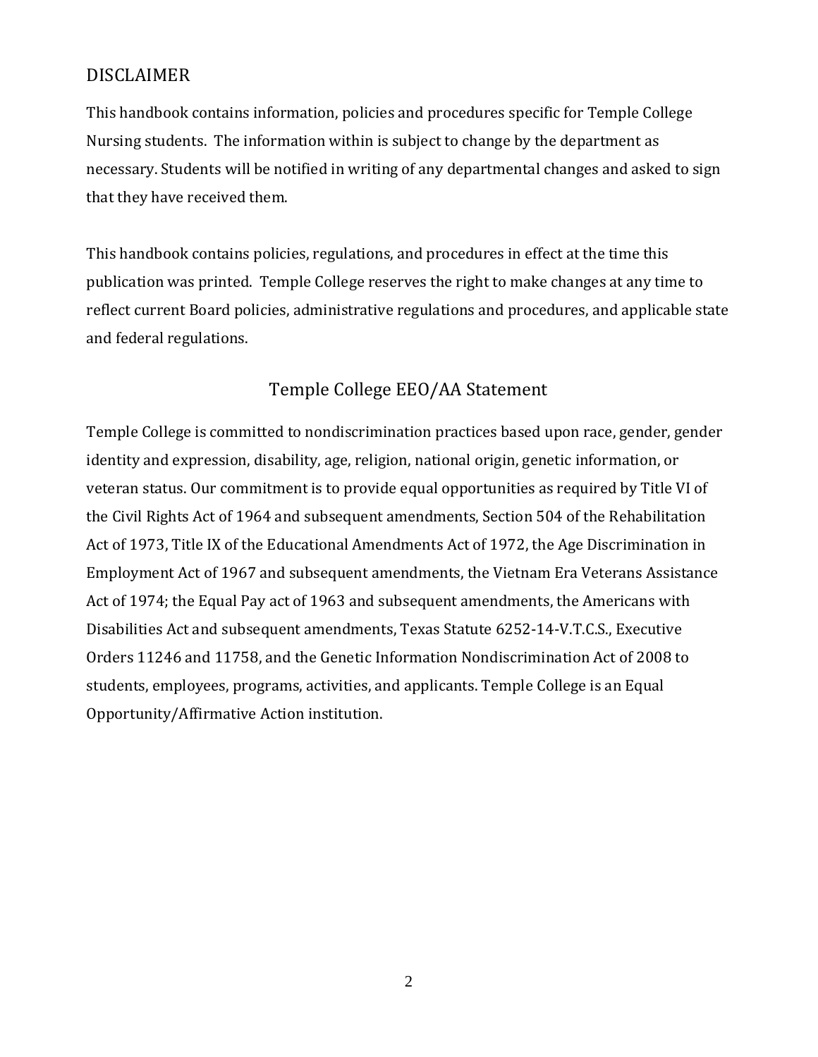## DISCLAIMER

This handbook contains information, policies and procedures specific for Temple College Nursing students. The information within is subject to change by the department as necessary. Students will be notified in writing of any departmental changes and asked to sign that they have received them.

This handbook contains policies, regulations, and procedures in effect at the time this publication was printed. Temple College reserves the right to make changes at any time to reflect current Board policies, administrative regulations and procedures, and applicable state and federal regulations.

## Temple College EEO/AA Statement

Temple College is committed to nondiscrimination practices based upon race, gender, gender identity and expression, disability, age, religion, national origin, genetic information, or veteran status. Our commitment is to provide equal opportunities as required by Title VI of the Civil Rights Act of 1964 and subsequent amendments, Section 504 of the Rehabilitation Act of 1973, Title IX of the Educational Amendments Act of 1972, the Age Discrimination in Employment Act of 1967 and subsequent amendments, the Vietnam Era Veterans Assistance Act of 1974; the Equal Pay act of 1963 and subsequent amendments, the Americans with Disabilities Act and subsequent amendments, Texas Statute 6252-14-V.T.C.S., Executive Orders 11246 and 11758, and the Genetic Information Nondiscrimination Act of 2008 to students, employees, programs, activities, and applicants. Temple College is an Equal Opportunity/Affirmative Action institution.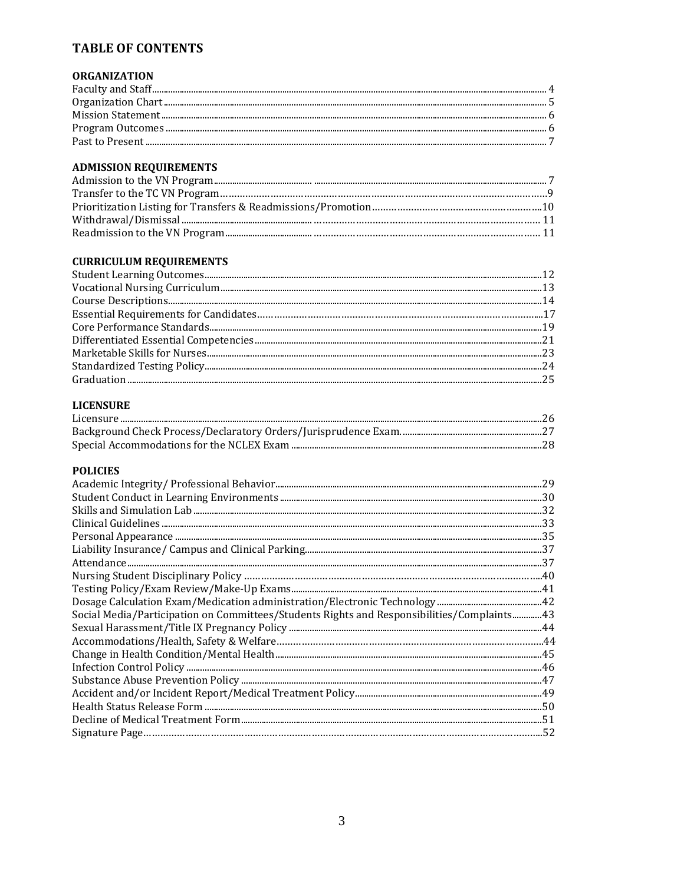# TABLE OF CONTENTS

## ORGANIZATION

Faculty and Staff....... 4
Organization Chart....... 5
Mission Statement....... 6
Program Outcomes....... 6
Past to Present....... 7

## ADMISSION REQUIREMENTS

Admission to the VN Program....... 7
Transfer to the TC VN Program....... 9
Prioritization Listing for Transfers & Readmissions/Promotion....... 10
Withdrawal/Dismissal....... 11
Readmission to the VN Program....... 11

## CURRICULUM REQUIREMENTS

Student Learning Outcomes....... 12
Vocational Nursing Curriculum....... 13
Course Descriptions....... 14
Essential Requirements for Candidates....... 17
Core Performance Standards....... 19
Differentiated Essential Competencies....... 21
Marketable Skills for Nurses....... 23
Standardized Testing Policy....... 24
Graduation....... 25

## LICENSURE

Licensure....... 26
Background Check Process/Declaratory Orders/Jurisprudence Exam....... 27
Special Accommodations for the NCLEX Exam....... 28

## POLICIES

Academic Integrity/ Professional Behavior....... 29
Student Conduct in Learning Environments....... 30
Skills and Simulation Lab....... 32
Clinical Guidelines....... 33
Personal Appearance....... 35
Liability Insurance/ Campus and Clinical Parking....... 37
Attendance....... 37
Nursing Student Disciplinary Policy....... 40
Testing Policy/Exam Review/Make-Up Exams....... 41
Dosage Calculation Exam/Medication administration/Electronic Technology....... 42
Social Media/Participation on Committees/Students Rights and Responsibilities/Complaints....... 43
Sexual Harassment/Title IX Pregnancy Policy....... 44
Accommodations/Health, Safety & Welfare....... 44
Change in Health Condition/Mental Health....... 45
Infection Control Policy....... 46
Substance Abuse Prevention Policy....... 47
Accident and/or Incident Report/Medical Treatment Policy....... 49
Health Status Release Form....... 50
Decline of Medical Treatment Form....... 51
Signature Page....... 52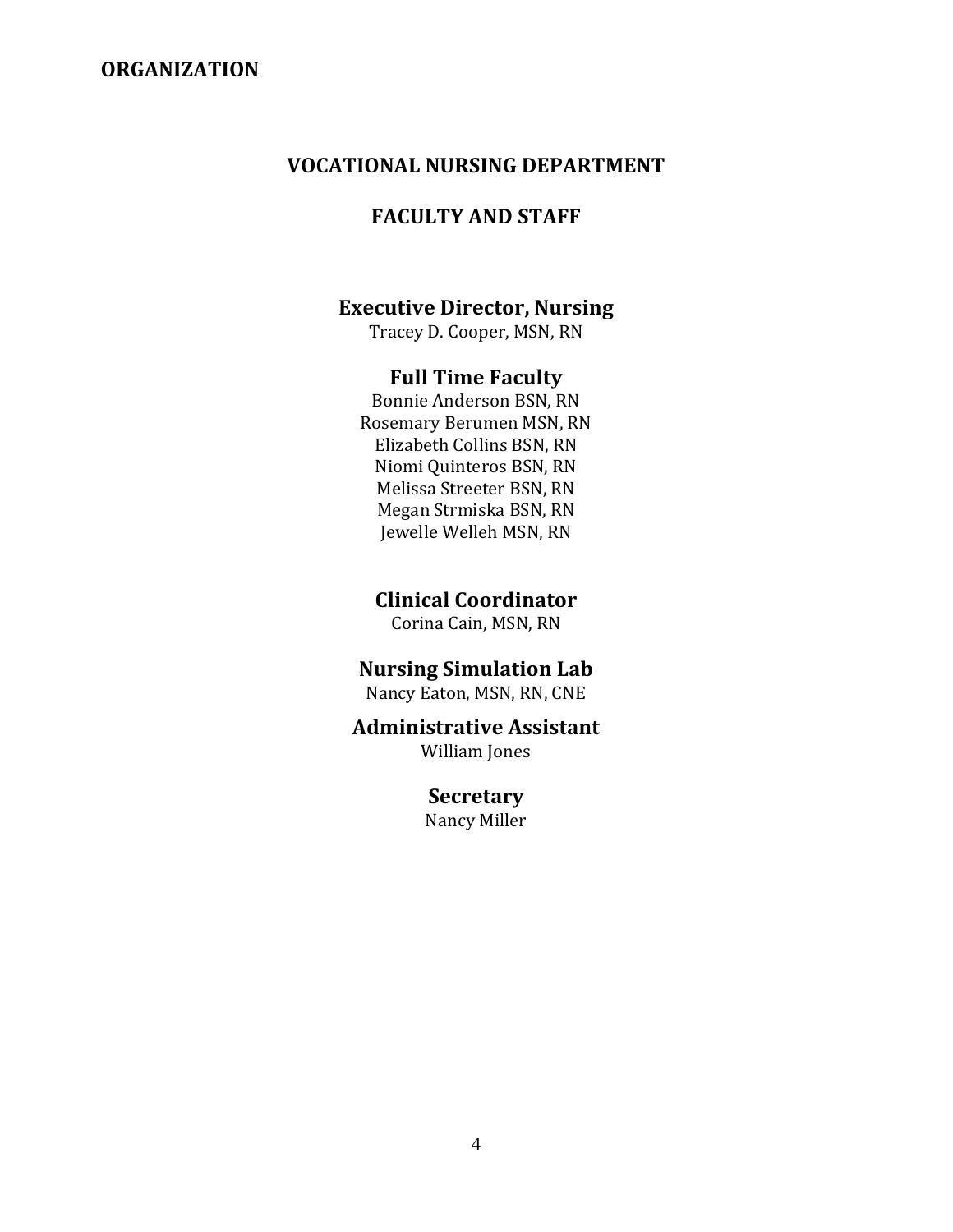# ORGANIZATION

## VOCATIONAL NURSING DEPARTMENT

## FACULTY AND STAFF

### Executive Director, Nursing

Tracey D. Cooper, MSN, RN

### Full Time Faculty

Bonnie Anderson BSN, RN
Rosemary Berumen MSN, RN
Elizabeth Collins BSN, RN
Niomi Quinteros BSN, RN
Melissa Streeter BSN, RN
Megan Strmiska BSN, RN
Jewelle Welleh MSN, RN

### Clinical Coordinator

Corina Cain, MSN, RN

### Nursing Simulation Lab

Nancy Eaton, MSN, RN, CNE

### Administrative Assistant

William Jones

### Secretary

Nancy Miller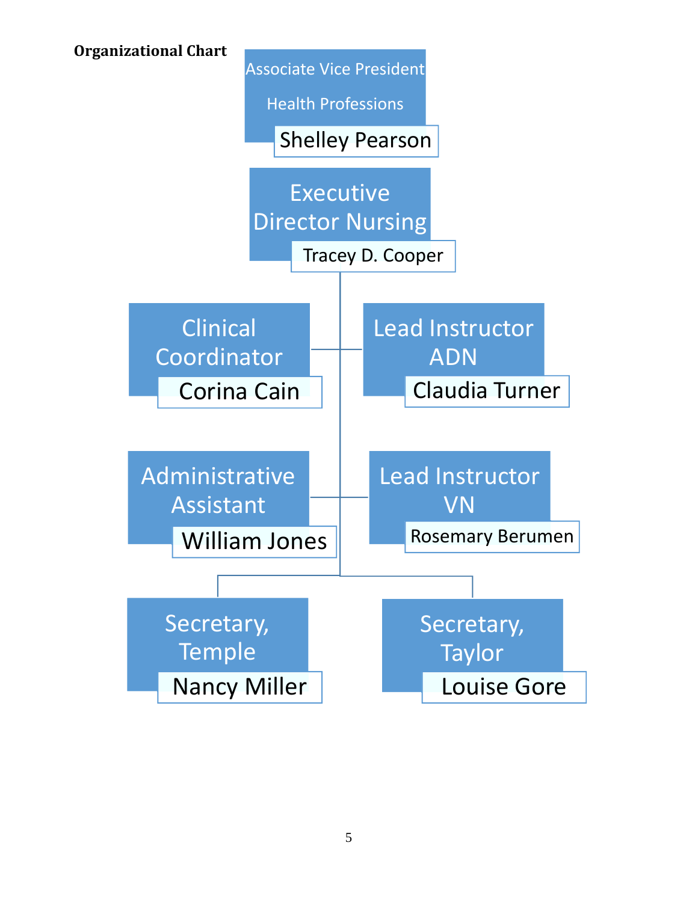**Organizational Chart**

- **Associate Vice President Health Professions** — Shelley Pearson
  - **Executive Director Nursing** — Tracey D. Cooper
    - **Clinical Coordinator** — Corina Cain
    - **Lead Instructor ADN** — Claudia Turner
    - **Administrative Assistant** — William Jones
    - **Lead Instructor VN** — Rosemary Berumen
    - **Secretary, Temple** — Nancy Miller
    - **Secretary, Taylor** — Louise Gore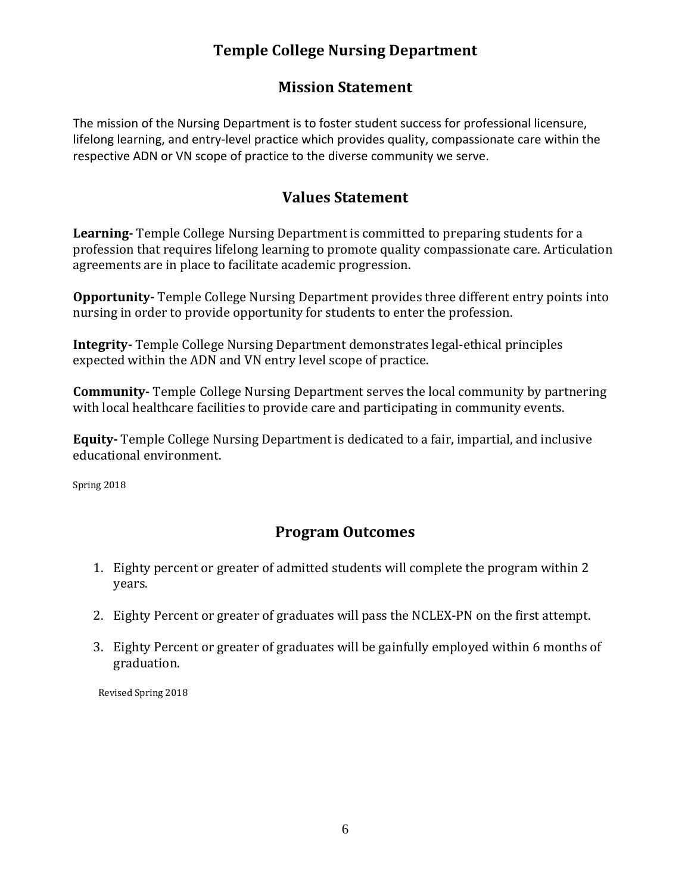# Temple College Nursing Department

## Mission Statement

The mission of the Nursing Department is to foster student success for professional licensure, lifelong learning, and entry-level practice which provides quality, compassionate care within the respective ADN or VN scope of practice to the diverse community we serve.

## Values Statement

**Learning-** Temple College Nursing Department is committed to preparing students for a profession that requires lifelong learning to promote quality compassionate care. Articulation agreements are in place to facilitate academic progression.

**Opportunity-** Temple College Nursing Department provides three different entry points into nursing in order to provide opportunity for students to enter the profession.

**Integrity-** Temple College Nursing Department demonstrates legal-ethical principles expected within the ADN and VN entry level scope of practice.

**Community-** Temple College Nursing Department serves the local community by partnering with local healthcare facilities to provide care and participating in community events.

**Equity-** Temple College Nursing Department is dedicated to a fair, impartial, and inclusive educational environment.

Spring 2018

## Program Outcomes

1. Eighty percent or greater of admitted students will complete the program within 2 years.

2. Eighty Percent or greater of graduates will pass the NCLEX-PN on the first attempt.

3. Eighty Percent or greater of graduates will be gainfully employed within 6 months of graduation.

Revised Spring 2018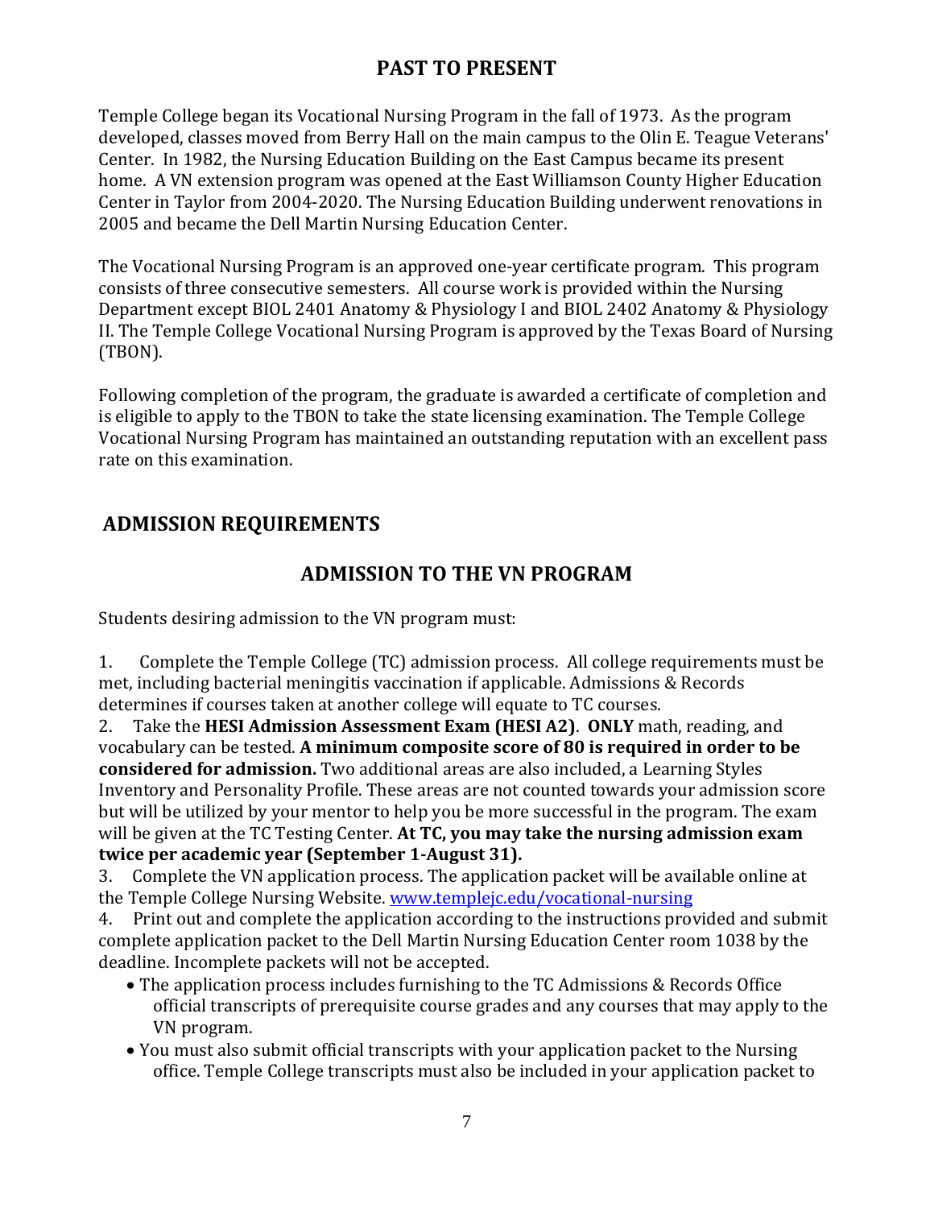## PAST TO PRESENT

Temple College began its Vocational Nursing Program in the fall of 1973. As the program developed, classes moved from Berry Hall on the main campus to the Olin E. Teague Veterans' Center. In 1982, the Nursing Education Building on the East Campus became its present home. A VN extension program was opened at the East Williamson County Higher Education Center in Taylor from 2004-2020. The Nursing Education Building underwent renovations in 2005 and became the Dell Martin Nursing Education Center.

The Vocational Nursing Program is an approved one-year certificate program. This program consists of three consecutive semesters. All course work is provided within the Nursing Department except BIOL 2401 Anatomy & Physiology I and BIOL 2402 Anatomy & Physiology II. The Temple College Vocational Nursing Program is approved by the Texas Board of Nursing (TBON).

Following completion of the program, the graduate is awarded a certificate of completion and is eligible to apply to the TBON to take the state licensing examination. The Temple College Vocational Nursing Program has maintained an outstanding reputation with an excellent pass rate on this examination.

## ADMISSION REQUIREMENTS

### ADMISSION TO THE VN PROGRAM

Students desiring admission to the VN program must:

1. Complete the Temple College (TC) admission process. All college requirements must be met, including bacterial meningitis vaccination if applicable. Admissions & Records determines if courses taken at another college will equate to TC courses.
2. Take the **HESI Admission Assessment Exam (HESI A2)**. **ONLY** math, reading, and vocabulary can be tested. **A minimum composite score of 80 is required in order to be considered for admission.** Two additional areas are also included, a Learning Styles Inventory and Personality Profile. These areas are not counted towards your admission score but will be utilized by your mentor to help you be more successful in the program. The exam will be given at the TC Testing Center. **At TC, you may take the nursing admission exam twice per academic year (September 1-August 31).**
3. Complete the VN application process. The application packet will be available online at the Temple College Nursing Website. [www.templejc.edu/vocational-nursing](www.templejc.edu/vocational-nursing)
4. Print out and complete the application according to the instructions provided and submit complete application packet to the Dell Martin Nursing Education Center room 1038 by the deadline. Incomplete packets will not be accepted.
   - The application process includes furnishing to the TC Admissions & Records Office official transcripts of prerequisite course grades and any courses that may apply to the VN program.
   - You must also submit official transcripts with your application packet to the Nursing office. Temple College transcripts must also be included in your application packet to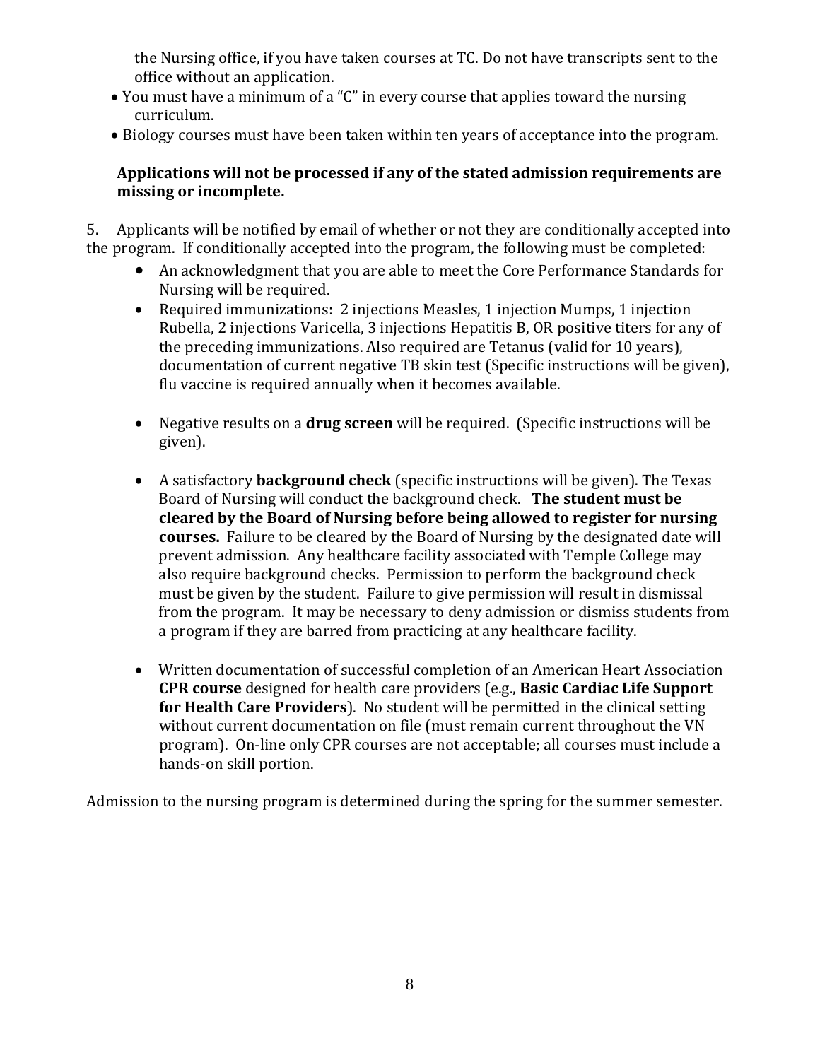the Nursing office, if you have taken courses at TC. Do not have transcripts sent to the office without an application.

- You must have a minimum of a "C" in every course that applies toward the nursing curriculum.
- Biology courses must have been taken within ten years of acceptance into the program.

**Applications will not be processed if any of the stated admission requirements are missing or incomplete.**

5. Applicants will be notified by email of whether or not they are conditionally accepted into the program. If conditionally accepted into the program, the following must be completed:

- An acknowledgment that you are able to meet the Core Performance Standards for Nursing will be required.
- Required immunizations: 2 injections Measles, 1 injection Mumps, 1 injection Rubella, 2 injections Varicella, 3 injections Hepatitis B, OR positive titers for any of the preceding immunizations. Also required are Tetanus (valid for 10 years), documentation of current negative TB skin test (Specific instructions will be given), flu vaccine is required annually when it becomes available.
- Negative results on a **drug screen** will be required. (Specific instructions will be given).
- A satisfactory **background check** (specific instructions will be given). The Texas Board of Nursing will conduct the background check. **The student must be cleared by the Board of Nursing before being allowed to register for nursing courses.** Failure to be cleared by the Board of Nursing by the designated date will prevent admission. Any healthcare facility associated with Temple College may also require background checks. Permission to perform the background check must be given by the student. Failure to give permission will result in dismissal from the program. It may be necessary to deny admission or dismiss students from a program if they are barred from practicing at any healthcare facility.
- Written documentation of successful completion of an American Heart Association **CPR course** designed for health care providers (e.g., **Basic Cardiac Life Support for Health Care Providers**). No student will be permitted in the clinical setting without current documentation on file (must remain current throughout the VN program). On-line only CPR courses are not acceptable; all courses must include a hands-on skill portion.

Admission to the nursing program is determined during the spring for the summer semester.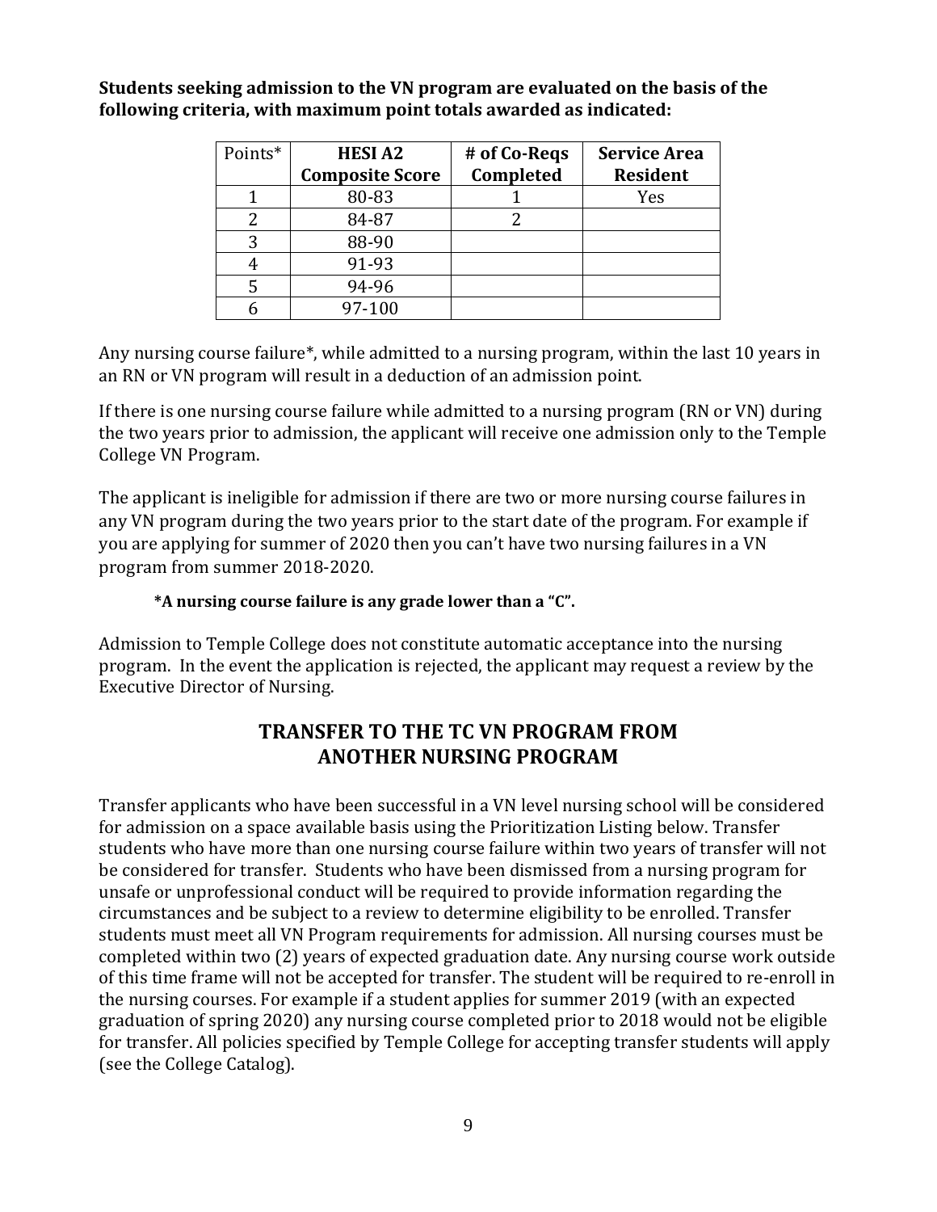**Students seeking admission to the VN program are evaluated on the basis of the following criteria, with maximum point totals awarded as indicated:**

| Points* | **HESI A2 Composite Score** | **# of Co-Reqs Completed** | **Service Area Resident** |
|---|---|---|---|
| 1 | 80-83 | 1 | Yes |
| 2 | 84-87 | 2 | |
| 3 | 88-90 | | |
| 4 | 91-93 | | |
| 5 | 94-96 | | |
| 6 | 97-100 | | |

Any nursing course failure*, while admitted to a nursing program, within the last 10 years in an RN or VN program will result in a deduction of an admission point.

If there is one nursing course failure while admitted to a nursing program (RN or VN) during the two years prior to admission, the applicant will receive one admission only to the Temple College VN Program.

The applicant is ineligible for admission if there are two or more nursing course failures in any VN program during the two years prior to the start date of the program. For example if you are applying for summer of 2020 then you can't have two nursing failures in a VN program from summer 2018-2020.

**\*A nursing course failure is any grade lower than a "C".**

Admission to Temple College does not constitute automatic acceptance into the nursing program. In the event the application is rejected, the applicant may request a review by the Executive Director of Nursing.

## TRANSFER TO THE TC VN PROGRAM FROM ANOTHER NURSING PROGRAM

Transfer applicants who have been successful in a VN level nursing school will be considered for admission on a space available basis using the Prioritization Listing below. Transfer students who have more than one nursing course failure within two years of transfer will not be considered for transfer. Students who have been dismissed from a nursing program for unsafe or unprofessional conduct will be required to provide information regarding the circumstances and be subject to a review to determine eligibility to be enrolled. Transfer students must meet all VN Program requirements for admission. All nursing courses must be completed within two (2) years of expected graduation date. Any nursing course work outside of this time frame will not be accepted for transfer. The student will be required to re-enroll in the nursing courses. For example if a student applies for summer 2019 (with an expected graduation of spring 2020) any nursing course completed prior to 2018 would not be eligible for transfer. All policies specified by Temple College for accepting transfer students will apply (see the College Catalog).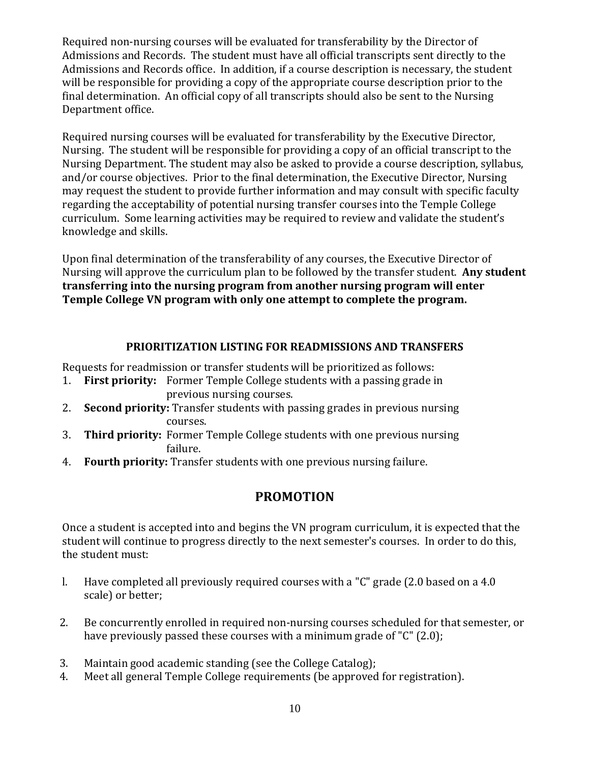Required non-nursing courses will be evaluated for transferability by the Director of Admissions and Records. The student must have all official transcripts sent directly to the Admissions and Records office. In addition, if a course description is necessary, the student will be responsible for providing a copy of the appropriate course description prior to the final determination. An official copy of all transcripts should also be sent to the Nursing Department office.

Required nursing courses will be evaluated for transferability by the Executive Director, Nursing. The student will be responsible for providing a copy of an official transcript to the Nursing Department. The student may also be asked to provide a course description, syllabus, and/or course objectives. Prior to the final determination, the Executive Director, Nursing may request the student to provide further information and may consult with specific faculty regarding the acceptability of potential nursing transfer courses into the Temple College curriculum. Some learning activities may be required to review and validate the student's knowledge and skills.

Upon final determination of the transferability of any courses, the Executive Director of Nursing will approve the curriculum plan to be followed by the transfer student. **Any student transferring into the nursing program from another nursing program will enter Temple College VN program with only one attempt to complete the program.**

### PRIORITIZATION LISTING FOR READMISSIONS AND TRANSFERS

Requests for readmission or transfer students will be prioritized as follows:

1. **First priority:** Former Temple College students with a passing grade in previous nursing courses.
2. **Second priority:** Transfer students with passing grades in previous nursing courses.
3. **Third priority:** Former Temple College students with one previous nursing failure.
4. **Fourth priority:** Transfer students with one previous nursing failure.

## PROMOTION

Once a student is accepted into and begins the VN program curriculum, it is expected that the student will continue to progress directly to the next semester's courses. In order to do this, the student must:

1. Have completed all previously required courses with a "C" grade (2.0 based on a 4.0 scale) or better;
2. Be concurrently enrolled in required non-nursing courses scheduled for that semester, or have previously passed these courses with a minimum grade of "C" (2.0);
3. Maintain good academic standing (see the College Catalog);
4. Meet all general Temple College requirements (be approved for registration).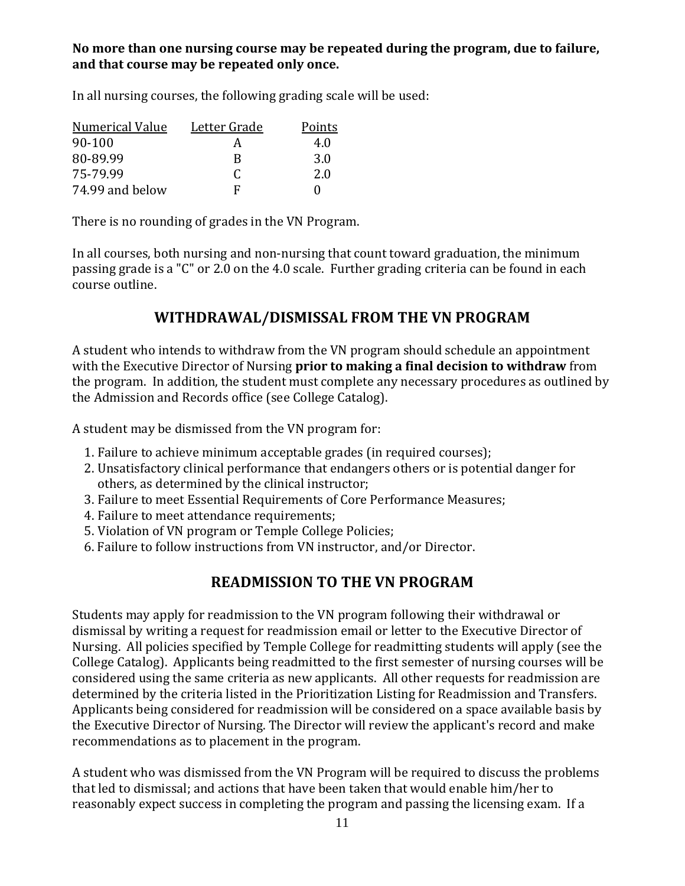**No more than one nursing course may be repeated during the program, due to failure, and that course may be repeated only once.**

In all nursing courses, the following grading scale will be used:

| Numerical Value | Letter Grade | Points |
|---|---|---|
| 90-100 | A | 4.0 |
| 80-89.99 | B | 3.0 |
| 75-79.99 | C | 2.0 |
| 74.99 and below | F | 0 |

There is no rounding of grades in the VN Program.

In all courses, both nursing and non-nursing that count toward graduation, the minimum passing grade is a "C" or 2.0 on the 4.0 scale. Further grading criteria can be found in each course outline.

## WITHDRAWAL/DISMISSAL FROM THE VN PROGRAM

A student who intends to withdraw from the VN program should schedule an appointment with the Executive Director of Nursing **prior to making a final decision to withdraw** from the program. In addition, the student must complete any necessary procedures as outlined by the Admission and Records office (see College Catalog).

A student may be dismissed from the VN program for:

1. Failure to achieve minimum acceptable grades (in required courses);
2. Unsatisfactory clinical performance that endangers others or is potential danger for others, as determined by the clinical instructor;
3. Failure to meet Essential Requirements of Core Performance Measures;
4. Failure to meet attendance requirements;
5. Violation of VN program or Temple College Policies;
6. Failure to follow instructions from VN instructor, and/or Director.

## READMISSION TO THE VN PROGRAM

Students may apply for readmission to the VN program following their withdrawal or dismissal by writing a request for readmission email or letter to the Executive Director of Nursing. All policies specified by Temple College for readmitting students will apply (see the College Catalog). Applicants being readmitted to the first semester of nursing courses will be considered using the same criteria as new applicants. All other requests for readmission are determined by the criteria listed in the Prioritization Listing for Readmission and Transfers. Applicants being considered for readmission will be considered on a space available basis by the Executive Director of Nursing. The Director will review the applicant's record and make recommendations as to placement in the program.

A student who was dismissed from the VN Program will be required to discuss the problems that led to dismissal; and actions that have been taken that would enable him/her to reasonably expect success in completing the program and passing the licensing exam. If a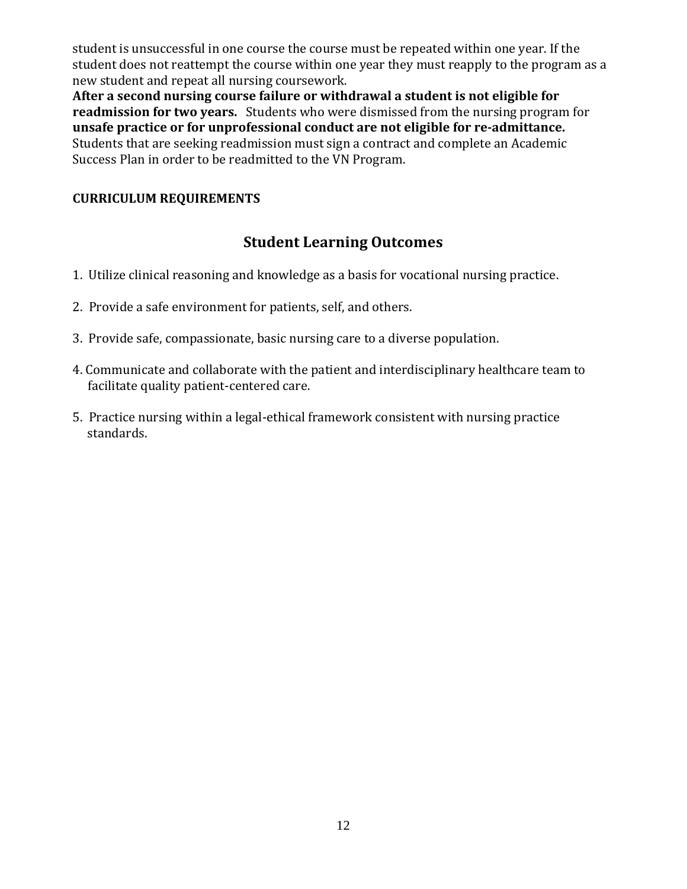student is unsuccessful in one course the course must be repeated within one year. If the student does not reattempt the course within one year they must reapply to the program as a new student and repeat all nursing coursework.

**After a second nursing course failure or withdrawal a student is not eligible for readmission for two years.** Students who were dismissed from the nursing program for **unsafe practice or for unprofessional conduct are not eligible for re-admittance.** Students that are seeking readmission must sign a contract and complete an Academic Success Plan in order to be readmitted to the VN Program.

**CURRICULUM REQUIREMENTS**

## Student Learning Outcomes

1. Utilize clinical reasoning and knowledge as a basis for vocational nursing practice.

2. Provide a safe environment for patients, self, and others.

3. Provide safe, compassionate, basic nursing care to a diverse population.

4. Communicate and collaborate with the patient and interdisciplinary healthcare team to facilitate quality patient-centered care.

5. Practice nursing within a legal-ethical framework consistent with nursing practice standards.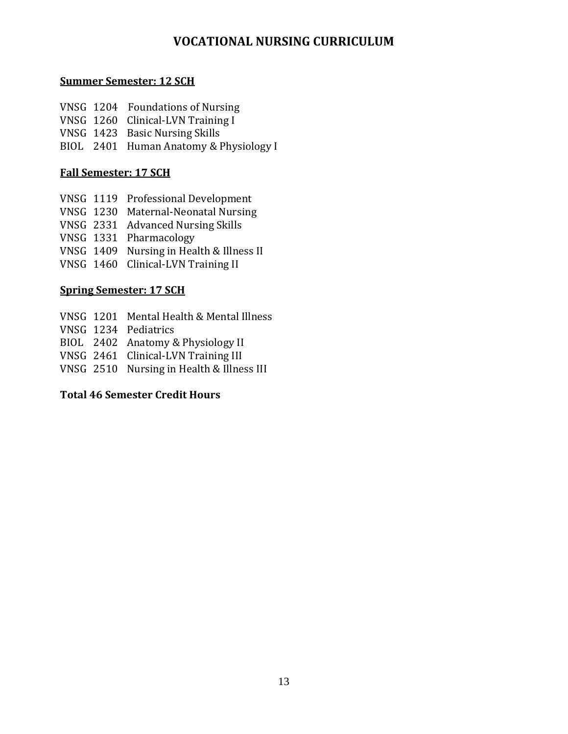# VOCATIONAL NURSING CURRICULUM

**Summer Semester: 12 SCH**

VNSG 1204 Foundations of Nursing
VNSG 1260 Clinical-LVN Training I
VNSG 1423 Basic Nursing Skills
BIOL 2401 Human Anatomy & Physiology I

**Fall Semester: 17 SCH**

VNSG 1119 Professional Development
VNSG 1230 Maternal-Neonatal Nursing
VNSG 2331 Advanced Nursing Skills
VNSG 1331 Pharmacology
VNSG 1409 Nursing in Health & Illness II
VNSG 1460 Clinical-LVN Training II

**Spring Semester: 17 SCH**

VNSG 1201 Mental Health & Mental Illness
VNSG 1234 Pediatrics
BIOL 2402 Anatomy & Physiology II
VNSG 2461 Clinical-LVN Training III
VNSG 2510 Nursing in Health & Illness III

**Total 46 Semester Credit Hours**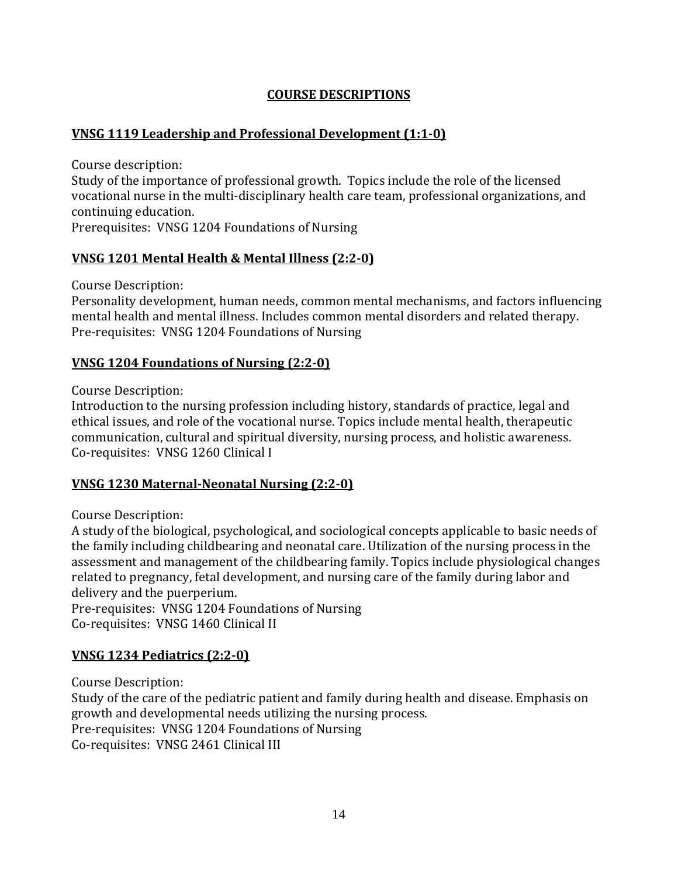## COURSE DESCRIPTIONS

### VNSG 1119 Leadership and Professional Development (1:1-0)

Course description:
Study of the importance of professional growth. Topics include the role of the licensed vocational nurse in the multi-disciplinary health care team, professional organizations, and continuing education.
Prerequisites: VNSG 1204 Foundations of Nursing

### VNSG 1201 Mental Health & Mental Illness (2:2-0)

Course Description:
Personality development, human needs, common mental mechanisms, and factors influencing mental health and mental illness. Includes common mental disorders and related therapy.
Pre-requisites: VNSG 1204 Foundations of Nursing

### VNSG 1204 Foundations of Nursing (2:2-0)

Course Description:
Introduction to the nursing profession including history, standards of practice, legal and ethical issues, and role of the vocational nurse. Topics include mental health, therapeutic communication, cultural and spiritual diversity, nursing process, and holistic awareness.
Co-requisites: VNSG 1260 Clinical I

### VNSG 1230 Maternal-Neonatal Nursing (2:2-0)

Course Description:
A study of the biological, psychological, and sociological concepts applicable to basic needs of the family including childbearing and neonatal care. Utilization of the nursing process in the assessment and management of the childbearing family. Topics include physiological changes related to pregnancy, fetal development, and nursing care of the family during labor and delivery and the puerperium.
Pre-requisites: VNSG 1204 Foundations of Nursing
Co-requisites: VNSG 1460 Clinical II

### VNSG 1234 Pediatrics (2:2-0)

Course Description:
Study of the care of the pediatric patient and family during health and disease. Emphasis on growth and developmental needs utilizing the nursing process.
Pre-requisites: VNSG 1204 Foundations of Nursing
Co-requisites: VNSG 2461 Clinical III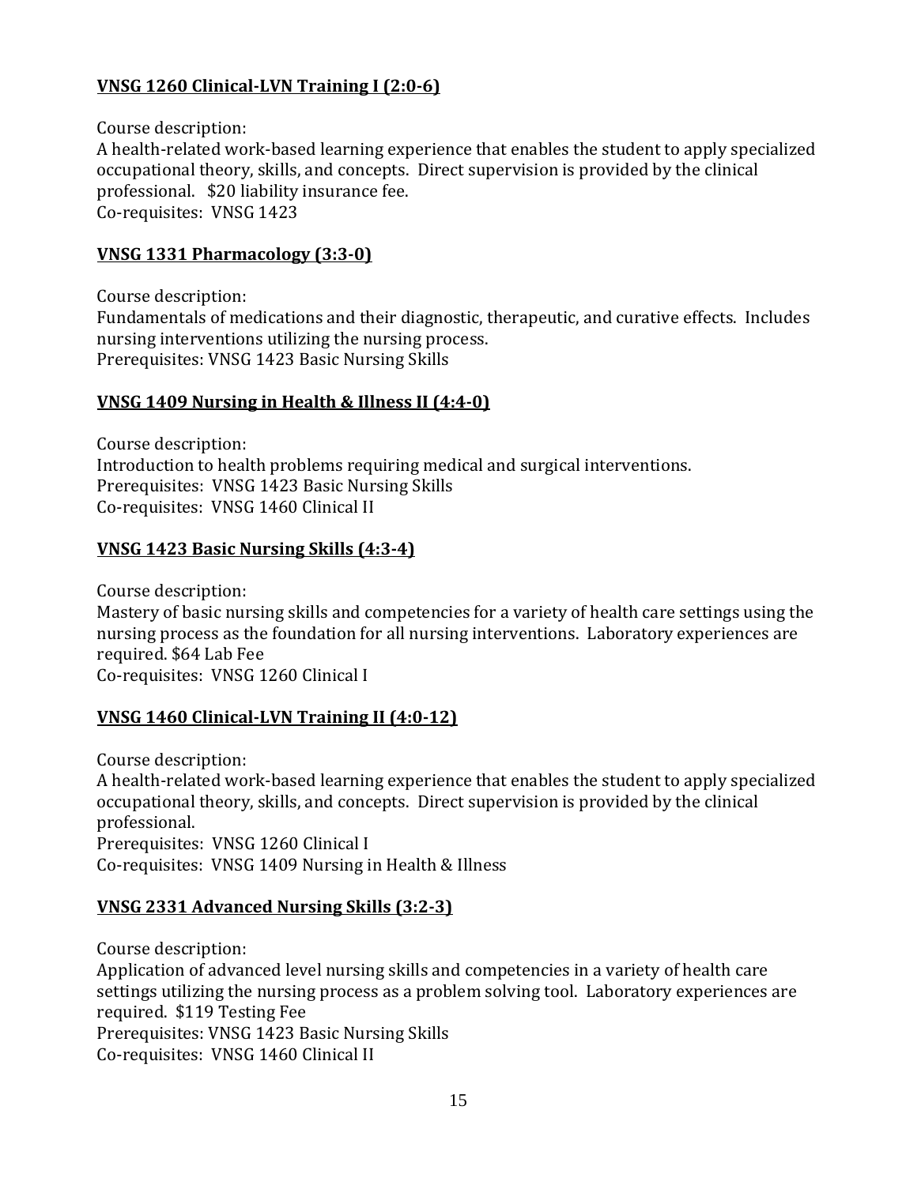**<u>VNSG 1260 Clinical-LVN Training I (2:0-6)</u>**

Course description:
A health-related work-based learning experience that enables the student to apply specialized occupational theory, skills, and concepts. Direct supervision is provided by the clinical professional. $20 liability insurance fee.
Co-requisites: VNSG 1423

**<u>VNSG 1331 Pharmacology (3:3-0)</u>**

Course description:
Fundamentals of medications and their diagnostic, therapeutic, and curative effects. Includes nursing interventions utilizing the nursing process.
Prerequisites: VNSG 1423 Basic Nursing Skills

**<u>VNSG 1409 Nursing in Health & Illness II (4:4-0)</u>**

Course description:
Introduction to health problems requiring medical and surgical interventions.
Prerequisites: VNSG 1423 Basic Nursing Skills
Co-requisites: VNSG 1460 Clinical II

**<u>VNSG 1423 Basic Nursing Skills (4:3-4)</u>**

Course description:
Mastery of basic nursing skills and competencies for a variety of health care settings using the nursing process as the foundation for all nursing interventions. Laboratory experiences are required. $64 Lab Fee
Co-requisites: VNSG 1260 Clinical I

**<u>VNSG 1460 Clinical-LVN Training II (4:0-12)</u>**

Course description:
A health-related work-based learning experience that enables the student to apply specialized occupational theory, skills, and concepts. Direct supervision is provided by the clinical professional.
Prerequisites: VNSG 1260 Clinical I
Co-requisites: VNSG 1409 Nursing in Health & Illness

**<u>VNSG 2331 Advanced Nursing Skills (3:2-3)</u>**

Course description:
Application of advanced level nursing skills and competencies in a variety of health care settings utilizing the nursing process as a problem solving tool. Laboratory experiences are required. $119 Testing Fee
Prerequisites: VNSG 1423 Basic Nursing Skills
Co-requisites: VNSG 1460 Clinical II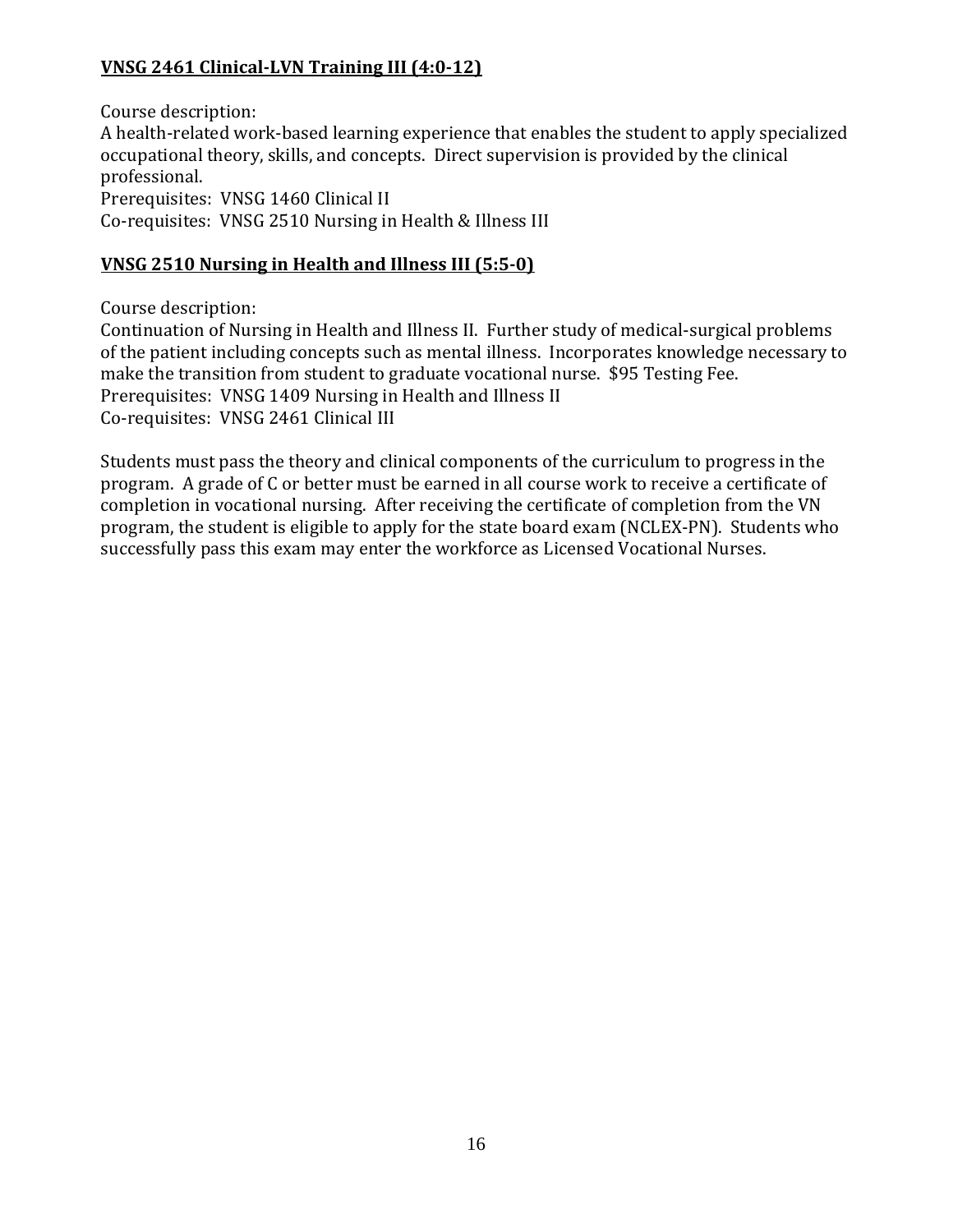**<u>VNSG 2461 Clinical-LVN Training III (4:0-12)</u>**

Course description:
A health-related work-based learning experience that enables the student to apply specialized occupational theory, skills, and concepts. Direct supervision is provided by the clinical professional.
Prerequisites: VNSG 1460 Clinical II
Co-requisites: VNSG 2510 Nursing in Health & Illness III

**<u>VNSG 2510 Nursing in Health and Illness III (5:5-0)</u>**

Course description:
Continuation of Nursing in Health and Illness II. Further study of medical-surgical problems of the patient including concepts such as mental illness. Incorporates knowledge necessary to make the transition from student to graduate vocational nurse. $95 Testing Fee.
Prerequisites: VNSG 1409 Nursing in Health and Illness II
Co-requisites: VNSG 2461 Clinical III

Students must pass the theory and clinical components of the curriculum to progress in the program. A grade of C or better must be earned in all course work to receive a certificate of completion in vocational nursing. After receiving the certificate of completion from the VN program, the student is eligible to apply for the state board exam (NCLEX-PN). Students who successfully pass this exam may enter the workforce as Licensed Vocational Nurses.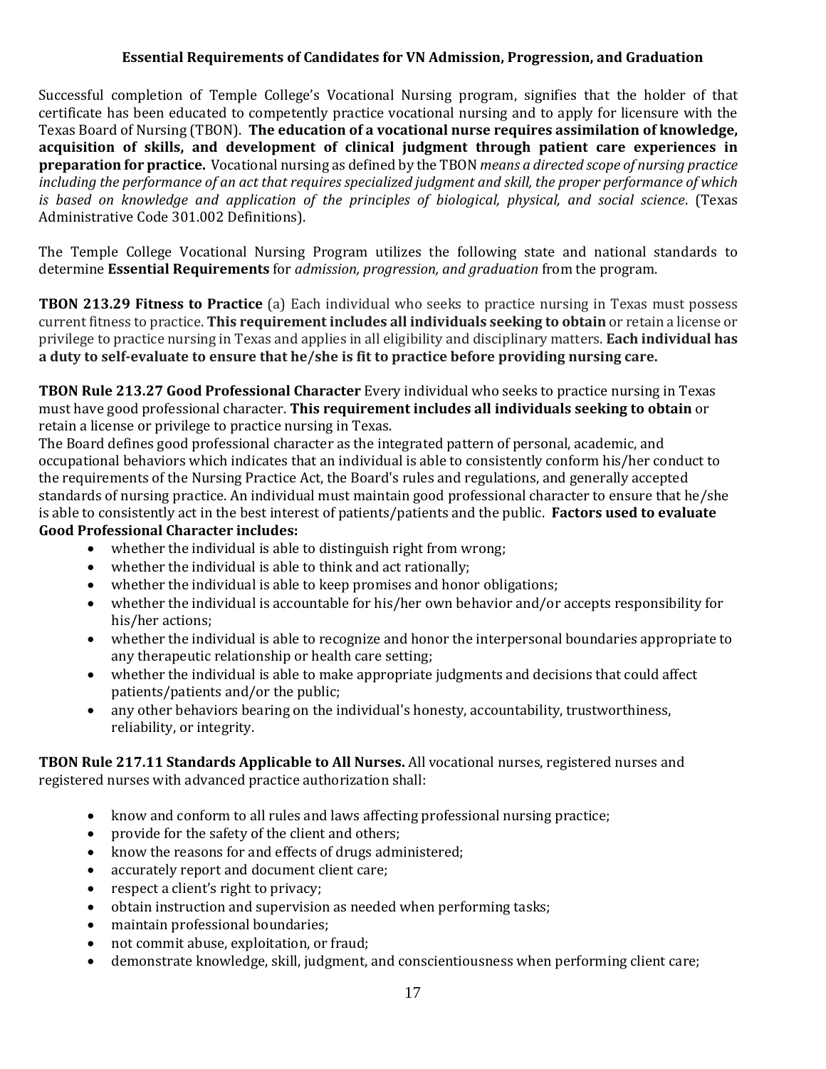## Essential Requirements of Candidates for VN Admission, Progression, and Graduation

Successful completion of Temple College's Vocational Nursing program, signifies that the holder of that certificate has been educated to competently practice vocational nursing and to apply for licensure with the Texas Board of Nursing (TBON). **The education of a vocational nurse requires assimilation of knowledge, acquisition of skills, and development of clinical judgment through patient care experiences in preparation for practice.** Vocational nursing as defined by the TBON *means a directed scope of nursing practice including the performance of an act that requires specialized judgment and skill, the proper performance of which is based on knowledge and application of the principles of biological, physical, and social science*. (Texas Administrative Code 301.002 Definitions).

The Temple College Vocational Nursing Program utilizes the following state and national standards to determine **Essential Requirements** for *admission, progression, and graduation* from the program.

**TBON 213.29 Fitness to Practice** (a) Each individual who seeks to practice nursing in Texas must possess current fitness to practice. **This requirement includes all individuals seeking to obtain** or retain a license or privilege to practice nursing in Texas and applies in all eligibility and disciplinary matters. **Each individual has a duty to self-evaluate to ensure that he/she is fit to practice before providing nursing care.**

**TBON Rule 213.27 Good Professional Character** Every individual who seeks to practice nursing in Texas must have good professional character. **This requirement includes all individuals seeking to obtain** or retain a license or privilege to practice nursing in Texas.

The Board defines good professional character as the integrated pattern of personal, academic, and occupational behaviors which indicates that an individual is able to consistently conform his/her conduct to the requirements of the Nursing Practice Act, the Board's rules and regulations, and generally accepted standards of nursing practice. An individual must maintain good professional character to ensure that he/she is able to consistently act in the best interest of patients/patients and the public. **Factors used to evaluate Good Professional Character includes:**

- whether the individual is able to distinguish right from wrong;
- whether the individual is able to think and act rationally;
- whether the individual is able to keep promises and honor obligations;
- whether the individual is accountable for his/her own behavior and/or accepts responsibility for his/her actions;
- whether the individual is able to recognize and honor the interpersonal boundaries appropriate to any therapeutic relationship or health care setting;
- whether the individual is able to make appropriate judgments and decisions that could affect patients/patients and/or the public;
- any other behaviors bearing on the individual's honesty, accountability, trustworthiness, reliability, or integrity.

**TBON Rule 217.11 Standards Applicable to All Nurses.** All vocational nurses, registered nurses and registered nurses with advanced practice authorization shall:

- know and conform to all rules and laws affecting professional nursing practice;
- provide for the safety of the client and others;
- know the reasons for and effects of drugs administered;
- accurately report and document client care;
- respect a client's right to privacy;
- obtain instruction and supervision as needed when performing tasks;
- maintain professional boundaries;
- not commit abuse, exploitation, or fraud;
- demonstrate knowledge, skill, judgment, and conscientiousness when performing client care;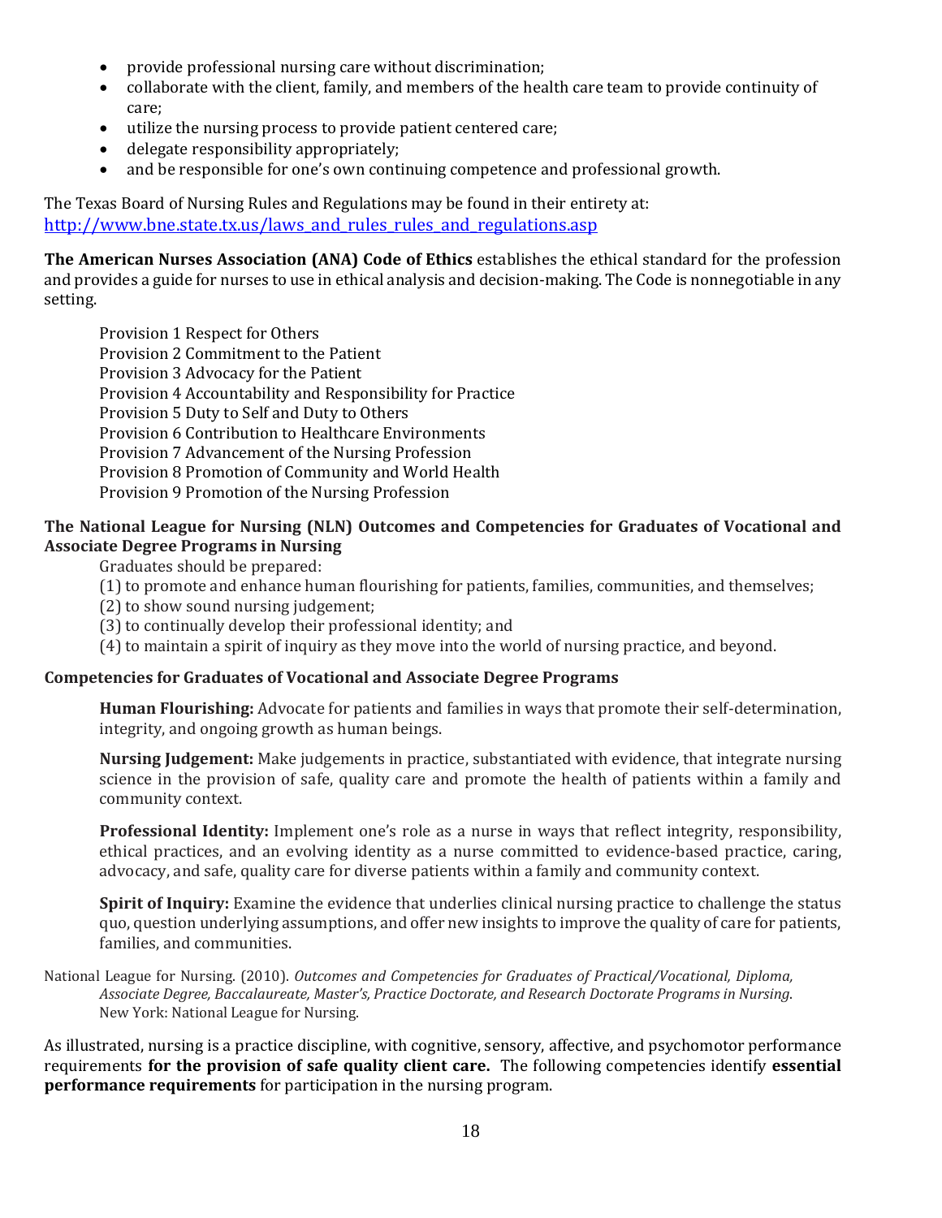- provide professional nursing care without discrimination;
- collaborate with the client, family, and members of the health care team to provide continuity of care;
- utilize the nursing process to provide patient centered care;
- delegate responsibility appropriately;
- and be responsible for one's own continuing competence and professional growth.

The Texas Board of Nursing Rules and Regulations may be found in their entirety at:
[http://www.bne.state.tx.us/laws_and_rules_rules_and_regulations.asp](http://www.bne.state.tx.us/laws_and_rules_rules_and_regulations.asp)

**The American Nurses Association (ANA) Code of Ethics** establishes the ethical standard for the profession and provides a guide for nurses to use in ethical analysis and decision-making. The Code is nonnegotiable in any setting.

Provision 1 Respect for Others
Provision 2 Commitment to the Patient
Provision 3 Advocacy for the Patient
Provision 4 Accountability and Responsibility for Practice
Provision 5 Duty to Self and Duty to Others
Provision 6 Contribution to Healthcare Environments
Provision 7 Advancement of the Nursing Profession
Provision 8 Promotion of Community and World Health
Provision 9 Promotion of the Nursing Profession

**The National League for Nursing (NLN) Outcomes and Competencies for Graduates of Vocational and Associate Degree Programs in Nursing**

Graduates should be prepared:
(1) to promote and enhance human flourishing for patients, families, communities, and themselves;
(2) to show sound nursing judgement;
(3) to continually develop their professional identity; and
(4) to maintain a spirit of inquiry as they move into the world of nursing practice, and beyond.

**Competencies for Graduates of Vocational and Associate Degree Programs**

**Human Flourishing:** Advocate for patients and families in ways that promote their self-determination, integrity, and ongoing growth as human beings.

**Nursing Judgement:** Make judgements in practice, substantiated with evidence, that integrate nursing science in the provision of safe, quality care and promote the health of patients within a family and community context.

**Professional Identity:** Implement one's role as a nurse in ways that reflect integrity, responsibility, ethical practices, and an evolving identity as a nurse committed to evidence-based practice, caring, advocacy, and safe, quality care for diverse patients within a family and community context.

**Spirit of Inquiry:** Examine the evidence that underlies clinical nursing practice to challenge the status quo, question underlying assumptions, and offer new insights to improve the quality of care for patients, families, and communities.

National League for Nursing. (2010). *Outcomes and Competencies for Graduates of Practical/Vocational, Diploma, Associate Degree, Baccalaureate, Master's, Practice Doctorate, and Research Doctorate Programs in Nursing.* New York: National League for Nursing.

As illustrated, nursing is a practice discipline, with cognitive, sensory, affective, and psychomotor performance requirements **for the provision of safe quality client care.** The following competencies identify **essential performance requirements** for participation in the nursing program.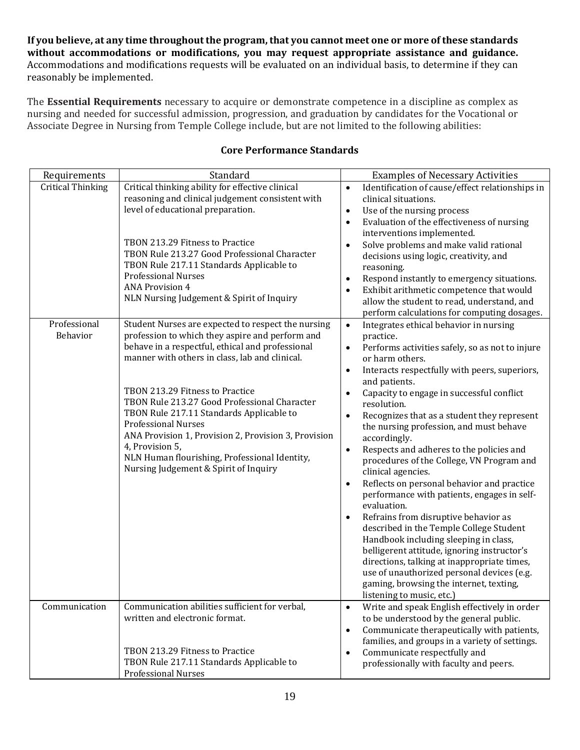**If you believe, at any time throughout the program, that you cannot meet one or more of these standards without accommodations or modifications, you may request appropriate assistance and guidance.** Accommodations and modifications requests will be evaluated on an individual basis, to determine if they can reasonably be implemented.

The **Essential Requirements** necessary to acquire or demonstrate competence in a discipline as complex as nursing and needed for successful admission, progression, and graduation by candidates for the Vocational or Associate Degree in Nursing from Temple College include, but are not limited to the following abilities:

## Core Performance Standards

| Requirements | Standard | Examples of Necessary Activities |
|---|---|---|
| Critical Thinking | Critical thinking ability for effective clinical reasoning and clinical judgement consistent with level of educational preparation.<br><br>TBON 213.29 Fitness to Practice<br>TBON Rule 213.27 Good Professional Character<br>TBON Rule 217.11 Standards Applicable to Professional Nurses<br>ANA Provision 4<br>NLN Nursing Judgement & Spirit of Inquiry | • Identification of cause/effect relationships in clinical situations.<br>• Use of the nursing process<br>• Evaluation of the effectiveness of nursing interventions implemented.<br>• Solve problems and make valid rational decisions using logic, creativity, and reasoning.<br>• Respond instantly to emergency situations.<br>• Exhibit arithmetic competence that would allow the student to read, understand, and perform calculations for computing dosages. |
| Professional Behavior | Student Nurses are expected to respect the nursing profession to which they aspire and perform and behave in a respectful, ethical and professional manner with others in class, lab and clinical.<br><br>TBON 213.29 Fitness to Practice<br>TBON Rule 213.27 Good Professional Character<br>TBON Rule 217.11 Standards Applicable to Professional Nurses<br>ANA Provision 1, Provision 2, Provision 3, Provision 4, Provision 5,<br>NLN Human flourishing, Professional Identity, Nursing Judgement & Spirit of Inquiry | • Integrates ethical behavior in nursing practice.<br>• Performs activities safely, so as not to injure or harm others.<br>• Interacts respectfully with peers, superiors, and patients.<br>• Capacity to engage in successful conflict resolution.<br>• Recognizes that as a student they represent the nursing profession, and must behave accordingly.<br>• Respects and adheres to the policies and procedures of the College, VN Program and clinical agencies.<br>• Reflects on personal behavior and practice performance with patients, engages in self-evaluation.<br>• Refrains from disruptive behavior as described in the Temple College Student Handbook including sleeping in class, belligerent attitude, ignoring instructor's directions, talking at inappropriate times, use of unauthorized personal devices (e.g. gaming, browsing the internet, texting, listening to music, etc.) |
| Communication | Communication abilities sufficient for verbal, written and electronic format.<br><br>TBON 213.29 Fitness to Practice<br>TBON Rule 217.11 Standards Applicable to Professional Nurses | • Write and speak English effectively in order to be understood by the general public.<br>• Communicate therapeutically with patients, families, and groups in a variety of settings.<br>• Communicate respectfully and professionally with faculty and peers. |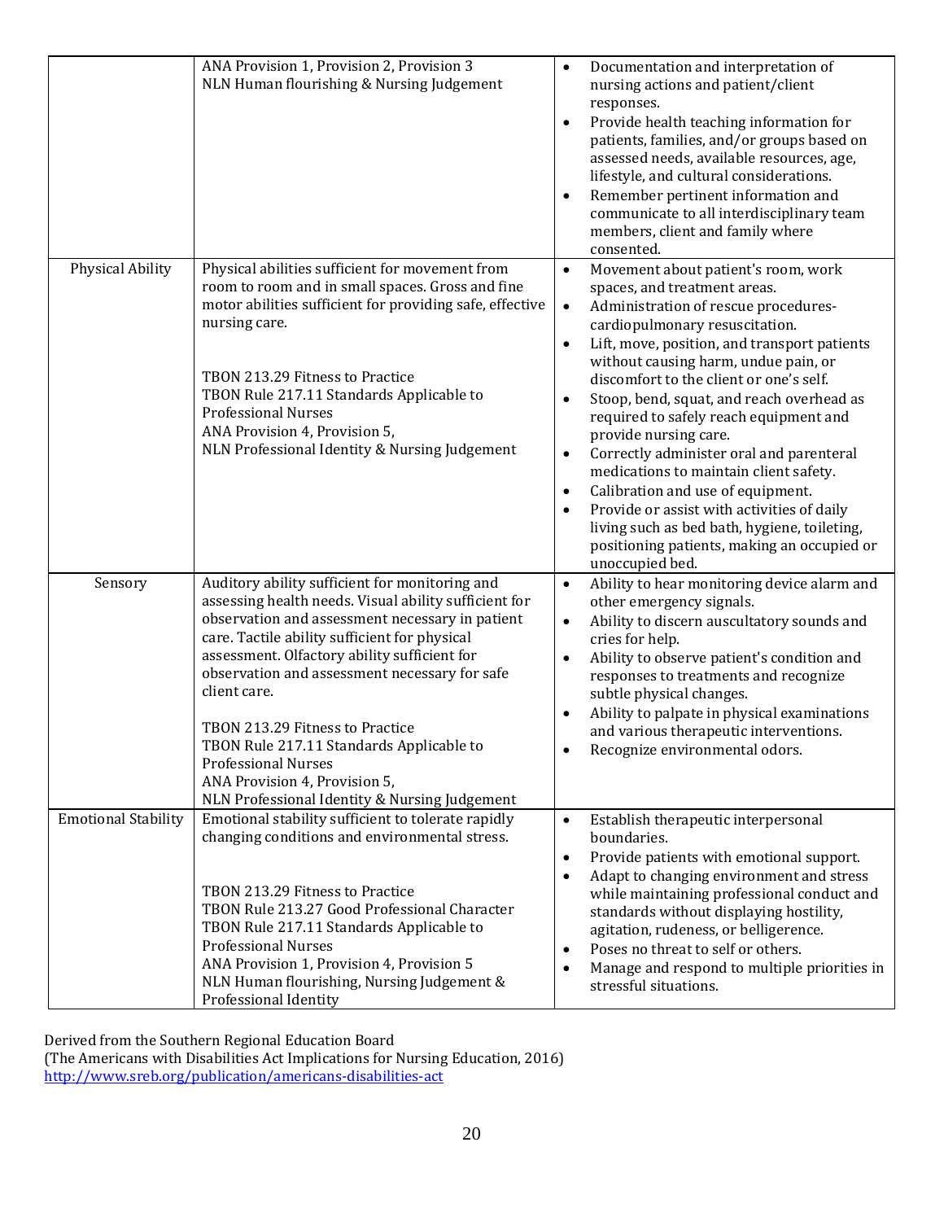| | | |
|---|---|---|
| | ANA Provision 1, Provision 2, Provision 3<br>NLN Human flourishing & Nursing Judgement | • Documentation and interpretation of nursing actions and patient/client responses.<br>• Provide health teaching information for patients, families, and/or groups based on assessed needs, available resources, age, lifestyle, and cultural considerations.<br>• Remember pertinent information and communicate to all interdisciplinary team members, client and family where consented. |
| Physical Ability | Physical abilities sufficient for movement from room to room and in small spaces. Gross and fine motor abilities sufficient for providing safe, effective nursing care.<br><br>TBON 213.29 Fitness to Practice<br>TBON Rule 217.11 Standards Applicable to Professional Nurses<br>ANA Provision 4, Provision 5,<br>NLN Professional Identity & Nursing Judgement | • Movement about patient's room, work spaces, and treatment areas.<br>• Administration of rescue procedures- cardiopulmonary resuscitation.<br>• Lift, move, position, and transport patients without causing harm, undue pain, or discomfort to the client or one's self.<br>• Stoop, bend, squat, and reach overhead as required to safely reach equipment and provide nursing care.<br>• Correctly administer oral and parenteral medications to maintain client safety.<br>• Calibration and use of equipment.<br>• Provide or assist with activities of daily living such as bed bath, hygiene, toileting, positioning patients, making an occupied or unoccupied bed. |
| Sensory | Auditory ability sufficient for monitoring and assessing health needs. Visual ability sufficient for observation and assessment necessary in patient care. Tactile ability sufficient for physical assessment. Olfactory ability sufficient for observation and assessment necessary for safe client care.<br><br>TBON 213.29 Fitness to Practice<br>TBON Rule 217.11 Standards Applicable to Professional Nurses<br>ANA Provision 4, Provision 5,<br>NLN Professional Identity & Nursing Judgement | • Ability to hear monitoring device alarm and other emergency signals.<br>• Ability to discern auscultatory sounds and cries for help.<br>• Ability to observe patient's condition and responses to treatments and recognize subtle physical changes.<br>• Ability to palpate in physical examinations and various therapeutic interventions.<br>• Recognize environmental odors. |
| Emotional Stability | Emotional stability sufficient to tolerate rapidly changing conditions and environmental stress.<br><br>TBON 213.29 Fitness to Practice<br>TBON Rule 213.27 Good Professional Character<br>TBON Rule 217.11 Standards Applicable to Professional Nurses<br>ANA Provision 1, Provision 4, Provision 5<br>NLN Human flourishing, Nursing Judgement & Professional Identity | • Establish therapeutic interpersonal boundaries.<br>• Provide patients with emotional support.<br>• Adapt to changing environment and stress while maintaining professional conduct and standards without displaying hostility, agitation, rudeness, or belligerence.<br>• Poses no threat to self or others.<br>• Manage and respond to multiple priorities in stressful situations. |

Derived from the Southern Regional Education Board
(The Americans with Disabilities Act Implications for Nursing Education, 2016)
http://www.sreb.org/publication/americans-disabilities-act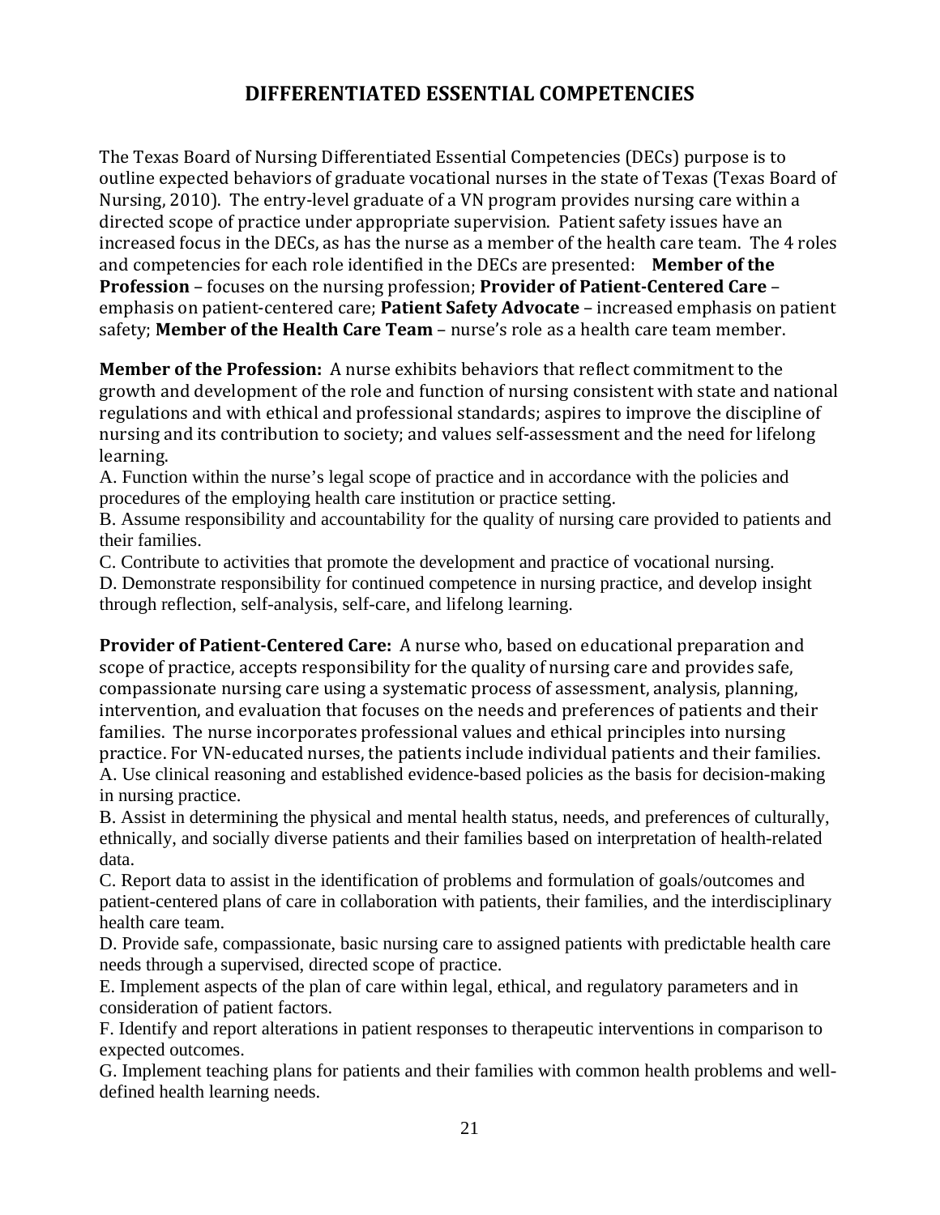# DIFFERENTIATED ESSENTIAL COMPETENCIES

The Texas Board of Nursing Differentiated Essential Competencies (DECs) purpose is to outline expected behaviors of graduate vocational nurses in the state of Texas (Texas Board of Nursing, 2010). The entry-level graduate of a VN program provides nursing care within a directed scope of practice under appropriate supervision. Patient safety issues have an increased focus in the DECs, as has the nurse as a member of the health care team. The 4 roles and competencies for each role identified in the DECs are presented: **Member of the Profession** – focuses on the nursing profession; **Provider of Patient-Centered Care** – emphasis on patient-centered care; **Patient Safety Advocate** – increased emphasis on patient safety; **Member of the Health Care Team** – nurse's role as a health care team member.

**Member of the Profession:** A nurse exhibits behaviors that reflect commitment to the growth and development of the role and function of nursing consistent with state and national regulations and with ethical and professional standards; aspires to improve the discipline of nursing and its contribution to society; and values self-assessment and the need for lifelong learning.

A. Function within the nurse's legal scope of practice and in accordance with the policies and procedures of the employing health care institution or practice setting.

B. Assume responsibility and accountability for the quality of nursing care provided to patients and their families.

C. Contribute to activities that promote the development and practice of vocational nursing.

D. Demonstrate responsibility for continued competence in nursing practice, and develop insight through reflection, self-analysis, self-care, and lifelong learning.

**Provider of Patient-Centered Care:** A nurse who, based on educational preparation and scope of practice, accepts responsibility for the quality of nursing care and provides safe, compassionate nursing care using a systematic process of assessment, analysis, planning, intervention, and evaluation that focuses on the needs and preferences of patients and their families. The nurse incorporates professional values and ethical principles into nursing practice. For VN-educated nurses, the patients include individual patients and their families.

A. Use clinical reasoning and established evidence-based policies as the basis for decision-making in nursing practice.

B. Assist in determining the physical and mental health status, needs, and preferences of culturally, ethnically, and socially diverse patients and their families based on interpretation of health-related data.

C. Report data to assist in the identification of problems and formulation of goals/outcomes and patient-centered plans of care in collaboration with patients, their families, and the interdisciplinary health care team.

D. Provide safe, compassionate, basic nursing care to assigned patients with predictable health care needs through a supervised, directed scope of practice.

E. Implement aspects of the plan of care within legal, ethical, and regulatory parameters and in consideration of patient factors.

F. Identify and report alterations in patient responses to therapeutic interventions in comparison to expected outcomes.

G. Implement teaching plans for patients and their families with common health problems and well-defined health learning needs.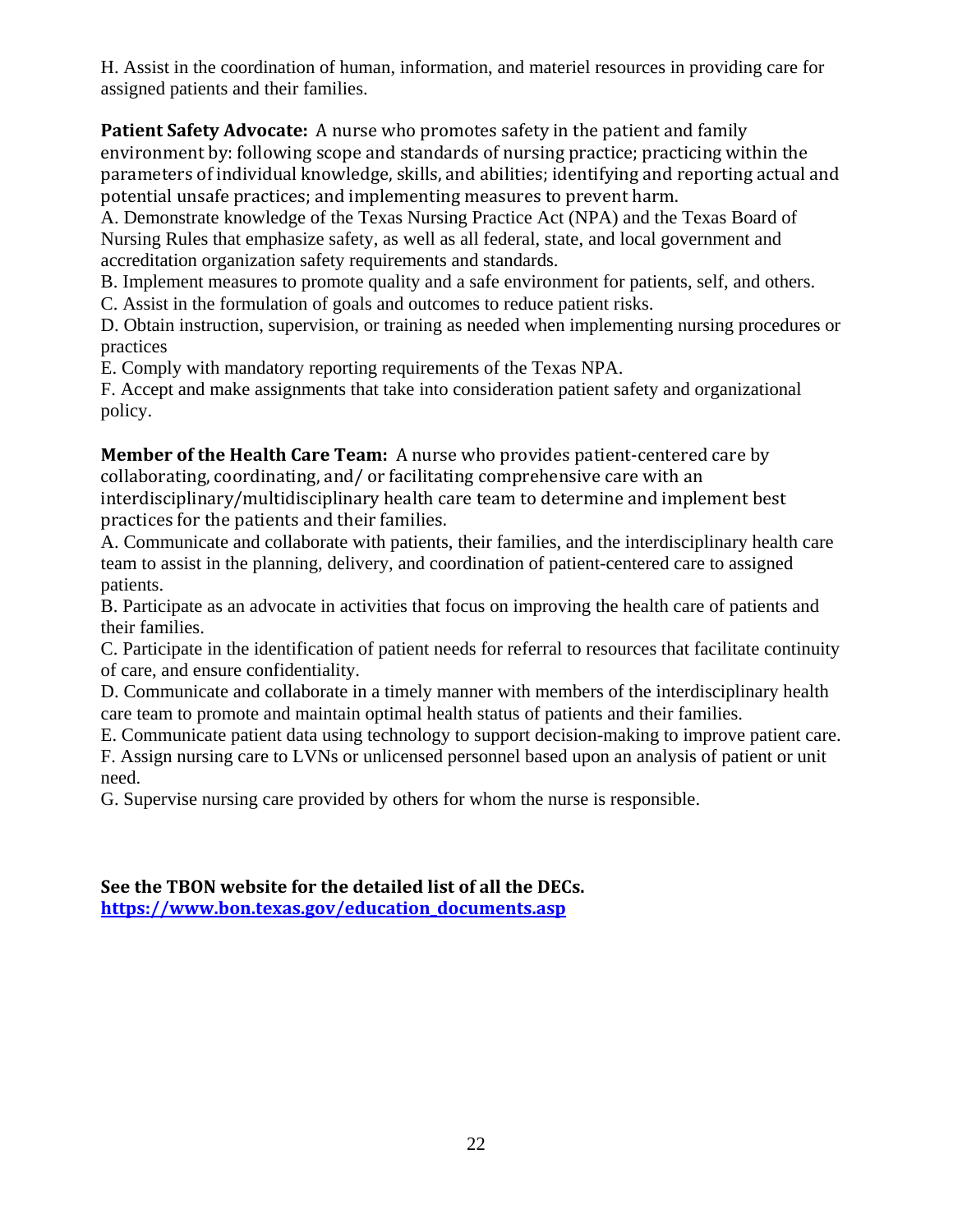H. Assist in the coordination of human, information, and materiel resources in providing care for assigned patients and their families.

**Patient Safety Advocate:** A nurse who promotes safety in the patient and family environment by: following scope and standards of nursing practice; practicing within the parameters of individual knowledge, skills, and abilities; identifying and reporting actual and potential unsafe practices; and implementing measures to prevent harm.

A. Demonstrate knowledge of the Texas Nursing Practice Act (NPA) and the Texas Board of Nursing Rules that emphasize safety, as well as all federal, state, and local government and accreditation organization safety requirements and standards.

B. Implement measures to promote quality and a safe environment for patients, self, and others.

C. Assist in the formulation of goals and outcomes to reduce patient risks.

D. Obtain instruction, supervision, or training as needed when implementing nursing procedures or practices

E. Comply with mandatory reporting requirements of the Texas NPA.

F. Accept and make assignments that take into consideration patient safety and organizational policy.

**Member of the Health Care Team:** A nurse who provides patient-centered care by collaborating, coordinating, and/ or facilitating comprehensive care with an interdisciplinary/multidisciplinary health care team to determine and implement best practices for the patients and their families.

A. Communicate and collaborate with patients, their families, and the interdisciplinary health care team to assist in the planning, delivery, and coordination of patient-centered care to assigned patients.

B. Participate as an advocate in activities that focus on improving the health care of patients and their families.

C. Participate in the identification of patient needs for referral to resources that facilitate continuity of care, and ensure confidentiality.

D. Communicate and collaborate in a timely manner with members of the interdisciplinary health care team to promote and maintain optimal health status of patients and their families.

E. Communicate patient data using technology to support decision-making to improve patient care.

F. Assign nursing care to LVNs or unlicensed personnel based upon an analysis of patient or unit need.

G. Supervise nursing care provided by others for whom the nurse is responsible.

**See the TBON website for the detailed list of all the DECs.**
**[https://www.bon.texas.gov/education_documents.asp](https://www.bon.texas.gov/education_documents.asp)**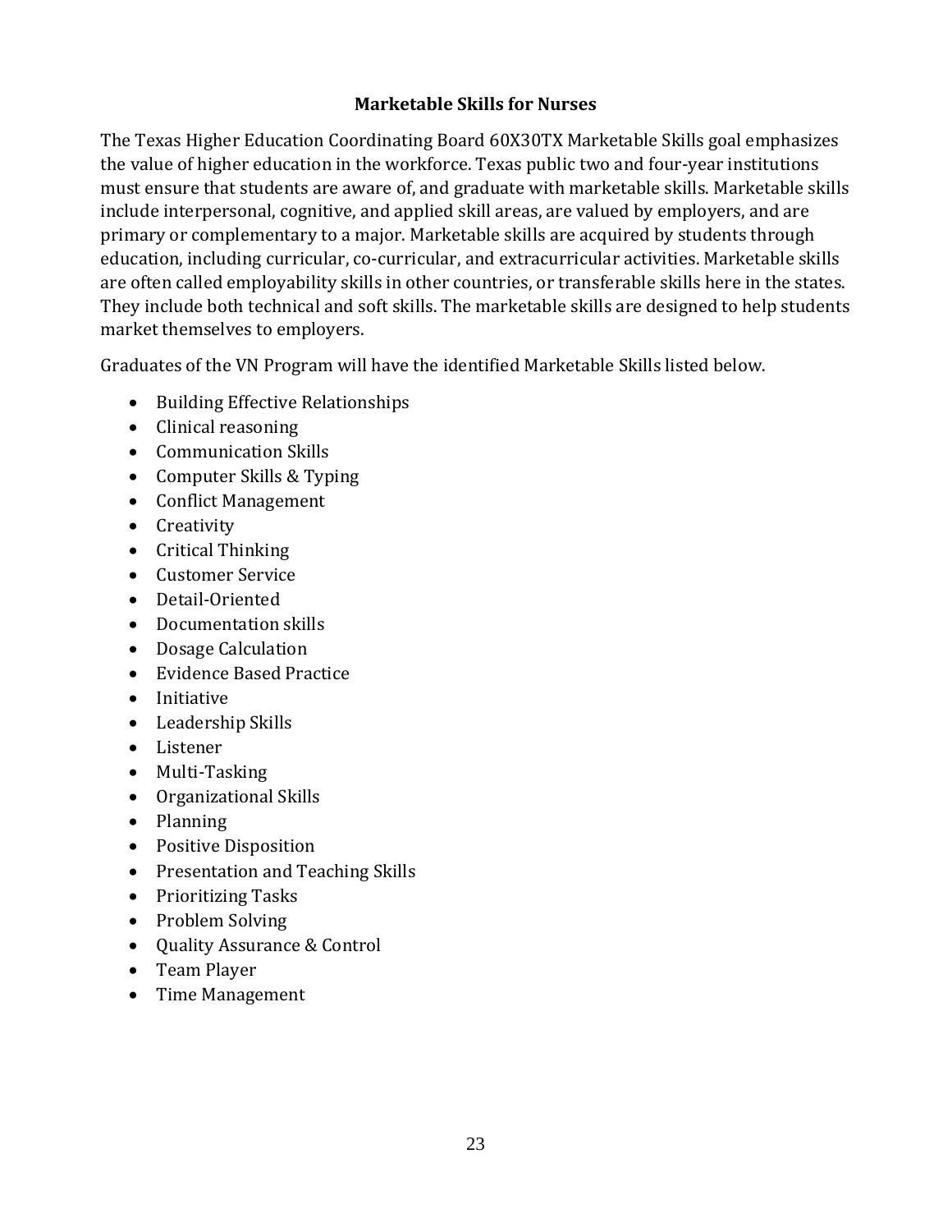## Marketable Skills for Nurses

The Texas Higher Education Coordinating Board 60X30TX Marketable Skills goal emphasizes the value of higher education in the workforce. Texas public two and four-year institutions must ensure that students are aware of, and graduate with marketable skills. Marketable skills include interpersonal, cognitive, and applied skill areas, are valued by employers, and are primary or complementary to a major. Marketable skills are acquired by students through education, including curricular, co-curricular, and extracurricular activities. Marketable skills are often called employability skills in other countries, or transferable skills here in the states. They include both technical and soft skills. The marketable skills are designed to help students market themselves to employers.

Graduates of the VN Program will have the identified Marketable Skills listed below.

- Building Effective Relationships
- Clinical reasoning
- Communication Skills
- Computer Skills & Typing
- Conflict Management
- Creativity
- Critical Thinking
- Customer Service
- Detail-Oriented
- Documentation skills
- Dosage Calculation
- Evidence Based Practice
- Initiative
- Leadership Skills
- Listener
- Multi-Tasking
- Organizational Skills
- Planning
- Positive Disposition
- Presentation and Teaching Skills
- Prioritizing Tasks
- Problem Solving
- Quality Assurance & Control
- Team Player
- Time Management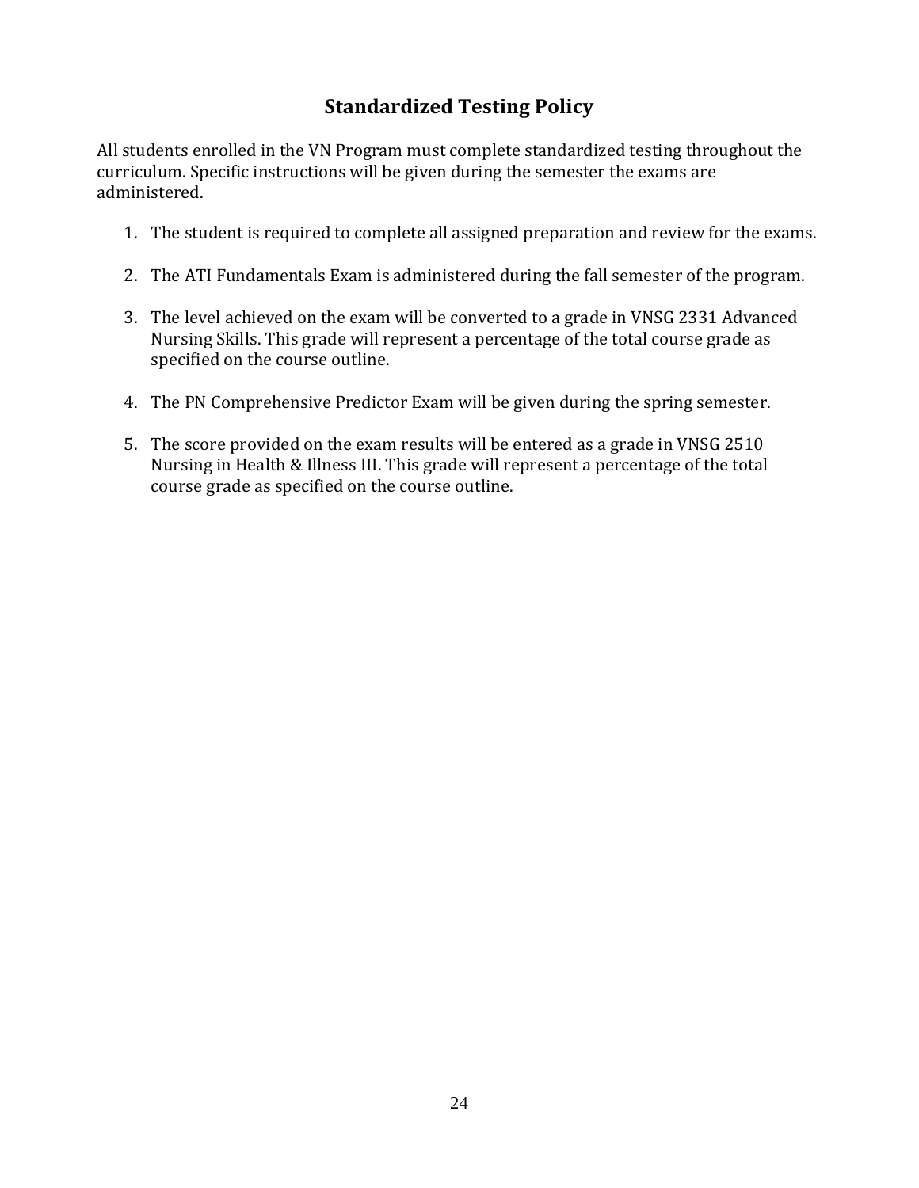# Standardized Testing Policy

All students enrolled in the VN Program must complete standardized testing throughout the curriculum. Specific instructions will be given during the semester the exams are administered.

1. The student is required to complete all assigned preparation and review for the exams.

2. The ATI Fundamentals Exam is administered during the fall semester of the program.

3. The level achieved on the exam will be converted to a grade in VNSG 2331 Advanced Nursing Skills. This grade will represent a percentage of the total course grade as specified on the course outline.

4. The PN Comprehensive Predictor Exam will be given during the spring semester.

5. The score provided on the exam results will be entered as a grade in VNSG 2510 Nursing in Health & Illness III. This grade will represent a percentage of the total course grade as specified on the course outline.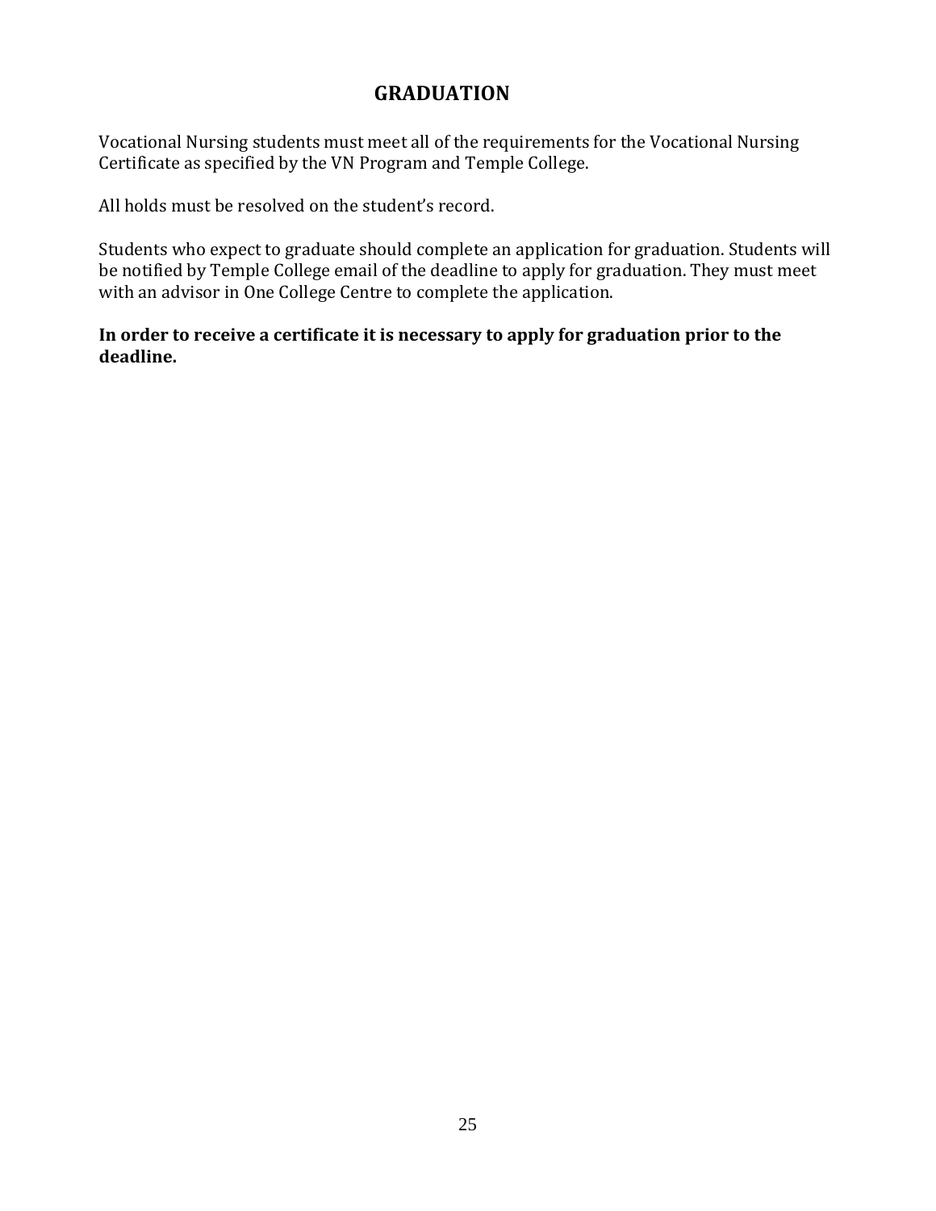# GRADUATION

Vocational Nursing students must meet all of the requirements for the Vocational Nursing Certificate as specified by the VN Program and Temple College.

All holds must be resolved on the student's record.

Students who expect to graduate should complete an application for graduation. Students will be notified by Temple College email of the deadline to apply for graduation. They must meet with an advisor in One College Centre to complete the application.

**In order to receive a certificate it is necessary to apply for graduation prior to the deadline.**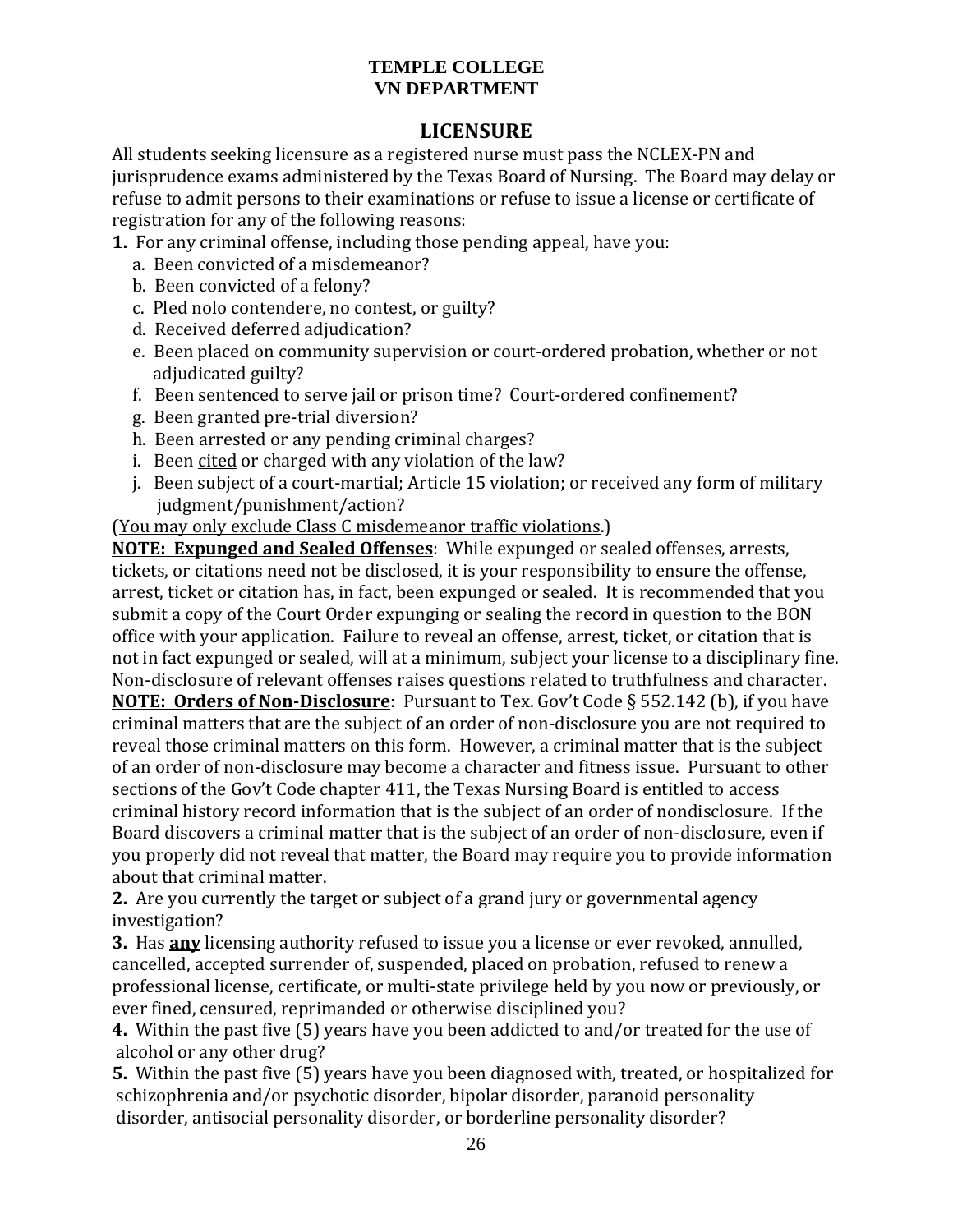**TEMPLE COLLEGE**
**VN DEPARTMENT**

## LICENSURE

All students seeking licensure as a registered nurse must pass the NCLEX-PN and jurisprudence exams administered by the Texas Board of Nursing. The Board may delay or refuse to admit persons to their examinations or refuse to issue a license or certificate of registration for any of the following reasons:

**1.** For any criminal offense, including those pending appeal, have you:

a. Been convicted of a misdemeanor?
b. Been convicted of a felony?
c. Pled nolo contendere, no contest, or guilty?
d. Received deferred adjudication?
e. Been placed on community supervision or court-ordered probation, whether or not adjudicated guilty?
f. Been sentenced to serve jail or prison time? Court-ordered confinement?
g. Been granted pre-trial diversion?
h. Been arrested or any pending criminal charges?
i. Been <u>cited</u> or charged with any violation of the law?
j. Been subject of a court-martial; Article 15 violation; or received any form of military judgment/punishment/action?

(<u>You may only exclude Class C misdemeanor traffic violations</u>.)

**<u>NOTE: Expunged and Sealed Offenses</u>**: While expunged or sealed offenses, arrests, tickets, or citations need not be disclosed, it is your responsibility to ensure the offense, arrest, ticket or citation has, in fact, been expunged or sealed. It is recommended that you submit a copy of the Court Order expunging or sealing the record in question to the BON office with your application. Failure to reveal an offense, arrest, ticket, or citation that is not in fact expunged or sealed, will at a minimum, subject your license to a disciplinary fine. Non-disclosure of relevant offenses raises questions related to truthfulness and character.

**<u>NOTE: Orders of Non-Disclosure</u>**: Pursuant to Tex. Gov't Code § 552.142 (b), if you have criminal matters that are the subject of an order of non-disclosure you are not required to reveal those criminal matters on this form. However, a criminal matter that is the subject of an order of non-disclosure may become a character and fitness issue. Pursuant to other sections of the Gov't Code chapter 411, the Texas Nursing Board is entitled to access criminal history record information that is the subject of an order of nondisclosure. If the Board discovers a criminal matter that is the subject of an order of non-disclosure, even if you properly did not reveal that matter, the Board may require you to provide information about that criminal matter.

**2.** Are you currently the target or subject of a grand jury or governmental agency investigation?

**3.** Has **<u>any</u>** licensing authority refused to issue you a license or ever revoked, annulled, cancelled, accepted surrender of, suspended, placed on probation, refused to renew a professional license, certificate, or multi-state privilege held by you now or previously, or ever fined, censured, reprimanded or otherwise disciplined you?

**4.** Within the past five (5) years have you been addicted to and/or treated for the use of alcohol or any other drug?

**5.** Within the past five (5) years have you been diagnosed with, treated, or hospitalized for schizophrenia and/or psychotic disorder, bipolar disorder, paranoid personality disorder, antisocial personality disorder, or borderline personality disorder?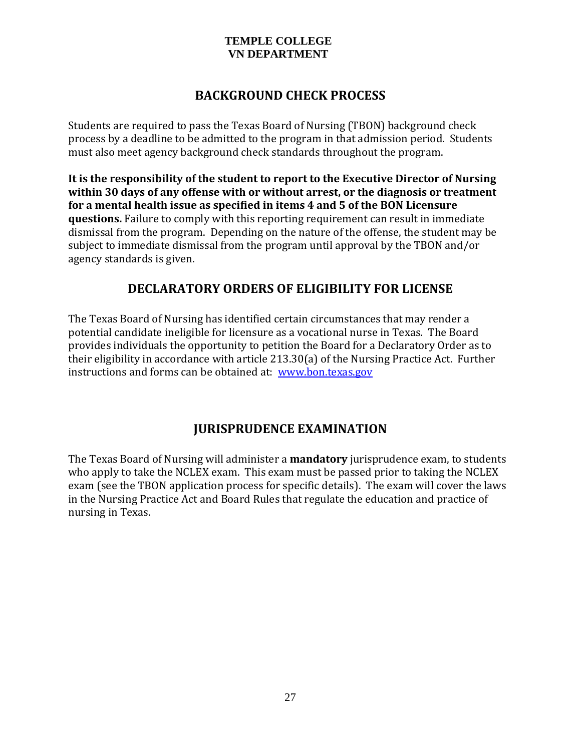**TEMPLE COLLEGE**
**VN DEPARTMENT**

## BACKGROUND CHECK PROCESS

Students are required to pass the Texas Board of Nursing (TBON) background check process by a deadline to be admitted to the program in that admission period. Students must also meet agency background check standards throughout the program.

**It is the responsibility of the student to report to the Executive Director of Nursing within 30 days of any offense with or without arrest, or the diagnosis or treatment for a mental health issue as specified in items 4 and 5 of the BON Licensure questions.** Failure to comply with this reporting requirement can result in immediate dismissal from the program. Depending on the nature of the offense, the student may be subject to immediate dismissal from the program until approval by the TBON and/or agency standards is given.

## DECLARATORY ORDERS OF ELIGIBILITY FOR LICENSE

The Texas Board of Nursing has identified certain circumstances that may render a potential candidate ineligible for licensure as a vocational nurse in Texas. The Board provides individuals the opportunity to petition the Board for a Declaratory Order as to their eligibility in accordance with article 213.30(a) of the Nursing Practice Act. Further instructions and forms can be obtained at: [www.bon.texas.gov](http://www.bon.texas.gov)

## JURISPRUDENCE EXAMINATION

The Texas Board of Nursing will administer a **mandatory** jurisprudence exam, to students who apply to take the NCLEX exam. This exam must be passed prior to taking the NCLEX exam (see the TBON application process for specific details). The exam will cover the laws in the Nursing Practice Act and Board Rules that regulate the education and practice of nursing in Texas.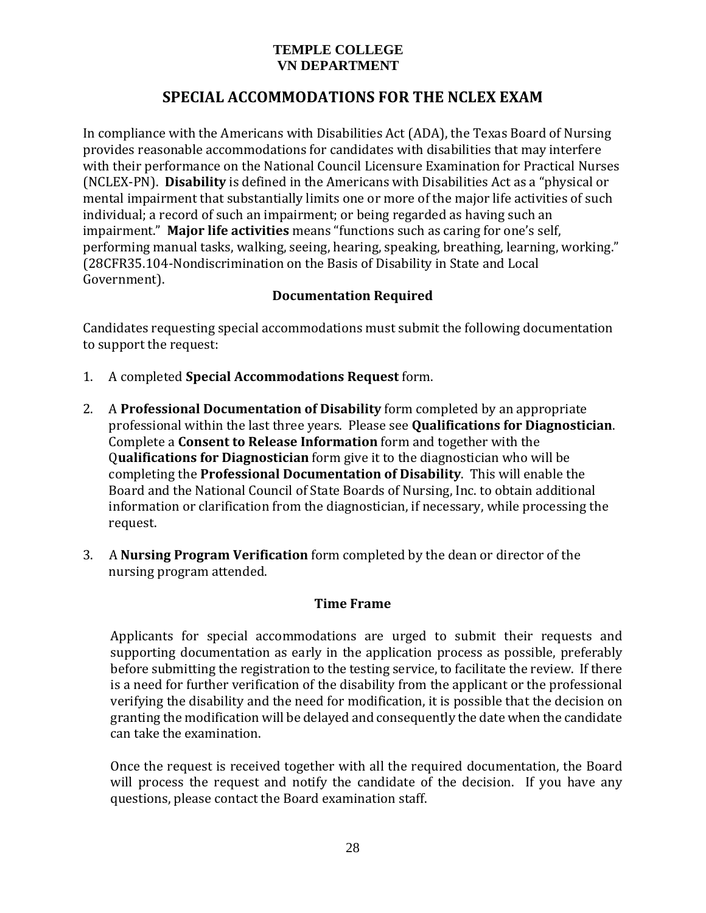**TEMPLE COLLEGE**
**VN DEPARTMENT**

# SPECIAL ACCOMMODATIONS FOR THE NCLEX EXAM

In compliance with the Americans with Disabilities Act (ADA), the Texas Board of Nursing provides reasonable accommodations for candidates with disabilities that may interfere with their performance on the National Council Licensure Examination for Practical Nurses (NCLEX-PN). **Disability** is defined in the Americans with Disabilities Act as a "physical or mental impairment that substantially limits one or more of the major life activities of such individual; a record of such an impairment; or being regarded as having such an impairment." **Major life activities** means "functions such as caring for one's self, performing manual tasks, walking, seeing, hearing, speaking, breathing, learning, working." (28CFR35.104-Nondiscrimination on the Basis of Disability in State and Local Government).

## Documentation Required

Candidates requesting special accommodations must submit the following documentation to support the request:

1. A completed **Special Accommodations Request** form.

2. A **Professional Documentation of Disability** form completed by an appropriate professional within the last three years. Please see **Qualifications for Diagnostician**. Complete a **Consent to Release Information** form and together with the Q**ualifications for Diagnostician** form give it to the diagnostician who will be completing the **Professional Documentation of Disability**. This will enable the Board and the National Council of State Boards of Nursing, Inc. to obtain additional information or clarification from the diagnostician, if necessary, while processing the request.

3. A **Nursing Program Verification** form completed by the dean or director of the nursing program attended.

## Time Frame

Applicants for special accommodations are urged to submit their requests and supporting documentation as early in the application process as possible, preferably before submitting the registration to the testing service, to facilitate the review. If there is a need for further verification of the disability from the applicant or the professional verifying the disability and the need for modification, it is possible that the decision on granting the modification will be delayed and consequently the date when the candidate can take the examination.

Once the request is received together with all the required documentation, the Board will process the request and notify the candidate of the decision. If you have any questions, please contact the Board examination staff.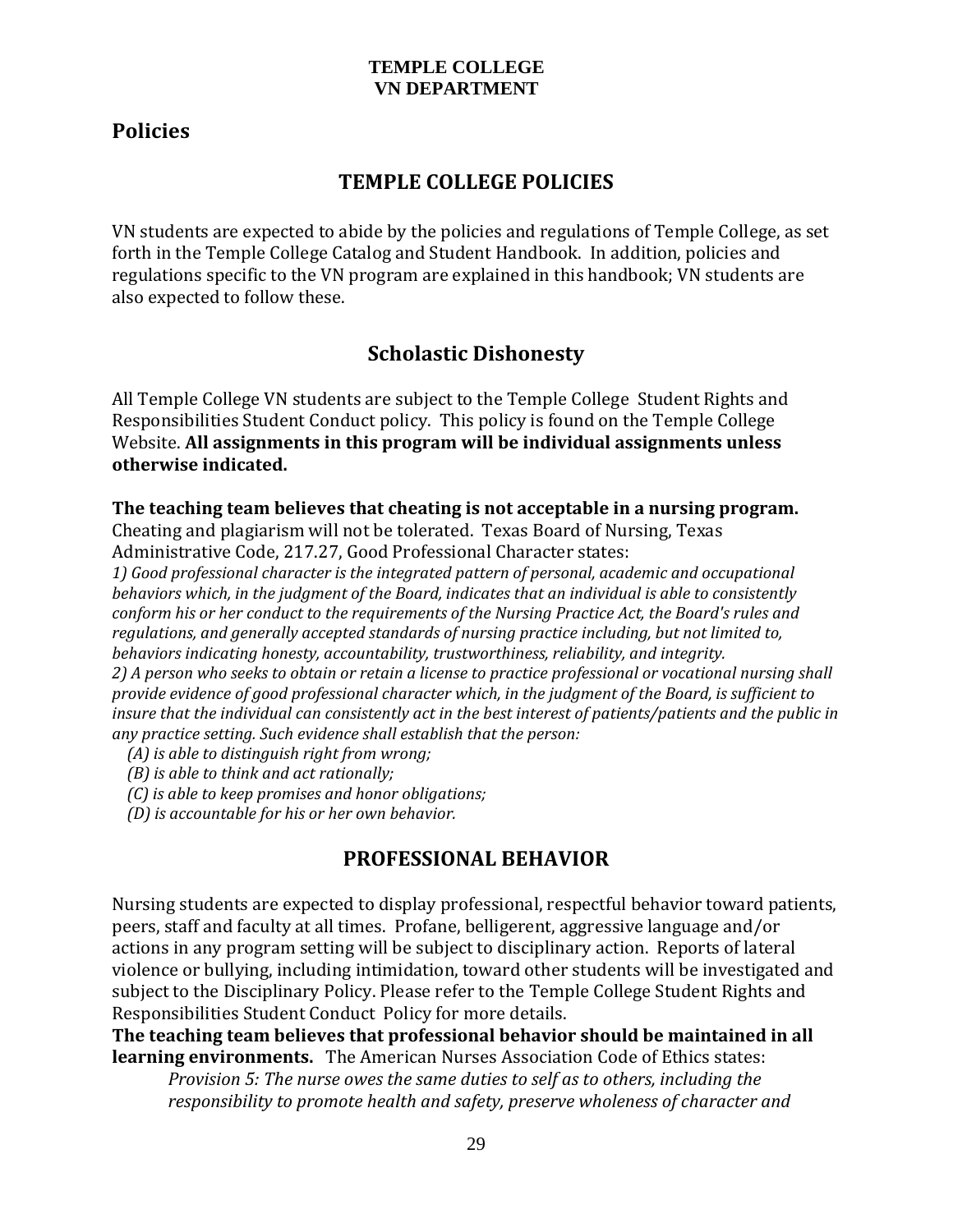## Policies

## TEMPLE COLLEGE POLICIES

VN students are expected to abide by the policies and regulations of Temple College, as set forth in the Temple College Catalog and Student Handbook. In addition, policies and regulations specific to the VN program are explained in this handbook; VN students are also expected to follow these.

## Scholastic Dishonesty

All Temple College VN students are subject to the Temple College Student Rights and Responsibilities Student Conduct policy. This policy is found on the Temple College Website. **All assignments in this program will be individual assignments unless otherwise indicated.**

**The teaching team believes that cheating is not acceptable in a nursing program.** Cheating and plagiarism will not be tolerated. Texas Board of Nursing, Texas Administrative Code, 217.27, Good Professional Character states:

*1) Good professional character is the integrated pattern of personal, academic and occupational behaviors which, in the judgment of the Board, indicates that an individual is able to consistently conform his or her conduct to the requirements of the Nursing Practice Act, the Board's rules and regulations, and generally accepted standards of nursing practice including, but not limited to, behaviors indicating honesty, accountability, trustworthiness, reliability, and integrity.*

*2) A person who seeks to obtain or retain a license to practice professional or vocational nursing shall provide evidence of good professional character which, in the judgment of the Board, is sufficient to insure that the individual can consistently act in the best interest of patients/patients and the public in any practice setting. Such evidence shall establish that the person:*

*(A) is able to distinguish right from wrong;*
*(B) is able to think and act rationally;*
*(C) is able to keep promises and honor obligations;*
*(D) is accountable for his or her own behavior.*

## PROFESSIONAL BEHAVIOR

Nursing students are expected to display professional, respectful behavior toward patients, peers, staff and faculty at all times. Profane, belligerent, aggressive language and/or actions in any program setting will be subject to disciplinary action. Reports of lateral violence or bullying, including intimidation, toward other students will be investigated and subject to the Disciplinary Policy. Please refer to the Temple College Student Rights and Responsibilities Student Conduct Policy for more details.

**The teaching team believes that professional behavior should be maintained in all learning environments.** The American Nurses Association Code of Ethics states:

*Provision 5: The nurse owes the same duties to self as to others, including the responsibility to promote health and safety, preserve wholeness of character and*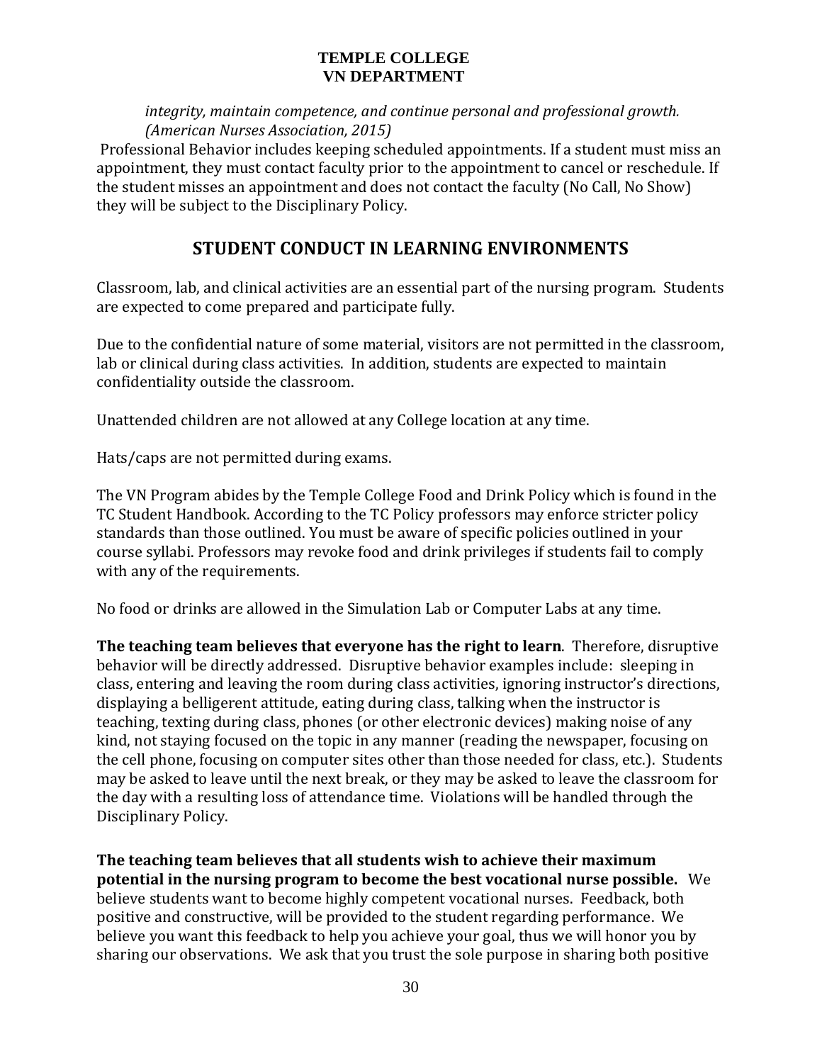*integrity, maintain competence, and continue personal and professional growth. (American Nurses Association, 2015)*

Professional Behavior includes keeping scheduled appointments. If a student must miss an appointment, they must contact faculty prior to the appointment to cancel or reschedule. If the student misses an appointment and does not contact the faculty (No Call, No Show) they will be subject to the Disciplinary Policy.

## STUDENT CONDUCT IN LEARNING ENVIRONMENTS

Classroom, lab, and clinical activities are an essential part of the nursing program. Students are expected to come prepared and participate fully.

Due to the confidential nature of some material, visitors are not permitted in the classroom, lab or clinical during class activities. In addition, students are expected to maintain confidentiality outside the classroom.

Unattended children are not allowed at any College location at any time.

Hats/caps are not permitted during exams.

The VN Program abides by the Temple College Food and Drink Policy which is found in the TC Student Handbook. According to the TC Policy professors may enforce stricter policy standards than those outlined. You must be aware of specific policies outlined in your course syllabi. Professors may revoke food and drink privileges if students fail to comply with any of the requirements.

No food or drinks are allowed in the Simulation Lab or Computer Labs at any time.

**The teaching team believes that everyone has the right to learn**. Therefore, disruptive behavior will be directly addressed. Disruptive behavior examples include: sleeping in class, entering and leaving the room during class activities, ignoring instructor's directions, displaying a belligerent attitude, eating during class, talking when the instructor is teaching, texting during class, phones (or other electronic devices) making noise of any kind, not staying focused on the topic in any manner (reading the newspaper, focusing on the cell phone, focusing on computer sites other than those needed for class, etc.). Students may be asked to leave until the next break, or they may be asked to leave the classroom for the day with a resulting loss of attendance time. Violations will be handled through the Disciplinary Policy.

**The teaching team believes that all students wish to achieve their maximum potential in the nursing program to become the best vocational nurse possible.** We believe students want to become highly competent vocational nurses. Feedback, both positive and constructive, will be provided to the student regarding performance. We believe you want this feedback to help you achieve your goal, thus we will honor you by sharing our observations. We ask that you trust the sole purpose in sharing both positive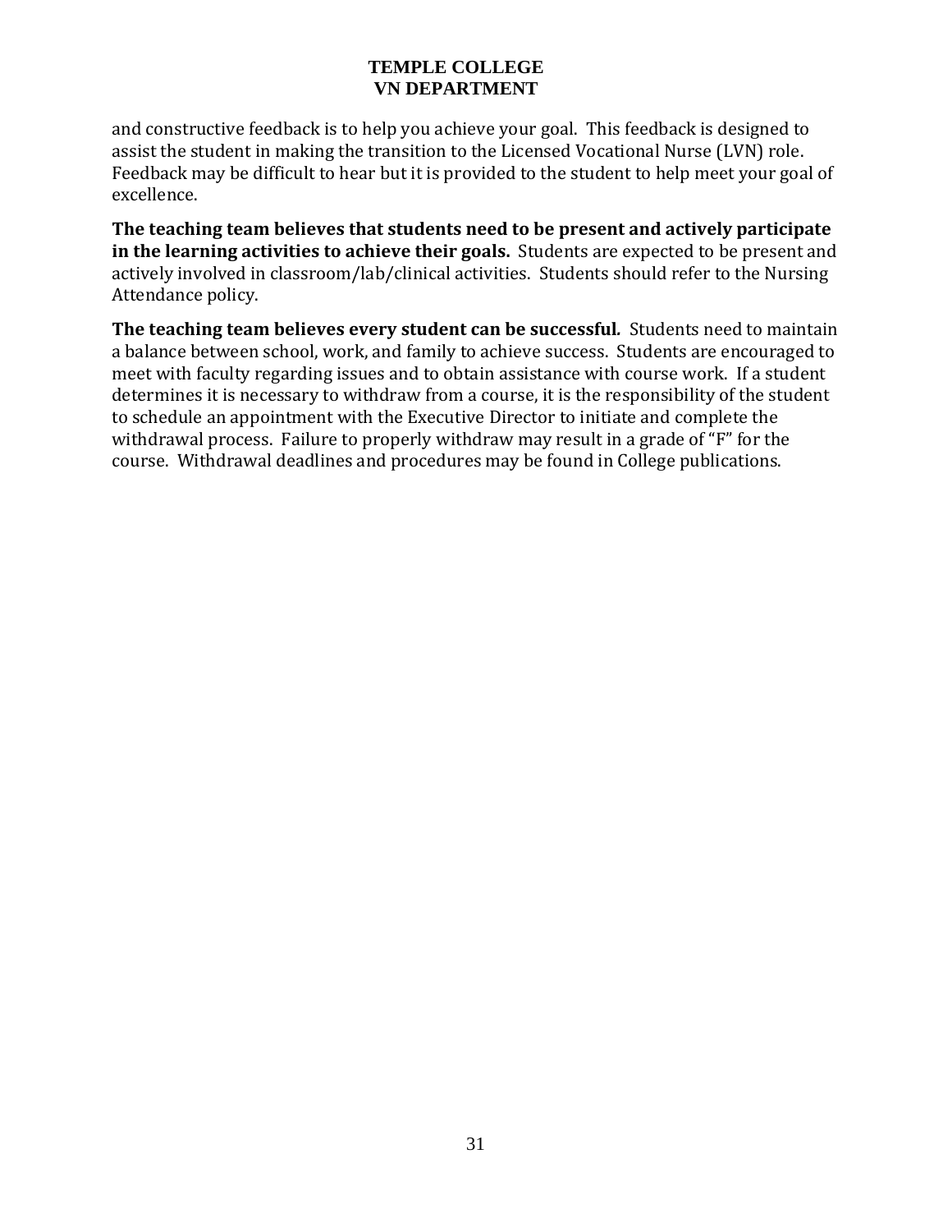and constructive feedback is to help you achieve your goal. This feedback is designed to assist the student in making the transition to the Licensed Vocational Nurse (LVN) role. Feedback may be difficult to hear but it is provided to the student to help meet your goal of excellence.

**The teaching team believes that students need to be present and actively participate in the learning activities to achieve their goals.** Students are expected to be present and actively involved in classroom/lab/clinical activities. Students should refer to the Nursing Attendance policy.

**The teaching team believes every student can be successful.** Students need to maintain a balance between school, work, and family to achieve success. Students are encouraged to meet with faculty regarding issues and to obtain assistance with course work. If a student determines it is necessary to withdraw from a course, it is the responsibility of the student to schedule an appointment with the Executive Director to initiate and complete the withdrawal process. Failure to properly withdraw may result in a grade of "F" for the course. Withdrawal deadlines and procedures may be found in College publications.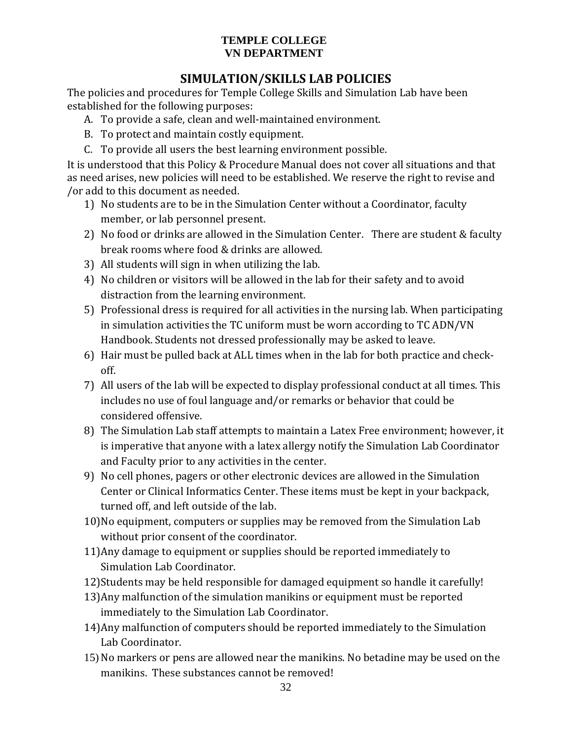**TEMPLE COLLEGE**
**VN DEPARTMENT**

## SIMULATION/SKILLS LAB POLICIES

The policies and procedures for Temple College Skills and Simulation Lab have been established for the following purposes:

A. To provide a safe, clean and well-maintained environment.
B. To protect and maintain costly equipment.
C. To provide all users the best learning environment possible.

It is understood that this Policy & Procedure Manual does not cover all situations and that as need arises, new policies will need to be established. We reserve the right to revise and /or add to this document as needed.

1) No students are to be in the Simulation Center without a Coordinator, faculty member, or lab personnel present.
2) No food or drinks are allowed in the Simulation Center. There are student & faculty break rooms where food & drinks are allowed.
3) All students will sign in when utilizing the lab.
4) No children or visitors will be allowed in the lab for their safety and to avoid distraction from the learning environment.
5) Professional dress is required for all activities in the nursing lab. When participating in simulation activities the TC uniform must be worn according to TC ADN/VN Handbook. Students not dressed professionally may be asked to leave.
6) Hair must be pulled back at ALL times when in the lab for both practice and check-off.
7) All users of the lab will be expected to display professional conduct at all times. This includes no use of foul language and/or remarks or behavior that could be considered offensive.
8) The Simulation Lab staff attempts to maintain a Latex Free environment; however, it is imperative that anyone with a latex allergy notify the Simulation Lab Coordinator and Faculty prior to any activities in the center.
9) No cell phones, pagers or other electronic devices are allowed in the Simulation Center or Clinical Informatics Center. These items must be kept in your backpack, turned off, and left outside of the lab.
10) No equipment, computers or supplies may be removed from the Simulation Lab without prior consent of the coordinator.
11) Any damage to equipment or supplies should be reported immediately to Simulation Lab Coordinator.
12) Students may be held responsible for damaged equipment so handle it carefully!
13) Any malfunction of the simulation manikins or equipment must be reported immediately to the Simulation Lab Coordinator.
14) Any malfunction of computers should be reported immediately to the Simulation Lab Coordinator.
15) No markers or pens are allowed near the manikins. No betadine may be used on the manikins. These substances cannot be removed!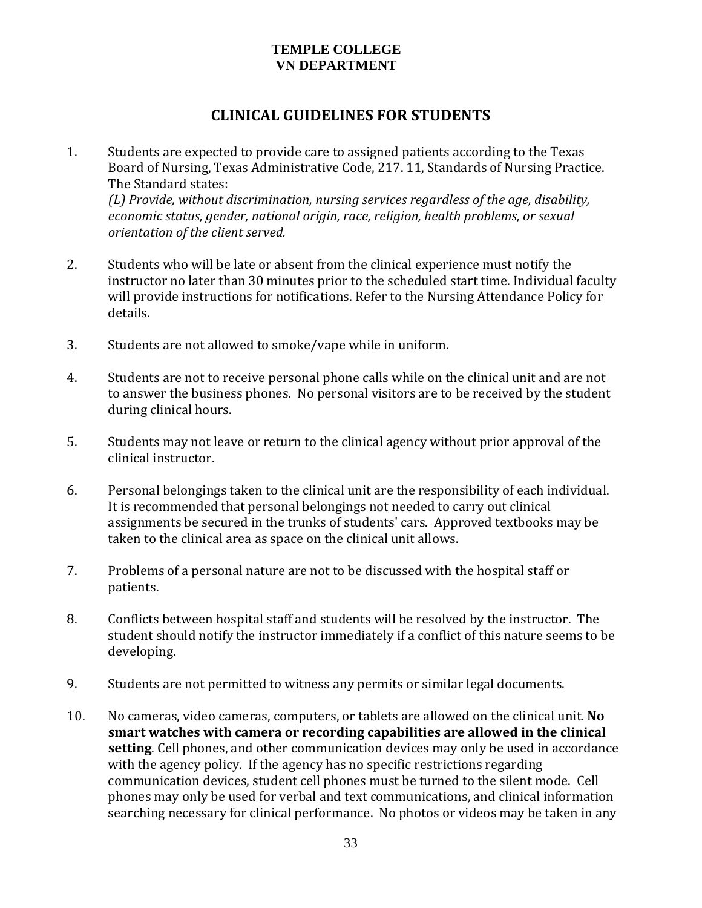**TEMPLE COLLEGE**
**VN DEPARTMENT**

# CLINICAL GUIDELINES FOR STUDENTS

1. Students are expected to provide care to assigned patients according to the Texas Board of Nursing, Texas Administrative Code, 217. 11, Standards of Nursing Practice. The Standard states:
   *(L) Provide, without discrimination, nursing services regardless of the age, disability, economic status, gender, national origin, race, religion, health problems, or sexual orientation of the client served.*

2. Students who will be late or absent from the clinical experience must notify the instructor no later than 30 minutes prior to the scheduled start time. Individual faculty will provide instructions for notifications. Refer to the Nursing Attendance Policy for details.

3. Students are not allowed to smoke/vape while in uniform.

4. Students are not to receive personal phone calls while on the clinical unit and are not to answer the business phones. No personal visitors are to be received by the student during clinical hours.

5. Students may not leave or return to the clinical agency without prior approval of the clinical instructor.

6. Personal belongings taken to the clinical unit are the responsibility of each individual. It is recommended that personal belongings not needed to carry out clinical assignments be secured in the trunks of students' cars. Approved textbooks may be taken to the clinical area as space on the clinical unit allows.

7. Problems of a personal nature are not to be discussed with the hospital staff or patients.

8. Conflicts between hospital staff and students will be resolved by the instructor. The student should notify the instructor immediately if a conflict of this nature seems to be developing.

9. Students are not permitted to witness any permits or similar legal documents.

10. No cameras, video cameras, computers, or tablets are allowed on the clinical unit. **No smart watches with camera or recording capabilities are allowed in the clinical setting**. Cell phones, and other communication devices may only be used in accordance with the agency policy. If the agency has no specific restrictions regarding communication devices, student cell phones must be turned to the silent mode. Cell phones may only be used for verbal and text communications, and clinical information searching necessary for clinical performance. No photos or videos may be taken in any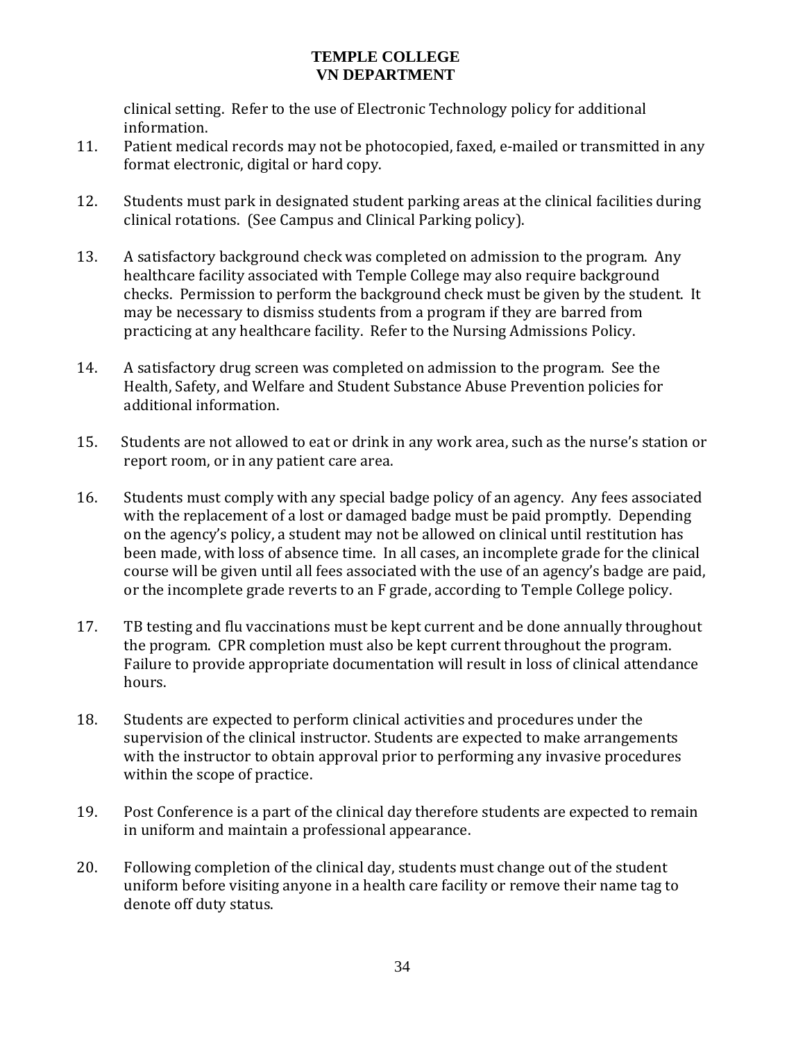clinical setting. Refer to the use of Electronic Technology policy for additional information.

11. Patient medical records may not be photocopied, faxed, e-mailed or transmitted in any format electronic, digital or hard copy.

12. Students must park in designated student parking areas at the clinical facilities during clinical rotations. (See Campus and Clinical Parking policy).

13. A satisfactory background check was completed on admission to the program. Any healthcare facility associated with Temple College may also require background checks. Permission to perform the background check must be given by the student. It may be necessary to dismiss students from a program if they are barred from practicing at any healthcare facility. Refer to the Nursing Admissions Policy.

14. A satisfactory drug screen was completed on admission to the program. See the Health, Safety, and Welfare and Student Substance Abuse Prevention policies for additional information.

15. Students are not allowed to eat or drink in any work area, such as the nurse's station or report room, or in any patient care area.

16. Students must comply with any special badge policy of an agency. Any fees associated with the replacement of a lost or damaged badge must be paid promptly. Depending on the agency's policy, a student may not be allowed on clinical until restitution has been made, with loss of absence time. In all cases, an incomplete grade for the clinical course will be given until all fees associated with the use of an agency's badge are paid, or the incomplete grade reverts to an F grade, according to Temple College policy.

17. TB testing and flu vaccinations must be kept current and be done annually throughout the program. CPR completion must also be kept current throughout the program. Failure to provide appropriate documentation will result in loss of clinical attendance hours.

18. Students are expected to perform clinical activities and procedures under the supervision of the clinical instructor. Students are expected to make arrangements with the instructor to obtain approval prior to performing any invasive procedures within the scope of practice.

19. Post Conference is a part of the clinical day therefore students are expected to remain in uniform and maintain a professional appearance.

20. Following completion of the clinical day, students must change out of the student uniform before visiting anyone in a health care facility or remove their name tag to denote off duty status.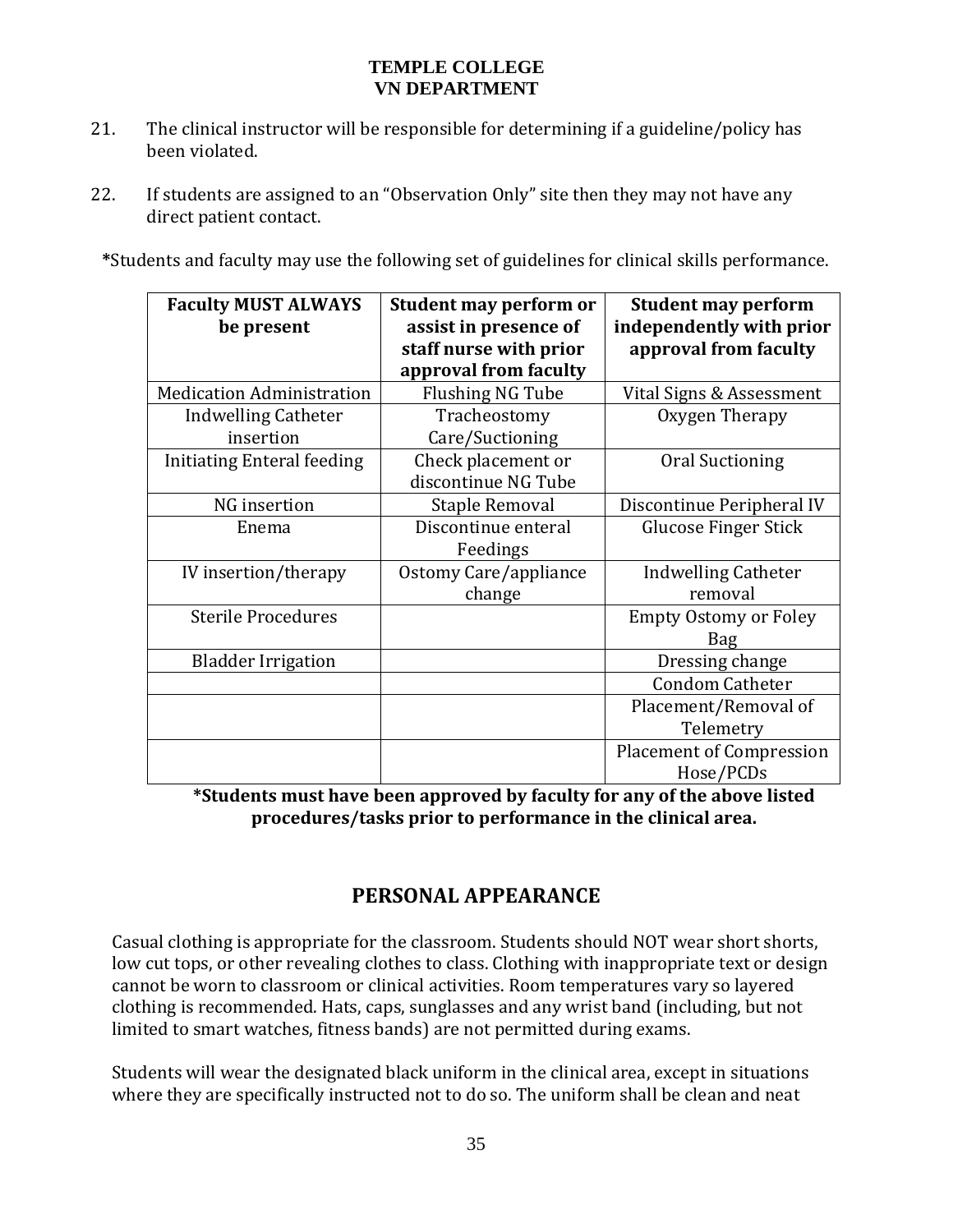**TEMPLE COLLEGE**
**VN DEPARTMENT**

21. The clinical instructor will be responsible for determining if a guideline/policy has been violated.

22. If students are assigned to an "Observation Only" site then they may not have any direct patient contact.

*Students and faculty may use the following set of guidelines for clinical skills performance.

| Faculty MUST ALWAYS be present | Student may perform or assist in presence of staff nurse with prior approval from faculty | Student may perform independently with prior approval from faculty |
|---|---|---|
| Medication Administration | Flushing NG Tube | Vital Signs & Assessment |
| Indwelling Catheter insertion | Tracheostomy Care/Suctioning | Oxygen Therapy |
| Initiating Enteral feeding | Check placement or discontinue NG Tube | Oral Suctioning |
| NG insertion | Staple Removal | Discontinue Peripheral IV |
| Enema | Discontinue enteral Feedings | Glucose Finger Stick |
| IV insertion/therapy | Ostomy Care/appliance change | Indwelling Catheter removal |
| Sterile Procedures | | Empty Ostomy or Foley Bag |
| Bladder Irrigation | | Dressing change |
| | | Condom Catheter |
| | | Placement/Removal of Telemetry |
| | | Placement of Compression Hose/PCDs |

**\*Students must have been approved by faculty for any of the above listed procedures/tasks prior to performance in the clinical area.**

## PERSONAL APPEARANCE

Casual clothing is appropriate for the classroom. Students should NOT wear short shorts, low cut tops, or other revealing clothes to class. Clothing with inappropriate text or design cannot be worn to classroom or clinical activities. Room temperatures vary so layered clothing is recommended. Hats, caps, sunglasses and any wrist band (including, but not limited to smart watches, fitness bands) are not permitted during exams.

Students will wear the designated black uniform in the clinical area, except in situations where they are specifically instructed not to do so. The uniform shall be clean and neat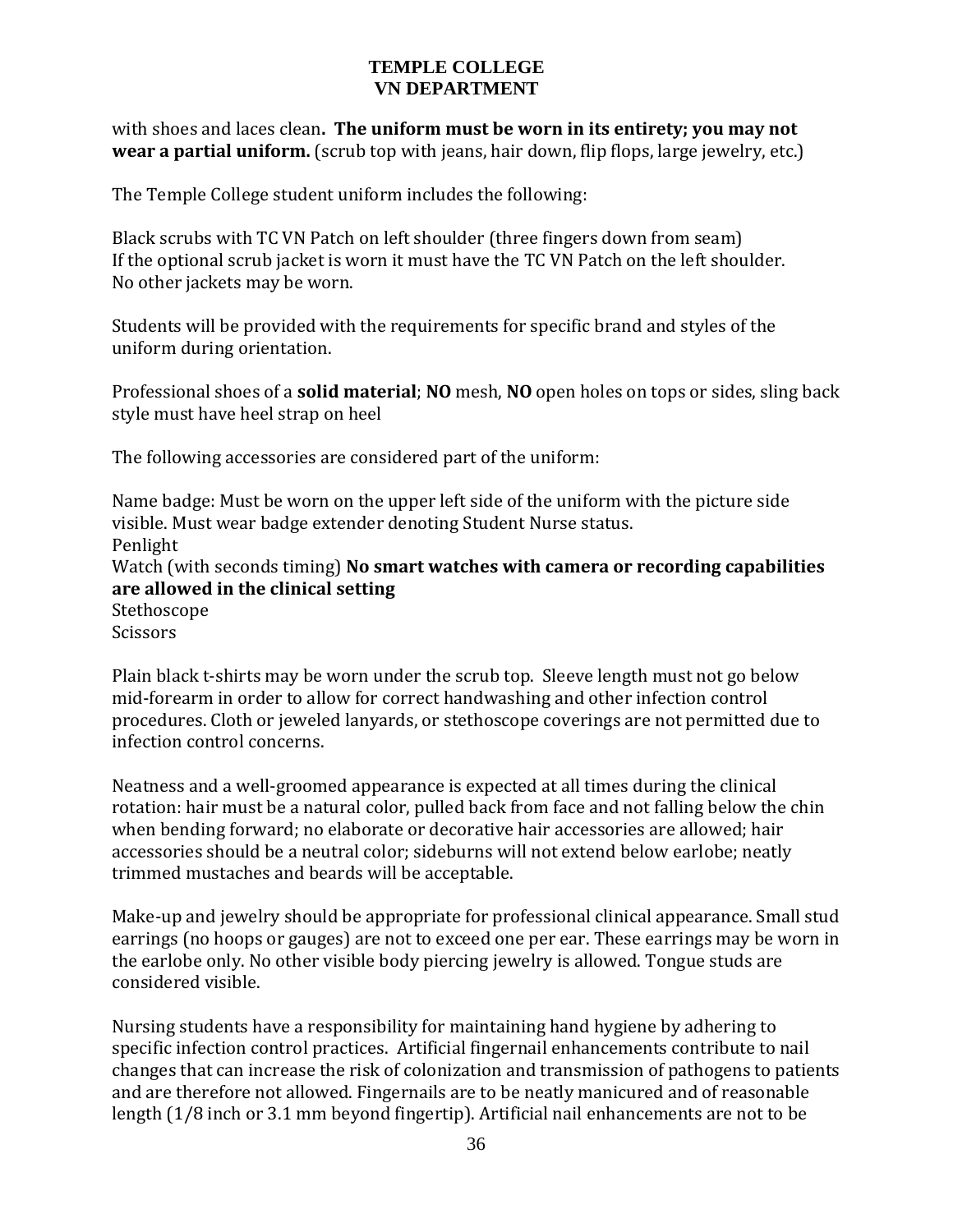with shoes and laces clean**. The uniform must be worn in its entirety; you may not wear a partial uniform.** (scrub top with jeans, hair down, flip flops, large jewelry, etc.)

The Temple College student uniform includes the following:

Black scrubs with TC VN Patch on left shoulder (three fingers down from seam)
If the optional scrub jacket is worn it must have the TC VN Patch on the left shoulder.
No other jackets may be worn.

Students will be provided with the requirements for specific brand and styles of the uniform during orientation.

Professional shoes of a **solid material**; **NO** mesh, **NO** open holes on tops or sides, sling back style must have heel strap on heel

The following accessories are considered part of the uniform:

Name badge: Must be worn on the upper left side of the uniform with the picture side visible. Must wear badge extender denoting Student Nurse status.
Penlight
Watch (with seconds timing) **No smart watches with camera or recording capabilities are allowed in the clinical setting**
Stethoscope
Scissors

Plain black t-shirts may be worn under the scrub top. Sleeve length must not go below mid-forearm in order to allow for correct handwashing and other infection control procedures. Cloth or jeweled lanyards, or stethoscope coverings are not permitted due to infection control concerns.

Neatness and a well-groomed appearance is expected at all times during the clinical rotation: hair must be a natural color, pulled back from face and not falling below the chin when bending forward; no elaborate or decorative hair accessories are allowed; hair accessories should be a neutral color; sideburns will not extend below earlobe; neatly trimmed mustaches and beards will be acceptable.

Make-up and jewelry should be appropriate for professional clinical appearance. Small stud earrings (no hoops or gauges) are not to exceed one per ear. These earrings may be worn in the earlobe only. No other visible body piercing jewelry is allowed. Tongue studs are considered visible.

Nursing students have a responsibility for maintaining hand hygiene by adhering to specific infection control practices. Artificial fingernail enhancements contribute to nail changes that can increase the risk of colonization and transmission of pathogens to patients and are therefore not allowed. Fingernails are to be neatly manicured and of reasonable length (1/8 inch or 3.1 mm beyond fingertip). Artificial nail enhancements are not to be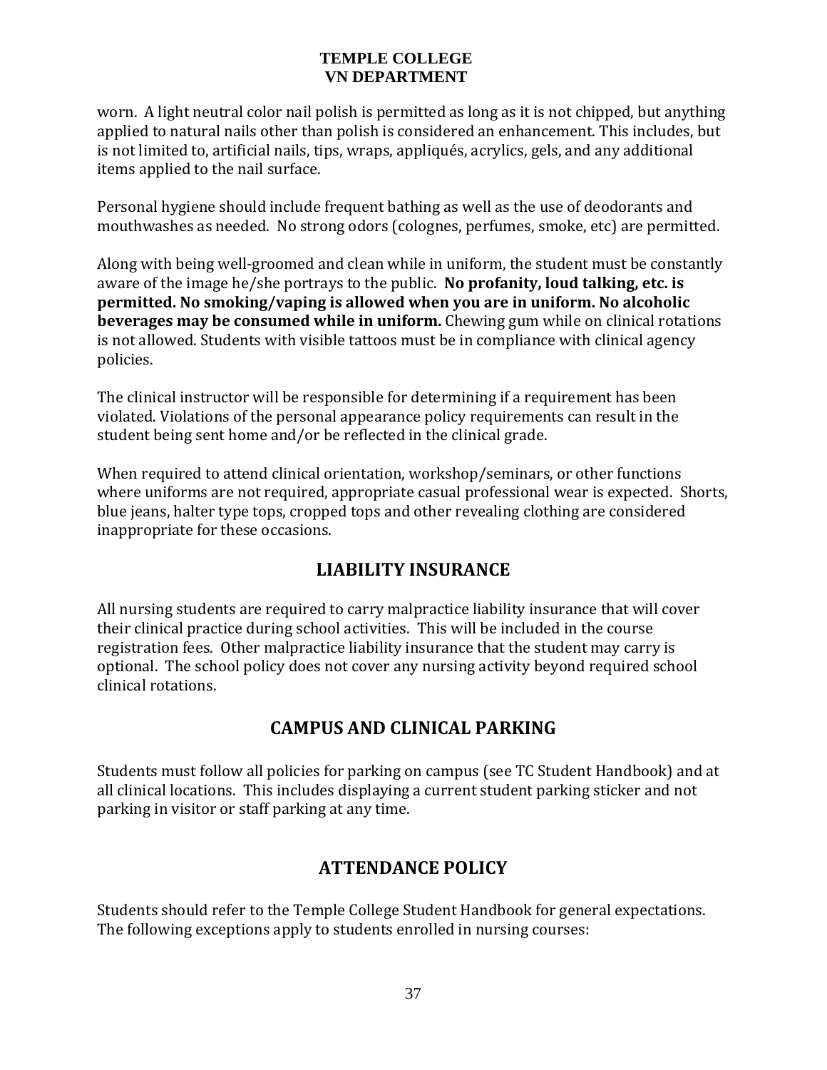worn. A light neutral color nail polish is permitted as long as it is not chipped, but anything applied to natural nails other than polish is considered an enhancement. This includes, but is not limited to, artificial nails, tips, wraps, appliqués, acrylics, gels, and any additional items applied to the nail surface.

Personal hygiene should include frequent bathing as well as the use of deodorants and mouthwashes as needed. No strong odors (colognes, perfumes, smoke, etc) are permitted.

Along with being well-groomed and clean while in uniform, the student must be constantly aware of the image he/she portrays to the public. **No profanity, loud talking, etc. is permitted. No smoking/vaping is allowed when you are in uniform. No alcoholic beverages may be consumed while in uniform.** Chewing gum while on clinical rotations is not allowed. Students with visible tattoos must be in compliance with clinical agency policies.

The clinical instructor will be responsible for determining if a requirement has been violated. Violations of the personal appearance policy requirements can result in the student being sent home and/or be reflected in the clinical grade.

When required to attend clinical orientation, workshop/seminars, or other functions where uniforms are not required, appropriate casual professional wear is expected. Shorts, blue jeans, halter type tops, cropped tops and other revealing clothing are considered inappropriate for these occasions.

## LIABILITY INSURANCE

All nursing students are required to carry malpractice liability insurance that will cover their clinical practice during school activities. This will be included in the course registration fees. Other malpractice liability insurance that the student may carry is optional. The school policy does not cover any nursing activity beyond required school clinical rotations.

## CAMPUS AND CLINICAL PARKING

Students must follow all policies for parking on campus (see TC Student Handbook) and at all clinical locations. This includes displaying a current student parking sticker and not parking in visitor or staff parking at any time.

## ATTENDANCE POLICY

Students should refer to the Temple College Student Handbook for general expectations. The following exceptions apply to students enrolled in nursing courses: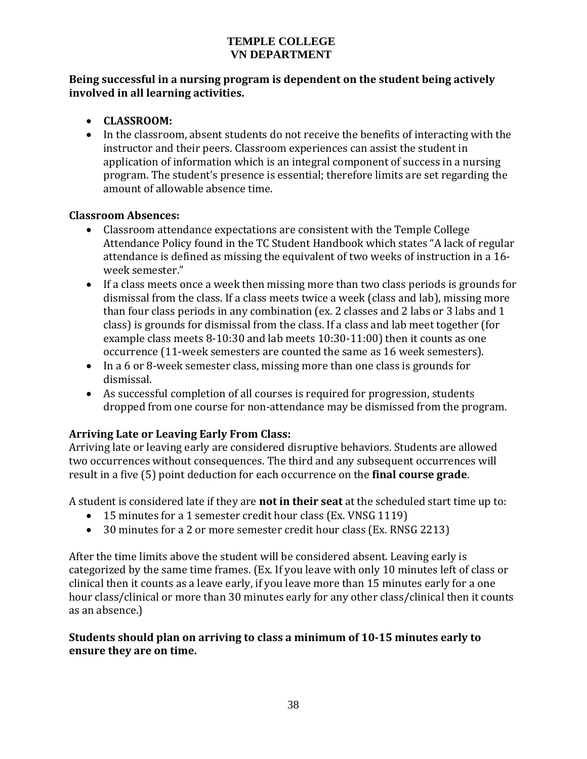# TEMPLE COLLEGE
## VN DEPARTMENT

**Being successful in a nursing program is dependent on the student being actively involved in all learning activities.**

- **CLASSROOM:**
- In the classroom, absent students do not receive the benefits of interacting with the instructor and their peers. Classroom experiences can assist the student in application of information which is an integral component of success in a nursing program. The student's presence is essential; therefore limits are set regarding the amount of allowable absence time.

### Classroom Absences:

- Classroom attendance expectations are consistent with the Temple College Attendance Policy found in the TC Student Handbook which states "A lack of regular attendance is defined as missing the equivalent of two weeks of instruction in a 16-week semester."
- If a class meets once a week then missing more than two class periods is grounds for dismissal from the class. If a class meets twice a week (class and lab), missing more than four class periods in any combination (ex. 2 classes and 2 labs or 3 labs and 1 class) is grounds for dismissal from the class. If a class and lab meet together (for example class meets 8-10:30 and lab meets 10:30-11:00) then it counts as one occurrence (11-week semesters are counted the same as 16 week semesters).
- In a 6 or 8-week semester class, missing more than one class is grounds for dismissal.
- As successful completion of all courses is required for progression, students dropped from one course for non-attendance may be dismissed from the program.

### Arriving Late or Leaving Early From Class:

Arriving late or leaving early are considered disruptive behaviors. Students are allowed two occurrences without consequences. The third and any subsequent occurrences will result in a five (5) point deduction for each occurrence on the **final course grade**.

A student is considered late if they are **not in their seat** at the scheduled start time up to:

- 15 minutes for a 1 semester credit hour class (Ex. VNSG 1119)
- 30 minutes for a 2 or more semester credit hour class (Ex. RNSG 2213)

After the time limits above the student will be considered absent. Leaving early is categorized by the same time frames. (Ex. If you leave with only 10 minutes left of class or clinical then it counts as a leave early, if you leave more than 15 minutes early for a one hour class/clinical or more than 30 minutes early for any other class/clinical then it counts as an absence.)

**Students should plan on arriving to class a minimum of 10-15 minutes early to ensure they are on time.**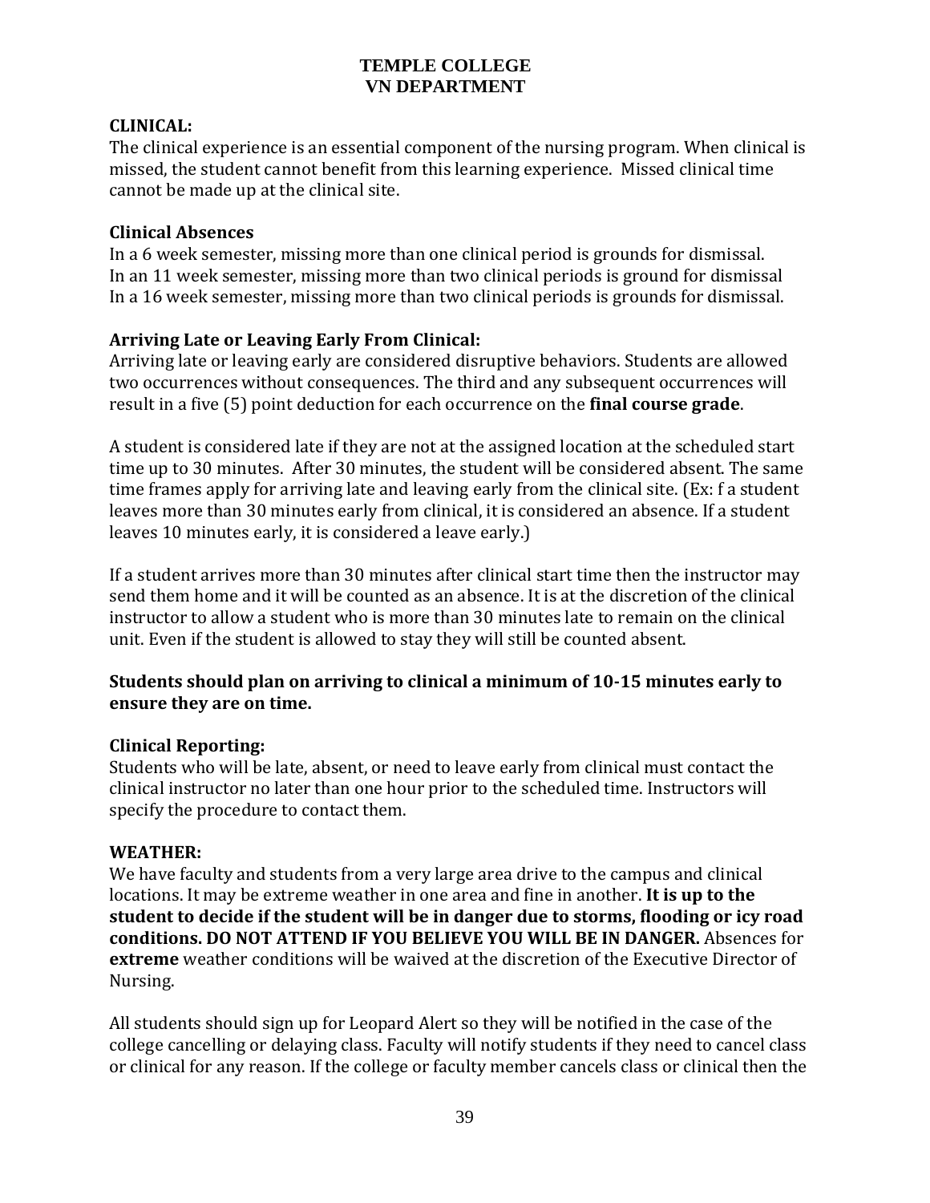**TEMPLE COLLEGE**
**VN DEPARTMENT**

**CLINICAL:**
The clinical experience is an essential component of the nursing program. When clinical is missed, the student cannot benefit from this learning experience. Missed clinical time cannot be made up at the clinical site.

**Clinical Absences**
In a 6 week semester, missing more than one clinical period is grounds for dismissal.
In an 11 week semester, missing more than two clinical periods is ground for dismissal
In a 16 week semester, missing more than two clinical periods is grounds for dismissal.

**Arriving Late or Leaving Early From Clinical:**
Arriving late or leaving early are considered disruptive behaviors. Students are allowed two occurrences without consequences. The third and any subsequent occurrences will result in a five (5) point deduction for each occurrence on the **final course grade**.

A student is considered late if they are not at the assigned location at the scheduled start time up to 30 minutes. After 30 minutes, the student will be considered absent. The same time frames apply for arriving late and leaving early from the clinical site. (Ex: f a student leaves more than 30 minutes early from clinical, it is considered an absence. If a student leaves 10 minutes early, it is considered a leave early.)

If a student arrives more than 30 minutes after clinical start time then the instructor may send them home and it will be counted as an absence. It is at the discretion of the clinical instructor to allow a student who is more than 30 minutes late to remain on the clinical unit. Even if the student is allowed to stay they will still be counted absent.

**Students should plan on arriving to clinical a minimum of 10-15 minutes early to ensure they are on time.**

**Clinical Reporting:**
Students who will be late, absent, or need to leave early from clinical must contact the clinical instructor no later than one hour prior to the scheduled time. Instructors will specify the procedure to contact them.

**WEATHER:**
We have faculty and students from a very large area drive to the campus and clinical locations. It may be extreme weather in one area and fine in another. **It is up to the student to decide if the student will be in danger due to storms, flooding or icy road conditions. DO NOT ATTEND IF YOU BELIEVE YOU WILL BE IN DANGER.** Absences for **extreme** weather conditions will be waived at the discretion of the Executive Director of Nursing.

All students should sign up for Leopard Alert so they will be notified in the case of the college cancelling or delaying class. Faculty will notify students if they need to cancel class or clinical for any reason. If the college or faculty member cancels class or clinical then the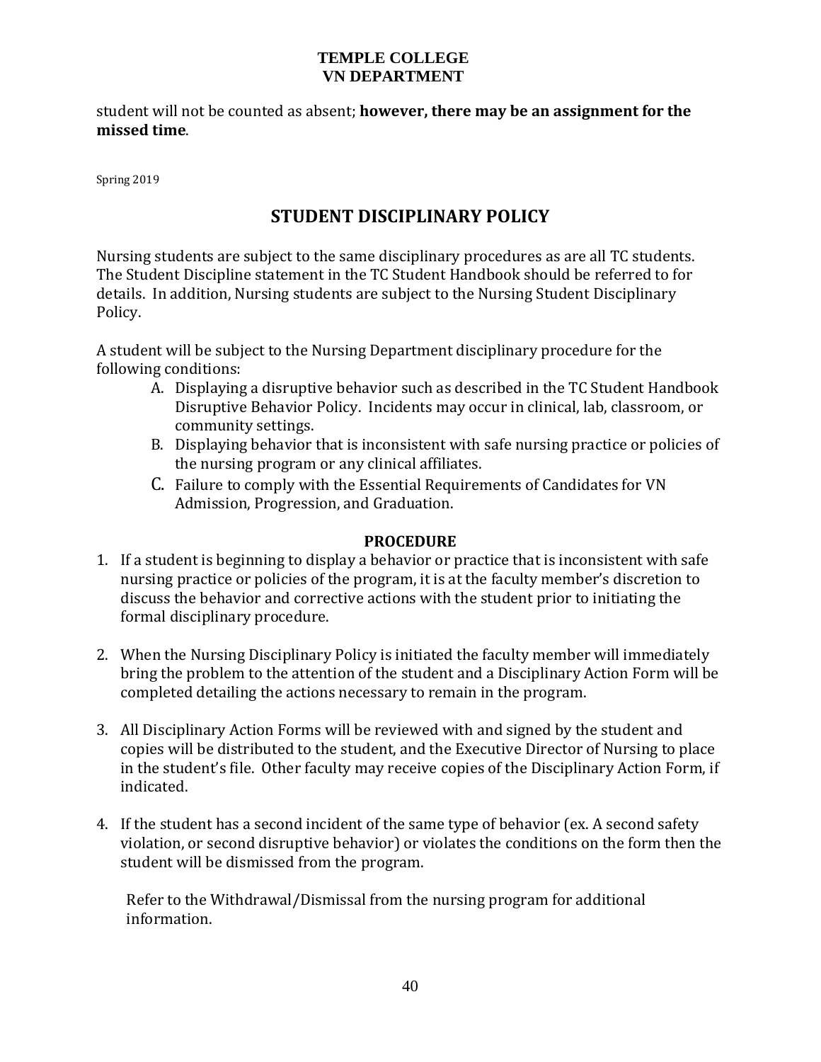student will not be counted as absent; **however, there may be an assignment for the missed time**.

Spring 2019

## STUDENT DISCIPLINARY POLICY

Nursing students are subject to the same disciplinary procedures as are all TC students. The Student Discipline statement in the TC Student Handbook should be referred to for details. In addition, Nursing students are subject to the Nursing Student Disciplinary Policy.

A student will be subject to the Nursing Department disciplinary procedure for the following conditions:

A. Displaying a disruptive behavior such as described in the TC Student Handbook Disruptive Behavior Policy. Incidents may occur in clinical, lab, classroom, or community settings.
B. Displaying behavior that is inconsistent with safe nursing practice or policies of the nursing program or any clinical affiliates.
C. Failure to comply with the Essential Requirements of Candidates for VN Admission, Progression, and Graduation.

### PROCEDURE

1. If a student is beginning to display a behavior or practice that is inconsistent with safe nursing practice or policies of the program, it is at the faculty member's discretion to discuss the behavior and corrective actions with the student prior to initiating the formal disciplinary procedure.

2. When the Nursing Disciplinary Policy is initiated the faculty member will immediately bring the problem to the attention of the student and a Disciplinary Action Form will be completed detailing the actions necessary to remain in the program.

3. All Disciplinary Action Forms will be reviewed with and signed by the student and copies will be distributed to the student, and the Executive Director of Nursing to place in the student's file. Other faculty may receive copies of the Disciplinary Action Form, if indicated.

4. If the student has a second incident of the same type of behavior (ex. A second safety violation, or second disruptive behavior) or violates the conditions on the form then the student will be dismissed from the program.

   Refer to the Withdrawal/Dismissal from the nursing program for additional information.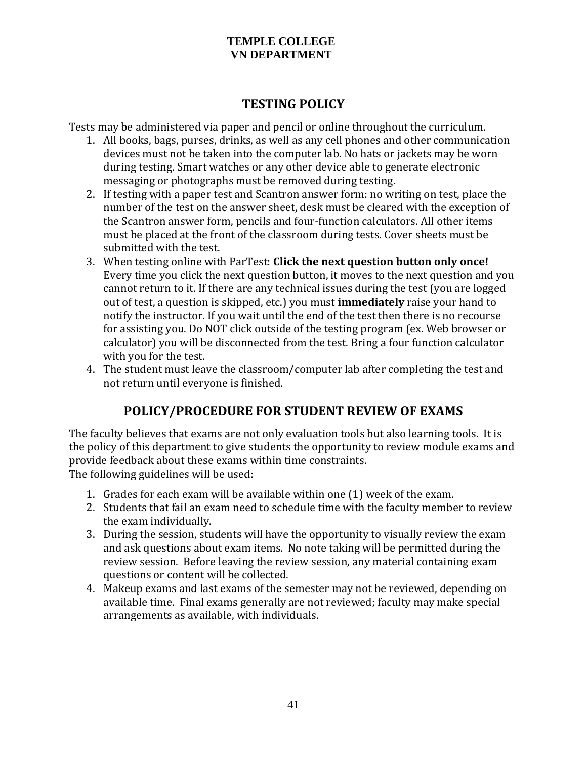**TEMPLE COLLEGE**
**VN DEPARTMENT**

## TESTING POLICY

Tests may be administered via paper and pencil or online throughout the curriculum.

1. All books, bags, purses, drinks, as well as any cell phones and other communication devices must not be taken into the computer lab. No hats or jackets may be worn during testing. Smart watches or any other device able to generate electronic messaging or photographs must be removed during testing.
2. If testing with a paper test and Scantron answer form: no writing on test, place the number of the test on the answer sheet, desk must be cleared with the exception of the Scantron answer form, pencils and four-function calculators. All other items must be placed at the front of the classroom during tests. Cover sheets must be submitted with the test.
3. When testing online with ParTest: **Click the next question button only once!** Every time you click the next question button, it moves to the next question and you cannot return to it. If there are any technical issues during the test (you are logged out of test, a question is skipped, etc.) you must **immediately** raise your hand to notify the instructor. If you wait until the end of the test then there is no recourse for assisting you. Do NOT click outside of the testing program (ex. Web browser or calculator) you will be disconnected from the test. Bring a four function calculator with you for the test.
4. The student must leave the classroom/computer lab after completing the test and not return until everyone is finished.

## POLICY/PROCEDURE FOR STUDENT REVIEW OF EXAMS

The faculty believes that exams are not only evaluation tools but also learning tools. It is the policy of this department to give students the opportunity to review module exams and provide feedback about these exams within time constraints.
The following guidelines will be used:

1. Grades for each exam will be available within one (1) week of the exam.
2. Students that fail an exam need to schedule time with the faculty member to review the exam individually.
3. During the session, students will have the opportunity to visually review the exam and ask questions about exam items. No note taking will be permitted during the review session. Before leaving the review session, any material containing exam questions or content will be collected.
4. Makeup exams and last exams of the semester may not be reviewed, depending on available time. Final exams generally are not reviewed; faculty may make special arrangements as available, with individuals.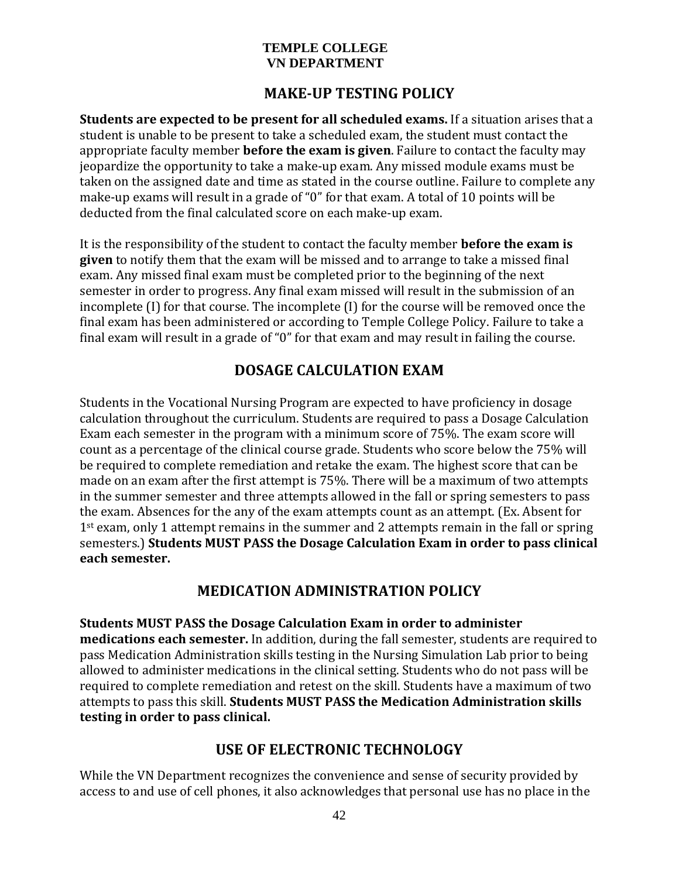**TEMPLE COLLEGE**
**VN DEPARTMENT**

## MAKE-UP TESTING POLICY

**Students are expected to be present for all scheduled exams.** If a situation arises that a student is unable to be present to take a scheduled exam, the student must contact the appropriate faculty member **before the exam is given**. Failure to contact the faculty may jeopardize the opportunity to take a make-up exam. Any missed module exams must be taken on the assigned date and time as stated in the course outline. Failure to complete any make-up exams will result in a grade of "0" for that exam. A total of 10 points will be deducted from the final calculated score on each make-up exam.

It is the responsibility of the student to contact the faculty member **before the exam is given** to notify them that the exam will be missed and to arrange to take a missed final exam. Any missed final exam must be completed prior to the beginning of the next semester in order to progress. Any final exam missed will result in the submission of an incomplete (I) for that course. The incomplete (I) for the course will be removed once the final exam has been administered or according to Temple College Policy. Failure to take a final exam will result in a grade of "0" for that exam and may result in failing the course.

## DOSAGE CALCULATION EXAM

Students in the Vocational Nursing Program are expected to have proficiency in dosage calculation throughout the curriculum. Students are required to pass a Dosage Calculation Exam each semester in the program with a minimum score of 75%. The exam score will count as a percentage of the clinical course grade. Students who score below the 75% will be required to complete remediation and retake the exam. The highest score that can be made on an exam after the first attempt is 75%. There will be a maximum of two attempts in the summer semester and three attempts allowed in the fall or spring semesters to pass the exam. Absences for the any of the exam attempts count as an attempt. (Ex. Absent for 1st exam, only 1 attempt remains in the summer and 2 attempts remain in the fall or spring semesters.) **Students MUST PASS the Dosage Calculation Exam in order to pass clinical each semester.**

## MEDICATION ADMINISTRATION POLICY

**Students MUST PASS the Dosage Calculation Exam in order to administer medications each semester.** In addition, during the fall semester, students are required to pass Medication Administration skills testing in the Nursing Simulation Lab prior to being allowed to administer medications in the clinical setting. Students who do not pass will be required to complete remediation and retest on the skill. Students have a maximum of two attempts to pass this skill. **Students MUST PASS the Medication Administration skills testing in order to pass clinical.**

## USE OF ELECTRONIC TECHNOLOGY

While the VN Department recognizes the convenience and sense of security provided by access to and use of cell phones, it also acknowledges that personal use has no place in the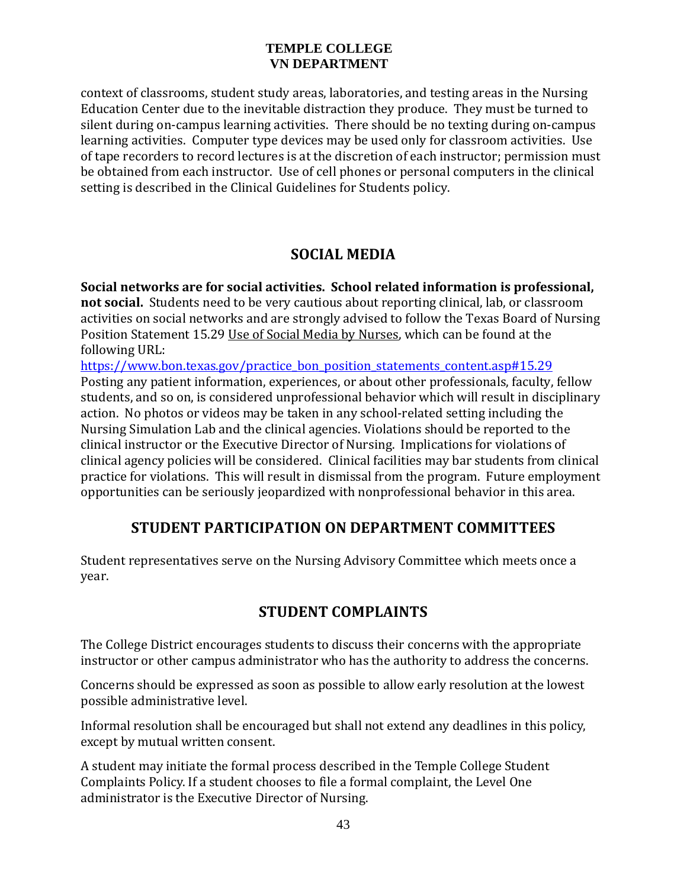context of classrooms, student study areas, laboratories, and testing areas in the Nursing Education Center due to the inevitable distraction they produce. They must be turned to silent during on-campus learning activities. There should be no texting during on-campus learning activities. Computer type devices may be used only for classroom activities. Use of tape recorders to record lectures is at the discretion of each instructor; permission must be obtained from each instructor. Use of cell phones or personal computers in the clinical setting is described in the Clinical Guidelines for Students policy.

## SOCIAL MEDIA

**Social networks are for social activities. School related information is professional, not social.** Students need to be very cautious about reporting clinical, lab, or classroom activities on social networks and are strongly advised to follow the Texas Board of Nursing Position Statement 15.29 Use of Social Media by Nurses, which can be found at the following URL:
https://www.bon.texas.gov/practice_bon_position_statements_content.asp#15.29
Posting any patient information, experiences, or about other professionals, faculty, fellow students, and so on, is considered unprofessional behavior which will result in disciplinary action. No photos or videos may be taken in any school-related setting including the Nursing Simulation Lab and the clinical agencies. Violations should be reported to the clinical instructor or the Executive Director of Nursing. Implications for violations of clinical agency policies will be considered. Clinical facilities may bar students from clinical practice for violations. This will result in dismissal from the program. Future employment opportunities can be seriously jeopardized with nonprofessional behavior in this area.

## STUDENT PARTICIPATION ON DEPARTMENT COMMITTEES

Student representatives serve on the Nursing Advisory Committee which meets once a year.

## STUDENT COMPLAINTS

The College District encourages students to discuss their concerns with the appropriate instructor or other campus administrator who has the authority to address the concerns.

Concerns should be expressed as soon as possible to allow early resolution at the lowest possible administrative level.

Informal resolution shall be encouraged but shall not extend any deadlines in this policy, except by mutual written consent.

A student may initiate the formal process described in the Temple College Student Complaints Policy. If a student chooses to file a formal complaint, the Level One administrator is the Executive Director of Nursing.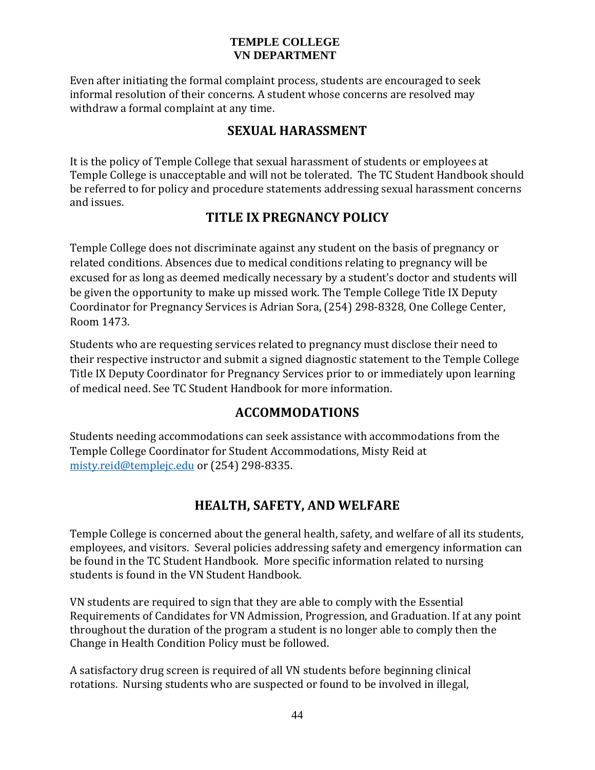Even after initiating the formal complaint process, students are encouraged to seek informal resolution of their concerns. A student whose concerns are resolved may withdraw a formal complaint at any time.

## SEXUAL HARASSMENT

It is the policy of Temple College that sexual harassment of students or employees at Temple College is unacceptable and will not be tolerated. The TC Student Handbook should be referred to for policy and procedure statements addressing sexual harassment concerns and issues.

## TITLE IX PREGNANCY POLICY

Temple College does not discriminate against any student on the basis of pregnancy or related conditions. Absences due to medical conditions relating to pregnancy will be excused for as long as deemed medically necessary by a student's doctor and students will be given the opportunity to make up missed work. The Temple College Title IX Deputy Coordinator for Pregnancy Services is Adrian Sora, (254) 298-8328, One College Center, Room 1473.

Students who are requesting services related to pregnancy must disclose their need to their respective instructor and submit a signed diagnostic statement to the Temple College Title IX Deputy Coordinator for Pregnancy Services prior to or immediately upon learning of medical need. See TC Student Handbook for more information.

## ACCOMMODATIONS

Students needing accommodations can seek assistance with accommodations from the Temple College Coordinator for Student Accommodations, Misty Reid at [misty.reid@templejc.edu](mailto:misty.reid@templejc.edu) or (254) 298-8335.

## HEALTH, SAFETY, AND WELFARE

Temple College is concerned about the general health, safety, and welfare of all its students, employees, and visitors. Several policies addressing safety and emergency information can be found in the TC Student Handbook. More specific information related to nursing students is found in the VN Student Handbook.

VN students are required to sign that they are able to comply with the Essential Requirements of Candidates for VN Admission, Progression, and Graduation. If at any point throughout the duration of the program a student is no longer able to comply then the Change in Health Condition Policy must be followed.

A satisfactory drug screen is required of all VN students before beginning clinical rotations. Nursing students who are suspected or found to be involved in illegal,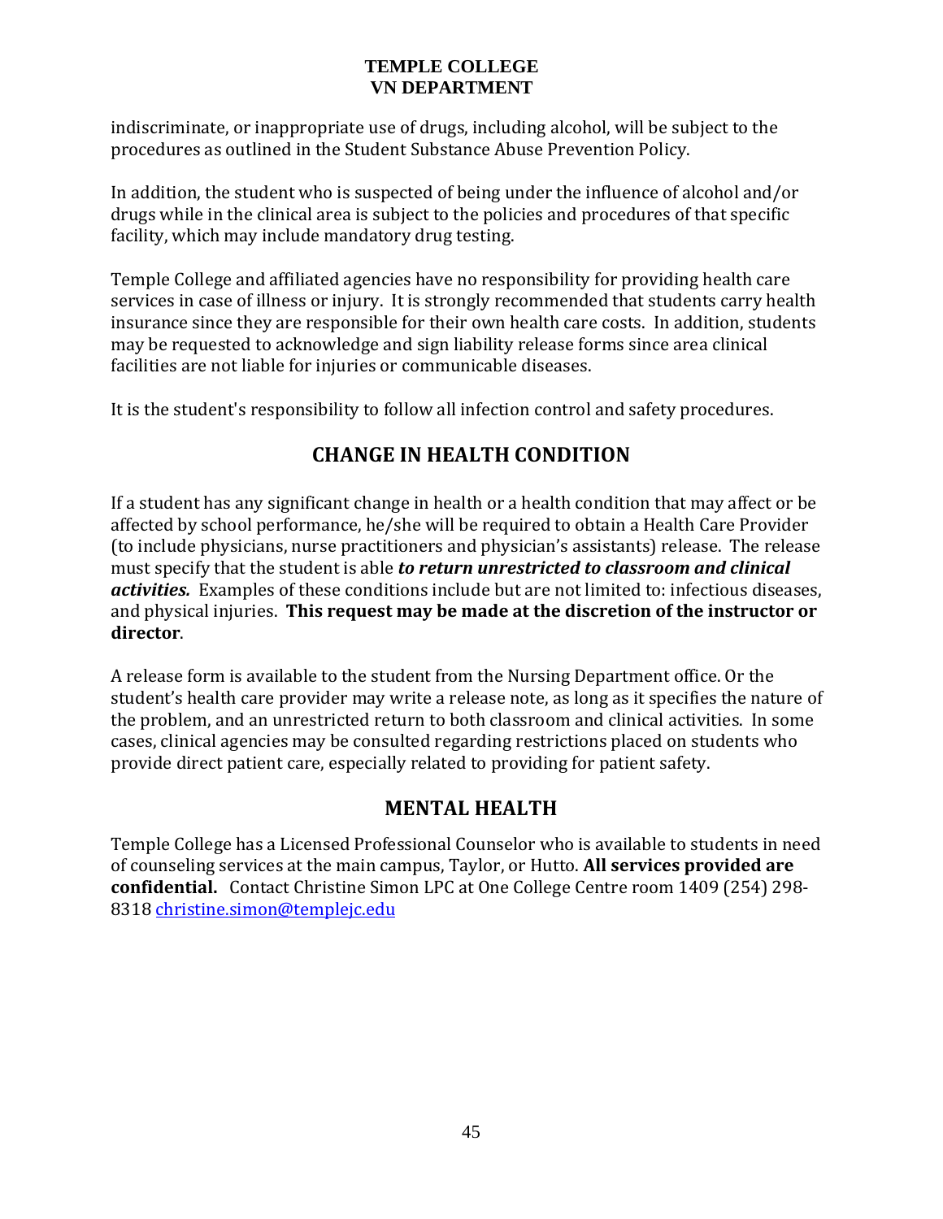indiscriminate, or inappropriate use of drugs, including alcohol, will be subject to the procedures as outlined in the Student Substance Abuse Prevention Policy.

In addition, the student who is suspected of being under the influence of alcohol and/or drugs while in the clinical area is subject to the policies and procedures of that specific facility, which may include mandatory drug testing.

Temple College and affiliated agencies have no responsibility for providing health care services in case of illness or injury. It is strongly recommended that students carry health insurance since they are responsible for their own health care costs. In addition, students may be requested to acknowledge and sign liability release forms since area clinical facilities are not liable for injuries or communicable diseases.

It is the student's responsibility to follow all infection control and safety procedures.

## CHANGE IN HEALTH CONDITION

If a student has any significant change in health or a health condition that may affect or be affected by school performance, he/she will be required to obtain a Health Care Provider (to include physicians, nurse practitioners and physician's assistants) release. The release must specify that the student is able ***to return unrestricted to classroom and clinical activities.*** Examples of these conditions include but are not limited to: infectious diseases, and physical injuries. **This request may be made at the discretion of the instructor or director**.

A release form is available to the student from the Nursing Department office. Or the student's health care provider may write a release note, as long as it specifies the nature of the problem, and an unrestricted return to both classroom and clinical activities. In some cases, clinical agencies may be consulted regarding restrictions placed on students who provide direct patient care, especially related to providing for patient safety.

## MENTAL HEALTH

Temple College has a Licensed Professional Counselor who is available to students in need of counseling services at the main campus, Taylor, or Hutto. **All services provided are confidential.** Contact Christine Simon LPC at One College Centre room 1409 (254) 298-8318 christine.simon@templejc.edu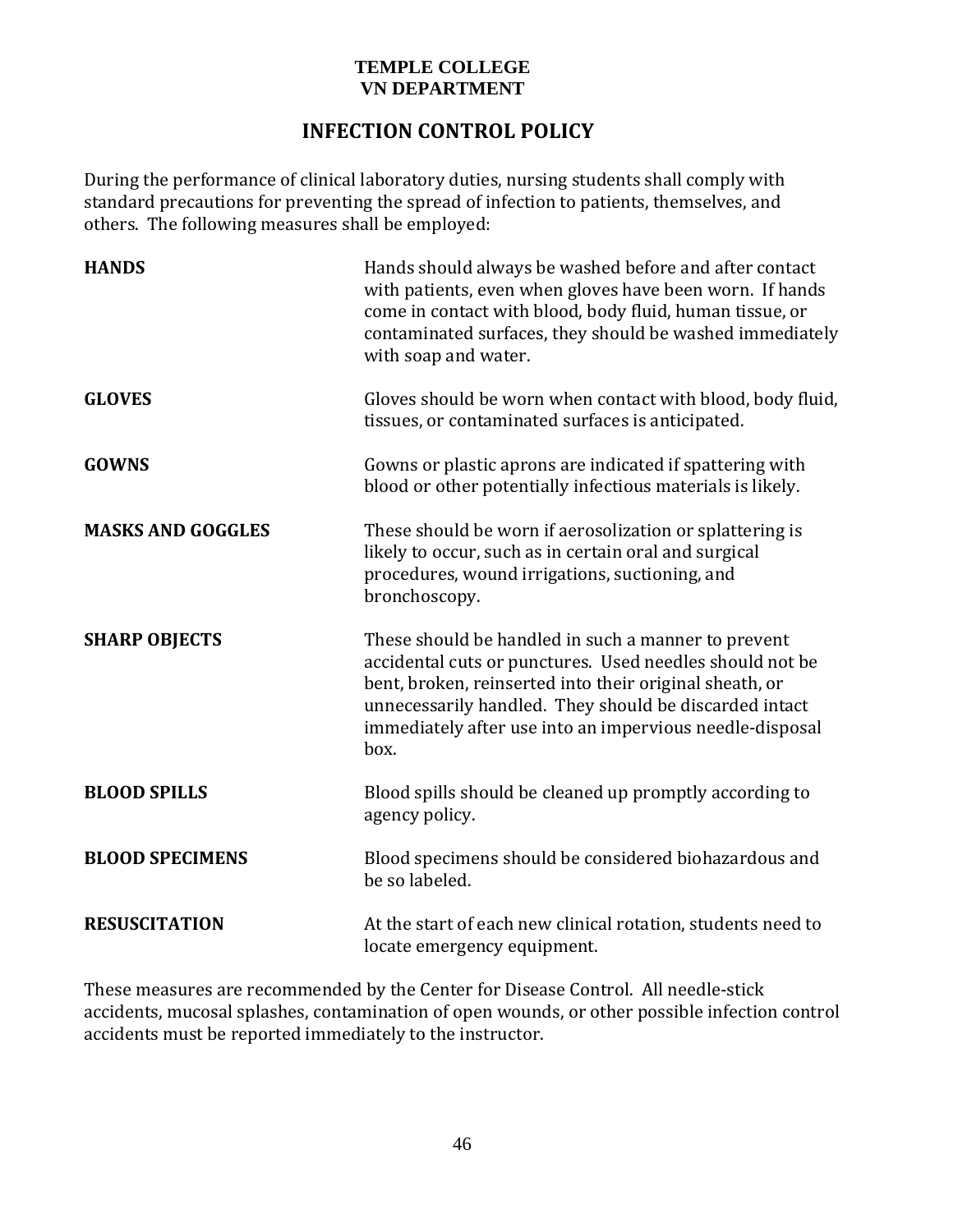**TEMPLE COLLEGE**
**VN DEPARTMENT**

# INFECTION CONTROL POLICY

During the performance of clinical laboratory duties, nursing students shall comply with standard precautions for preventing the spread of infection to patients, themselves, and others. The following measures shall be employed:

| | |
|---|---|
| **HANDS** | Hands should always be washed before and after contact with patients, even when gloves have been worn. If hands come in contact with blood, body fluid, human tissue, or contaminated surfaces, they should be washed immediately with soap and water. |
| **GLOVES** | Gloves should be worn when contact with blood, body fluid, tissues, or contaminated surfaces is anticipated. |
| **GOWNS** | Gowns or plastic aprons are indicated if spattering with blood or other potentially infectious materials is likely. |
| **MASKS AND GOGGLES** | These should be worn if aerosolization or splattering is likely to occur, such as in certain oral and surgical procedures, wound irrigations, suctioning, and bronchoscopy. |
| **SHARP OBJECTS** | These should be handled in such a manner to prevent accidental cuts or punctures. Used needles should not be bent, broken, reinserted into their original sheath, or unnecessarily handled. They should be discarded intact immediately after use into an impervious needle-disposal box. |
| **BLOOD SPILLS** | Blood spills should be cleaned up promptly according to agency policy. |
| **BLOOD SPECIMENS** | Blood specimens should be considered biohazardous and be so labeled. |
| **RESUSCITATION** | At the start of each new clinical rotation, students need to locate emergency equipment. |

These measures are recommended by the Center for Disease Control. All needle-stick accidents, mucosal splashes, contamination of open wounds, or other possible infection control accidents must be reported immediately to the instructor.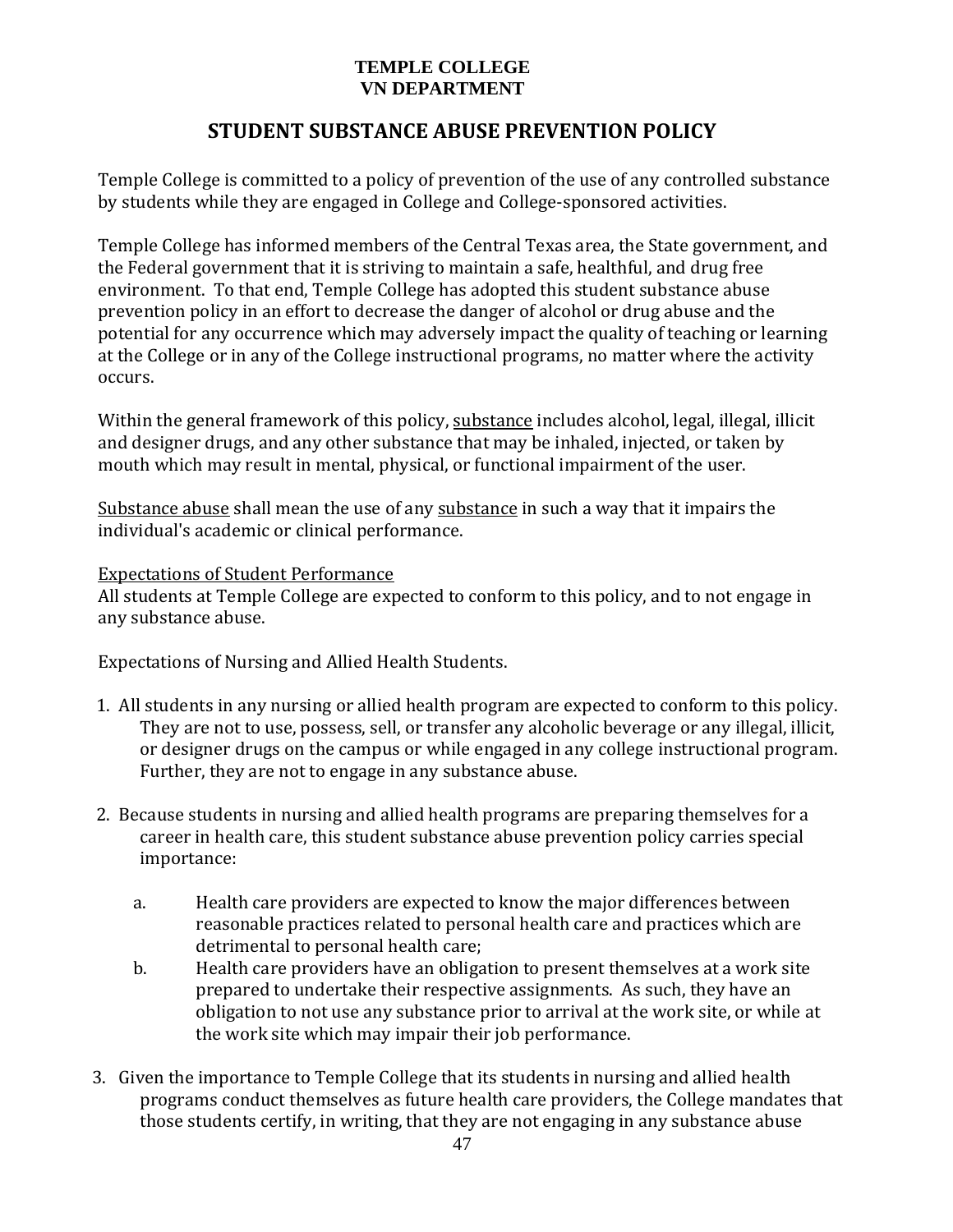**TEMPLE COLLEGE**
**VN DEPARTMENT**

# STUDENT SUBSTANCE ABUSE PREVENTION POLICY

Temple College is committed to a policy of prevention of the use of any controlled substance by students while they are engaged in College and College-sponsored activities.

Temple College has informed members of the Central Texas area, the State government, and the Federal government that it is striving to maintain a safe, healthful, and drug free environment. To that end, Temple College has adopted this student substance abuse prevention policy in an effort to decrease the danger of alcohol or drug abuse and the potential for any occurrence which may adversely impact the quality of teaching or learning at the College or in any of the College instructional programs, no matter where the activity occurs.

Within the general framework of this policy, <u>substance</u> includes alcohol, legal, illegal, illicit and designer drugs, and any other substance that may be inhaled, injected, or taken by mouth which may result in mental, physical, or functional impairment of the user.

<u>Substance abuse</u> shall mean the use of any <u>substance</u> in such a way that it impairs the individual's academic or clinical performance.

<u>Expectations of Student Performance</u>
All students at Temple College are expected to conform to this policy, and to not engage in any substance abuse.

Expectations of Nursing and Allied Health Students.

1. All students in any nursing or allied health program are expected to conform to this policy. They are not to use, possess, sell, or transfer any alcoholic beverage or any illegal, illicit, or designer drugs on the campus or while engaged in any college instructional program. Further, they are not to engage in any substance abuse.

2. Because students in nursing and allied health programs are preparing themselves for a career in health care, this student substance abuse prevention policy carries special importance:

    a. Health care providers are expected to know the major differences between reasonable practices related to personal health care and practices which are detrimental to personal health care;
    b. Health care providers have an obligation to present themselves at a work site prepared to undertake their respective assignments. As such, they have an obligation to not use any substance prior to arrival at the work site, or while at the work site which may impair their job performance.

3. Given the importance to Temple College that its students in nursing and allied health programs conduct themselves as future health care providers, the College mandates that those students certify, in writing, that they are not engaging in any substance abuse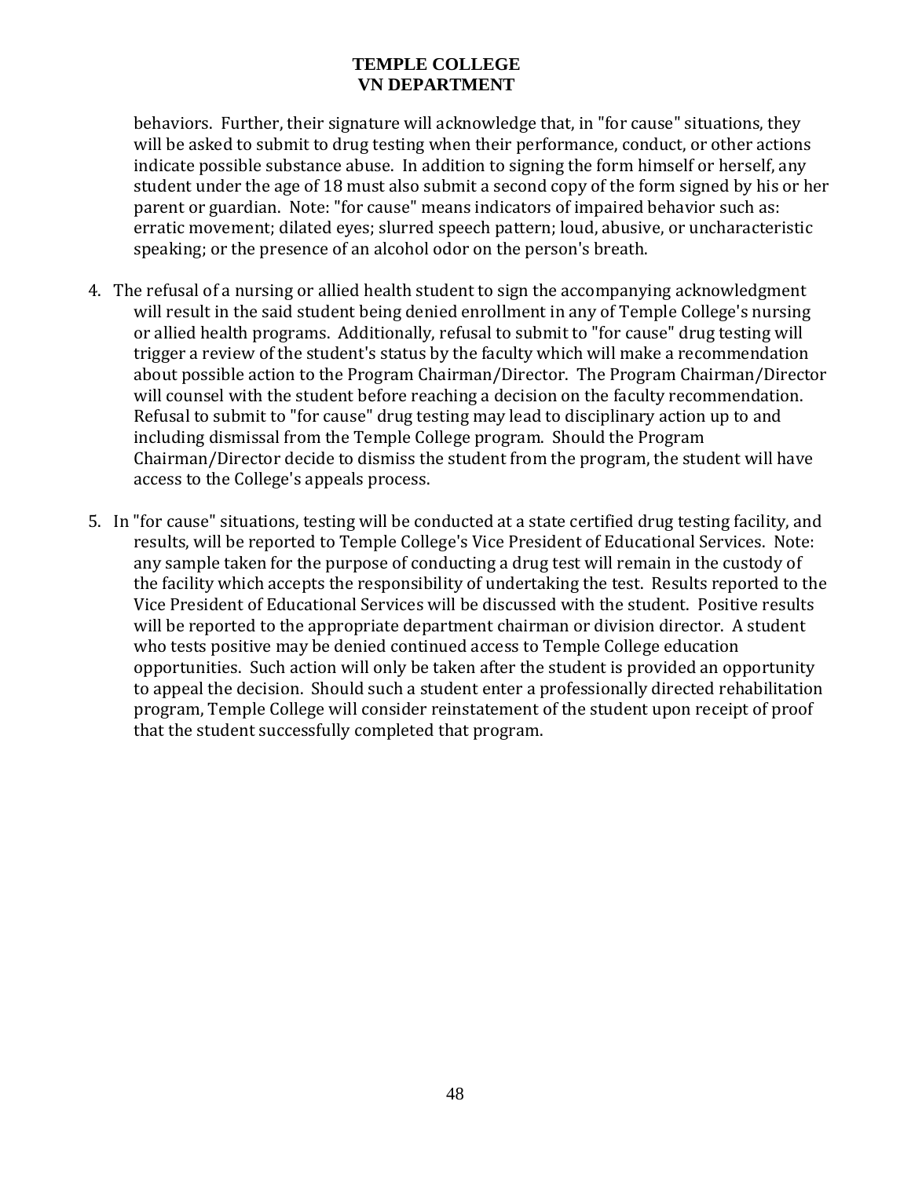behaviors. Further, their signature will acknowledge that, in "for cause" situations, they will be asked to submit to drug testing when their performance, conduct, or other actions indicate possible substance abuse. In addition to signing the form himself or herself, any student under the age of 18 must also submit a second copy of the form signed by his or her parent or guardian. Note: "for cause" means indicators of impaired behavior such as: erratic movement; dilated eyes; slurred speech pattern; loud, abusive, or uncharacteristic speaking; or the presence of an alcohol odor on the person's breath.

4. The refusal of a nursing or allied health student to sign the accompanying acknowledgment will result in the said student being denied enrollment in any of Temple College's nursing or allied health programs. Additionally, refusal to submit to "for cause" drug testing will trigger a review of the student's status by the faculty which will make a recommendation about possible action to the Program Chairman/Director. The Program Chairman/Director will counsel with the student before reaching a decision on the faculty recommendation. Refusal to submit to "for cause" drug testing may lead to disciplinary action up to and including dismissal from the Temple College program. Should the Program Chairman/Director decide to dismiss the student from the program, the student will have access to the College's appeals process.

5. In "for cause" situations, testing will be conducted at a state certified drug testing facility, and results, will be reported to Temple College's Vice President of Educational Services. Note: any sample taken for the purpose of conducting a drug test will remain in the custody of the facility which accepts the responsibility of undertaking the test. Results reported to the Vice President of Educational Services will be discussed with the student. Positive results will be reported to the appropriate department chairman or division director. A student who tests positive may be denied continued access to Temple College education opportunities. Such action will only be taken after the student is provided an opportunity to appeal the decision. Should such a student enter a professionally directed rehabilitation program, Temple College will consider reinstatement of the student upon receipt of proof that the student successfully completed that program.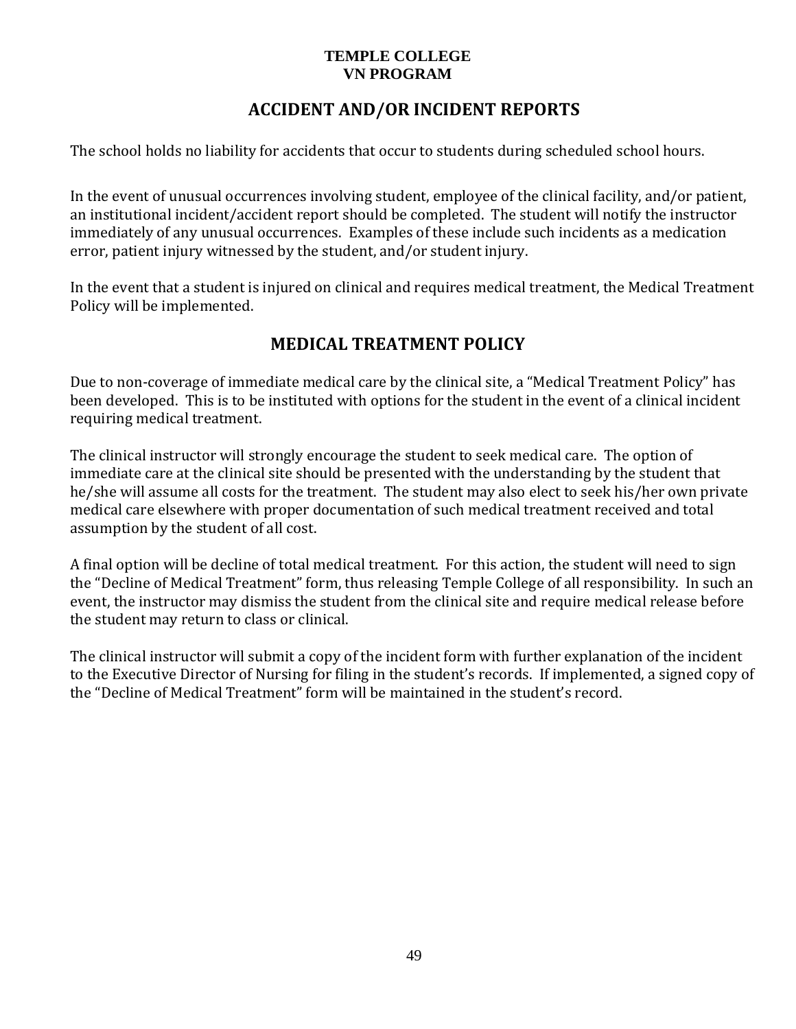**TEMPLE COLLEGE**
**VN PROGRAM**

## ACCIDENT AND/OR INCIDENT REPORTS

The school holds no liability for accidents that occur to students during scheduled school hours.

In the event of unusual occurrences involving student, employee of the clinical facility, and/or patient, an institutional incident/accident report should be completed. The student will notify the instructor immediately of any unusual occurrences. Examples of these include such incidents as a medication error, patient injury witnessed by the student, and/or student injury.

In the event that a student is injured on clinical and requires medical treatment, the Medical Treatment Policy will be implemented.

## MEDICAL TREATMENT POLICY

Due to non-coverage of immediate medical care by the clinical site, a "Medical Treatment Policy" has been developed. This is to be instituted with options for the student in the event of a clinical incident requiring medical treatment.

The clinical instructor will strongly encourage the student to seek medical care. The option of immediate care at the clinical site should be presented with the understanding by the student that he/she will assume all costs for the treatment. The student may also elect to seek his/her own private medical care elsewhere with proper documentation of such medical treatment received and total assumption by the student of all cost.

A final option will be decline of total medical treatment. For this action, the student will need to sign the "Decline of Medical Treatment" form, thus releasing Temple College of all responsibility. In such an event, the instructor may dismiss the student from the clinical site and require medical release before the student may return to class or clinical.

The clinical instructor will submit a copy of the incident form with further explanation of the incident to the Executive Director of Nursing for filing in the student's records. If implemented, a signed copy of the "Decline of Medical Treatment" form will be maintained in the student's record.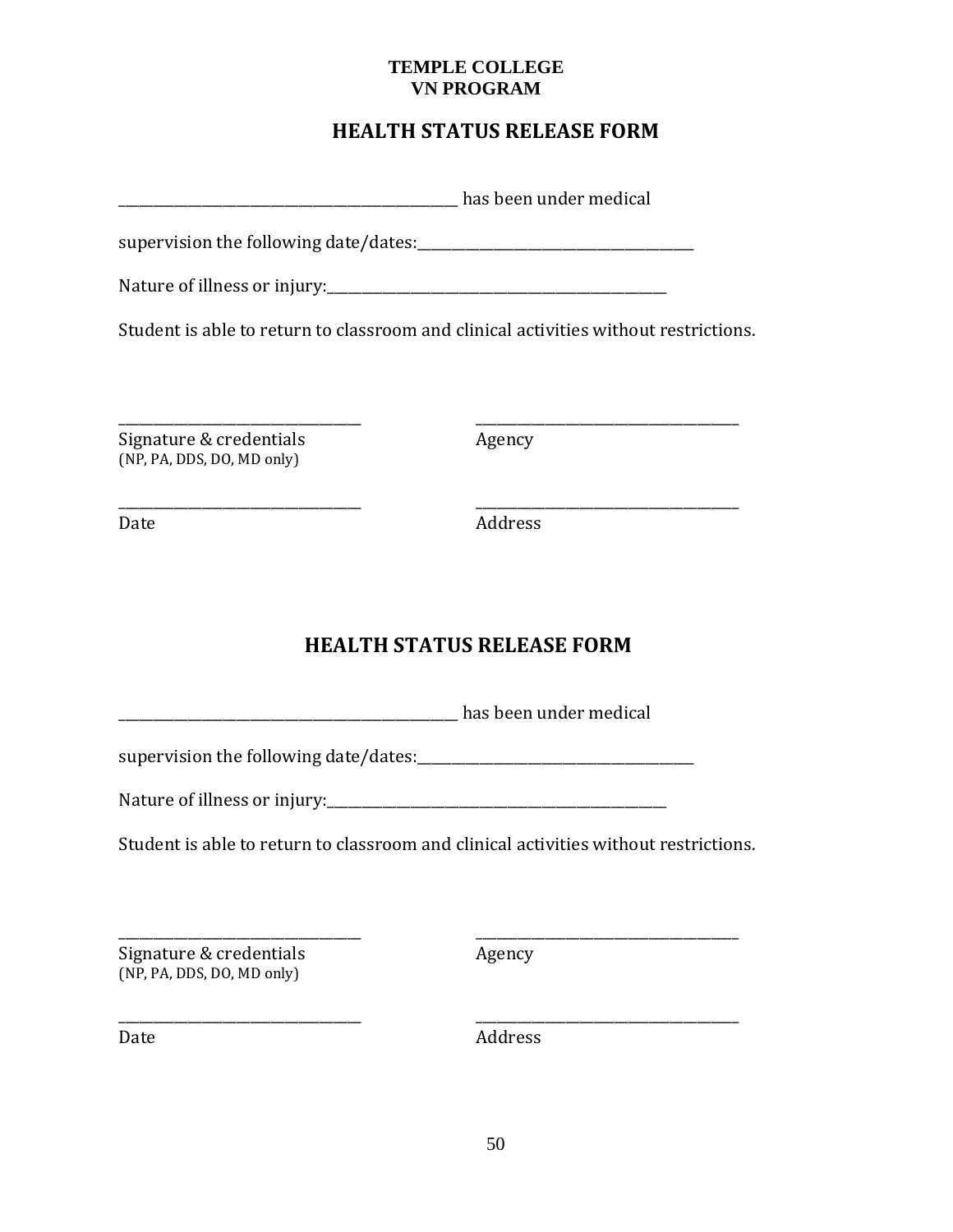**TEMPLE COLLEGE**
**VN PROGRAM**

## HEALTH STATUS RELEASE FORM

_______________________________________________ has been under medical

supervision the following date/dates:_______________________________________

Nature of illness or injury:_______________________________________________

Student is able to return to classroom and clinical activities without restrictions.

_________________________________ _________________________________

Signature & credentials
(NP, PA, DDS, DO, MD only)

Agency

_________________________________ _________________________________

Date

Address

## HEALTH STATUS RELEASE FORM

_______________________________________________ has been under medical

supervision the following date/dates:_______________________________________

Nature of illness or injury:_______________________________________________

Student is able to return to classroom and clinical activities without restrictions.

_________________________________ _________________________________

Signature & credentials
(NP, PA, DDS, DO, MD only)

Agency

_________________________________ _________________________________

Date

Address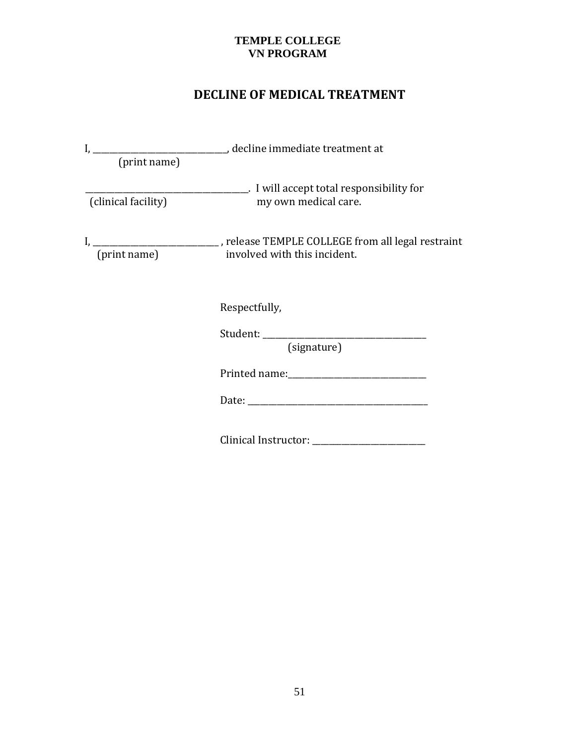**TEMPLE COLLEGE**
**VN PROGRAM**

# DECLINE OF MEDICAL TREATMENT

I, ________________________________, decline immediate treatment at
(print name)

______________________________________. I will accept total responsibility for
(clinical facility) my own medical care.

I, ______________________________ , release TEMPLE COLLEGE from all legal restraint
(print name) involved with this incident.

Respectfully,

Student: ________________________________________
(signature)

Printed name:________________________________

Date: ____________________________________________

Clinical Instructor: ____________________________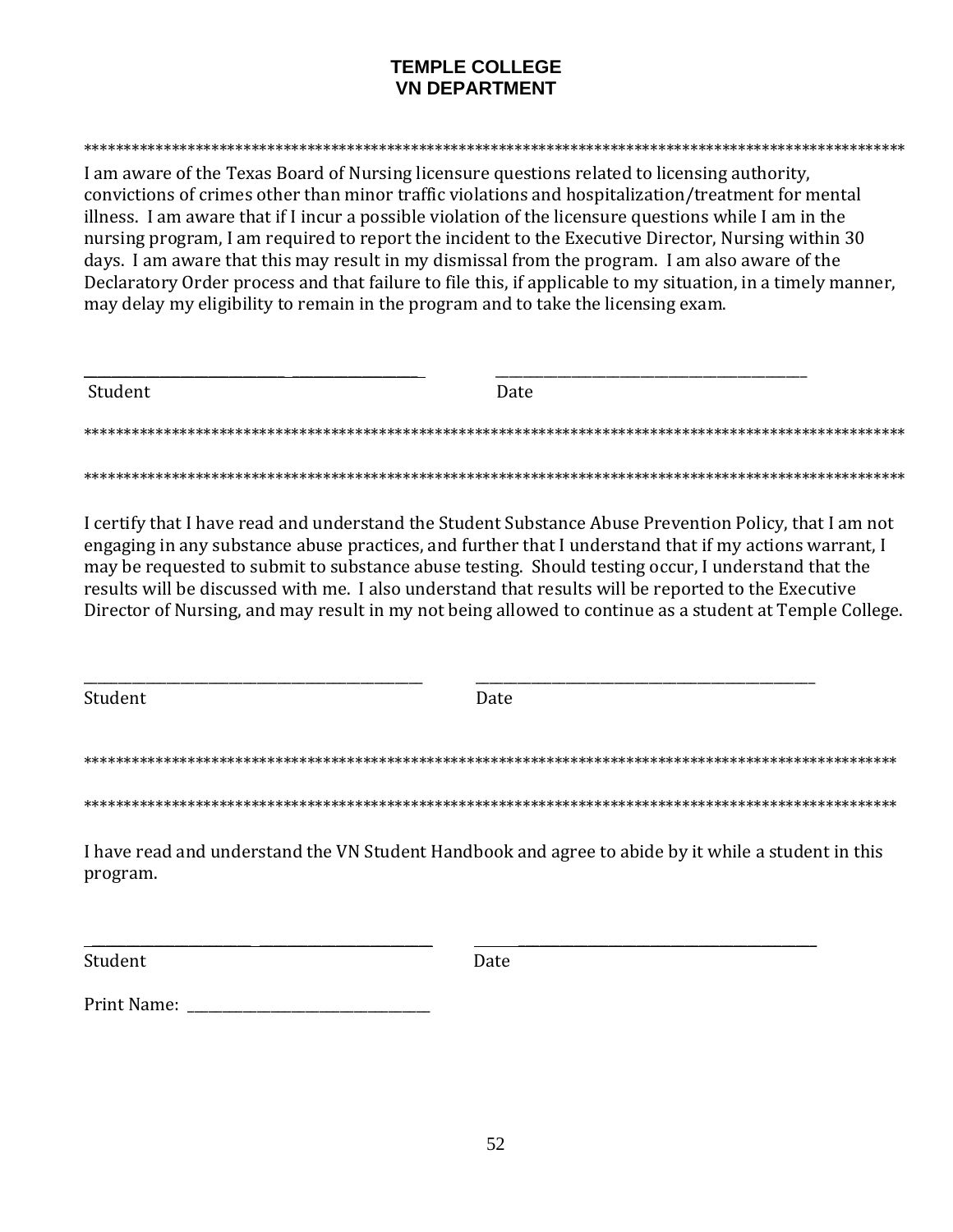# TEMPLE COLLEGE
# VN DEPARTMENT

*****************************************************************************************************

I am aware of the Texas Board of Nursing licensure questions related to licensing authority, convictions of crimes other than minor traffic violations and hospitalization/treatment for mental illness. I am aware that if I incur a possible violation of the licensure questions while I am in the nursing program, I am required to report the incident to the Executive Director, Nursing within 30 days. I am aware that this may result in my dismissal from the program. I am also aware of the Declaratory Order process and that failure to file this, if applicable to my situation, in a timely manner, may delay my eligibility to remain in the program and to take the licensing exam.

_________________________________________ _________________________________________

Student Date

*****************************************************************************************************

*****************************************************************************************************

I certify that I have read and understand the Student Substance Abuse Prevention Policy, that I am not engaging in any substance abuse practices, and further that I understand that if my actions warrant, I may be requested to submit to substance abuse testing. Should testing occur, I understand that the results will be discussed with me. I also understand that results will be reported to the Executive Director of Nursing, and may result in my not being allowed to continue as a student at Temple College.

_________________________________________ _________________________________________

Student Date

*****************************************************************************************************

*****************************************************************************************************

I have read and understand the VN Student Handbook and agree to abide by it while a student in this program.

_________________________________________ _________________________________________

Student Date

Print Name: ________________________________